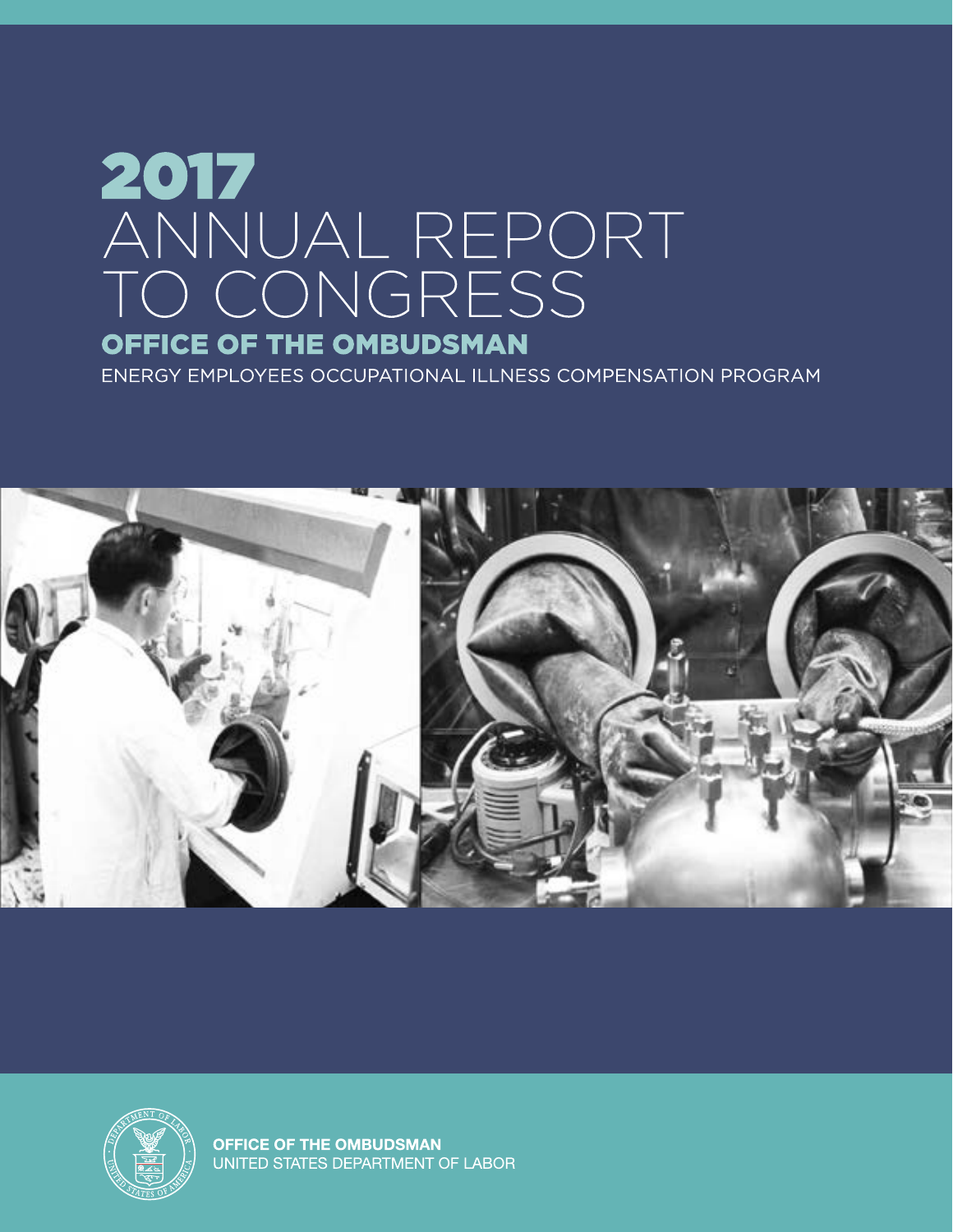# 2017 ANNUAL REPORT TO CONGRESS

## OFFICE OF THE OMBUDSMAN

ENERGY EMPLOYEES OCCUPATIONAL ILLNESS COMPENSATION PROGRAM

**OFFICE OF THE OMBUDSMAN**
UNITED STATES DEPARTMENT OF LABOR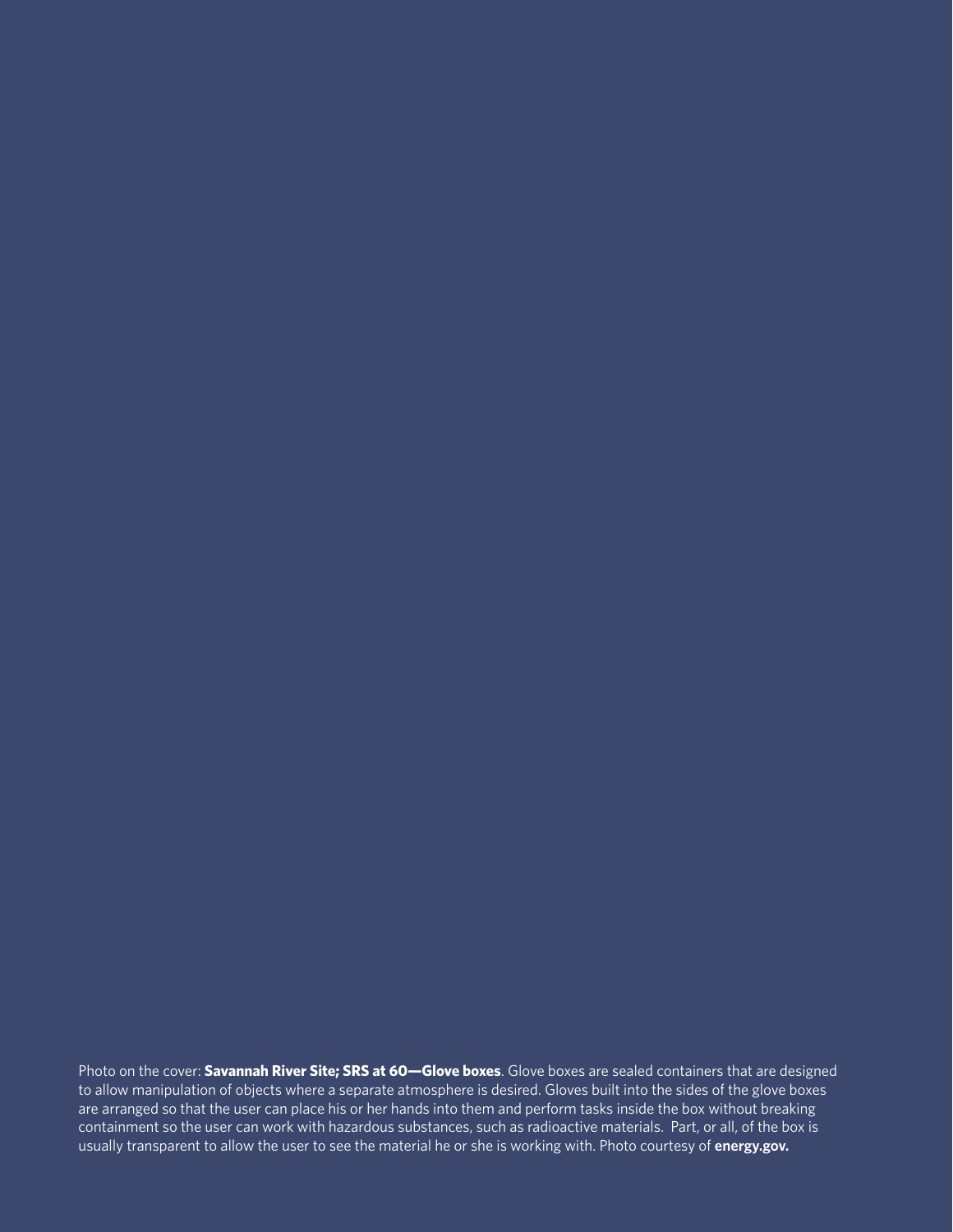Photo on the cover: **Savannah River Site; SRS at 60—Glove boxes**. Glove boxes are sealed containers that are designed to allow manipulation of objects where a separate atmosphere is desired. Gloves built into the sides of the glove boxes are arranged so that the user can place his or her hands into them and perform tasks inside the box without breaking containment so the user can work with hazardous substances, such as radioactive materials. Part, or all, of the box is usually transparent to allow the user to see the material he or she is working with. Photo courtesy of **energy.gov.**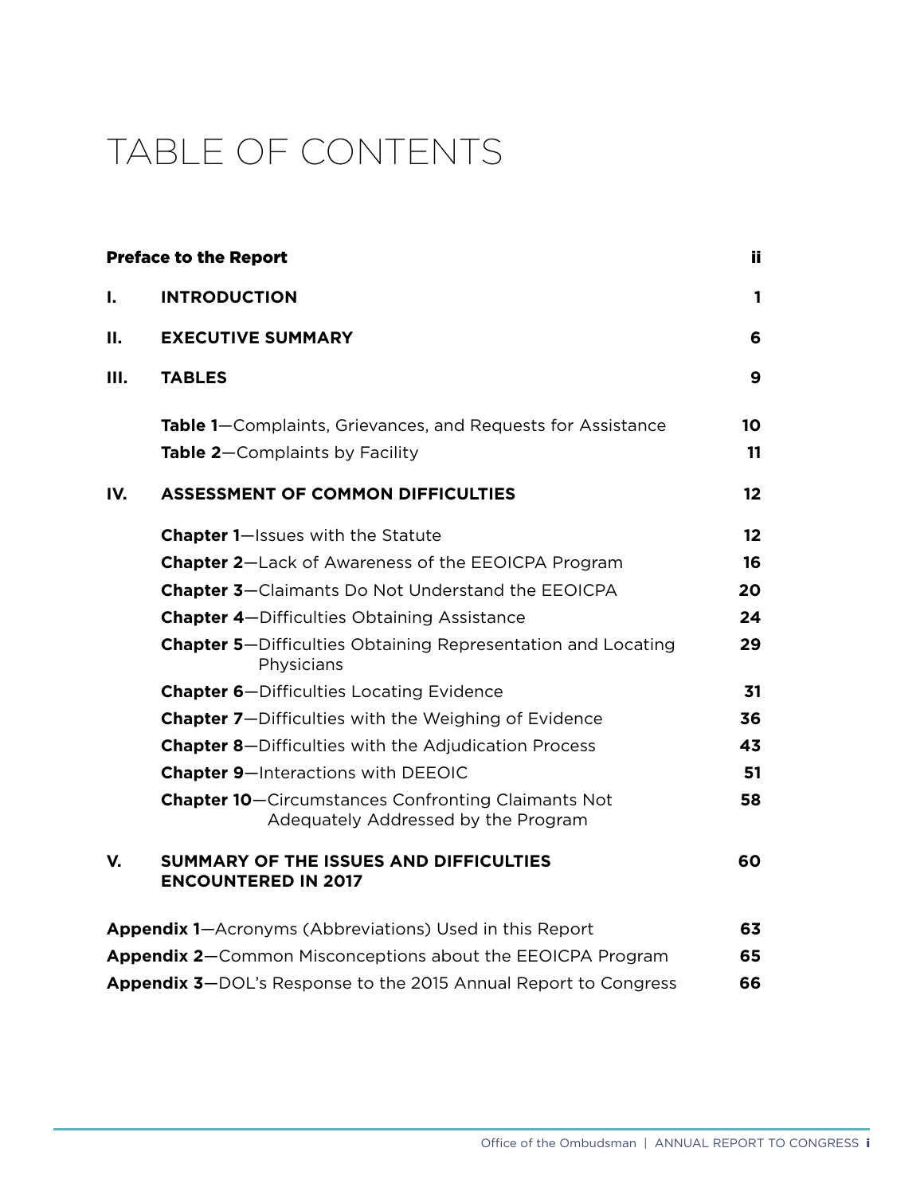# TABLE OF CONTENTS

| | | |
|---|---|---|
| **Preface to the Report** | | **ii** |
| **I.** | **INTRODUCTION** | **1** |
| **II.** | **EXECUTIVE SUMMARY** | **6** |
| **III.** | **TABLES** | **9** |
| | **Table 1**—Complaints, Grievances, and Requests for Assistance | **10** |
| | **Table 2**—Complaints by Facility | **11** |
| **IV.** | **ASSESSMENT OF COMMON DIFFICULTIES** | **12** |
| | **Chapter 1**—Issues with the Statute | **12** |
| | **Chapter 2**—Lack of Awareness of the EEOICPA Program | **16** |
| | **Chapter 3**—Claimants Do Not Understand the EEOICPA | **20** |
| | **Chapter 4**—Difficulties Obtaining Assistance | **24** |
| | **Chapter 5**—Difficulties Obtaining Representation and Locating Physicians | **29** |
| | **Chapter 6**—Difficulties Locating Evidence | **31** |
| | **Chapter 7**—Difficulties with the Weighing of Evidence | **36** |
| | **Chapter 8**—Difficulties with the Adjudication Process | **43** |
| | **Chapter 9**—Interactions with DEEOIC | **51** |
| | **Chapter 10**—Circumstances Confronting Claimants Not Adequately Addressed by the Program | **58** |
| **V.** | **SUMMARY OF THE ISSUES AND DIFFICULTIES ENCOUNTERED IN 2017** | **60** |
| **Appendix 1**—Acronyms (Abbreviations) Used in this Report | | **63** |
| **Appendix 2**—Common Misconceptions about the EEOICPA Program | | **65** |
| **Appendix 3**—DOL's Response to the 2015 Annual Report to Congress | | **66** |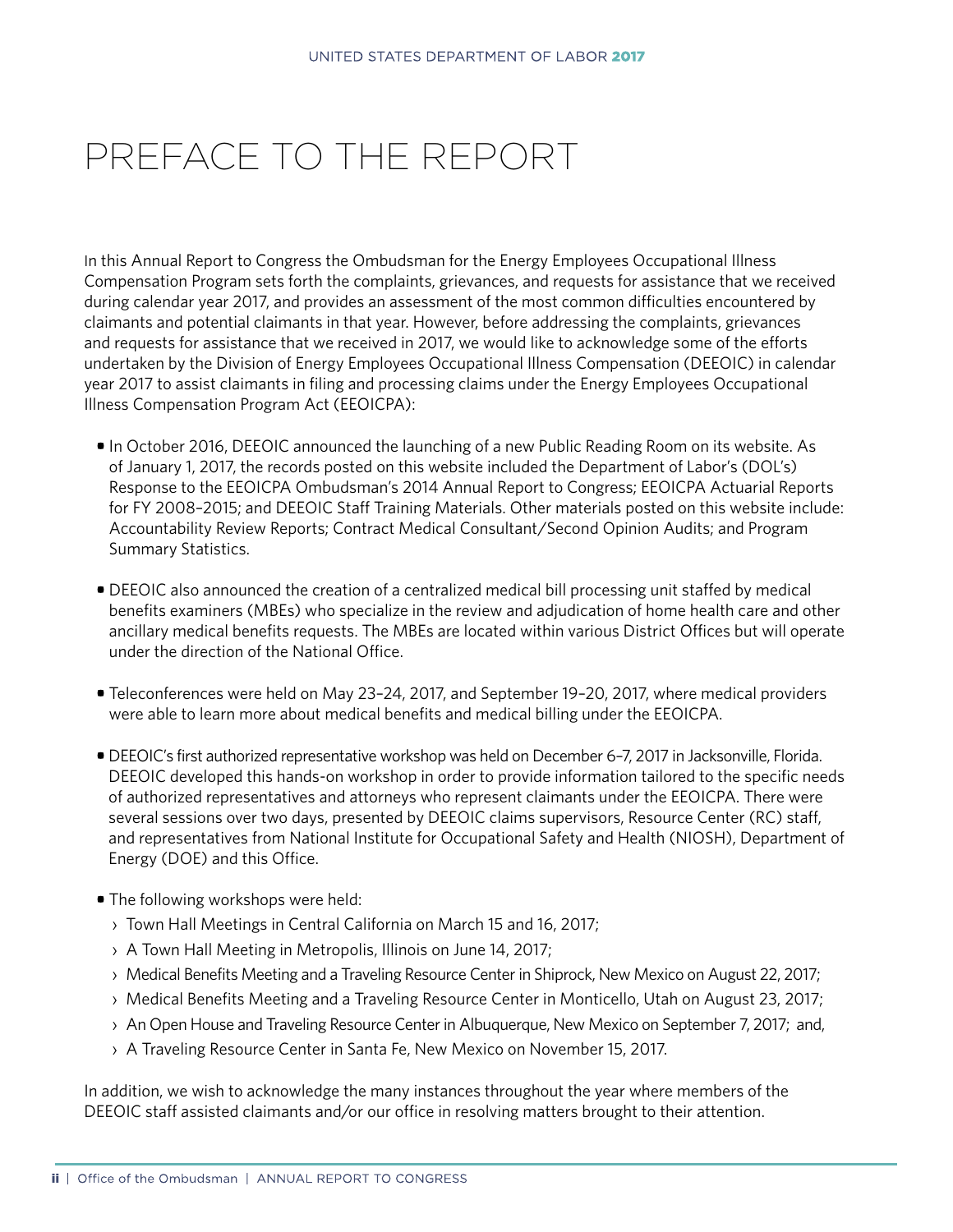# PREFACE TO THE REPORT

In this Annual Report to Congress the Ombudsman for the Energy Employees Occupational Illness Compensation Program sets forth the complaints, grievances, and requests for assistance that we received during calendar year 2017, and provides an assessment of the most common difficulties encountered by claimants and potential claimants in that year. However, before addressing the complaints, grievances and requests for assistance that we received in 2017, we would like to acknowledge some of the efforts undertaken by the Division of Energy Employees Occupational Illness Compensation (DEEOIC) in calendar year 2017 to assist claimants in filing and processing claims under the Energy Employees Occupational Illness Compensation Program Act (EEOICPA):

- In October 2016, DEEOIC announced the launching of a new Public Reading Room on its website. As of January 1, 2017, the records posted on this website included the Department of Labor's (DOL's) Response to the EEOICPA Ombudsman's 2014 Annual Report to Congress; EEOICPA Actuarial Reports for FY 2008–2015; and DEEOIC Staff Training Materials. Other materials posted on this website include: Accountability Review Reports; Contract Medical Consultant/Second Opinion Audits; and Program Summary Statistics.

- DEEOIC also announced the creation of a centralized medical bill processing unit staffed by medical benefits examiners (MBEs) who specialize in the review and adjudication of home health care and other ancillary medical benefits requests. The MBEs are located within various District Offices but will operate under the direction of the National Office.

- Teleconferences were held on May 23–24, 2017, and September 19–20, 2017, where medical providers were able to learn more about medical benefits and medical billing under the EEOICPA.

- DEEOIC's first authorized representative workshop was held on December 6–7, 2017 in Jacksonville, Florida. DEEOIC developed this hands-on workshop in order to provide information tailored to the specific needs of authorized representatives and attorneys who represent claimants under the EEOICPA. There were several sessions over two days, presented by DEEOIC claims supervisors, Resource Center (RC) staff, and representatives from National Institute for Occupational Safety and Health (NIOSH), Department of Energy (DOE) and this Office.

- The following workshops were held:
  - Town Hall Meetings in Central California on March 15 and 16, 2017;
  - A Town Hall Meeting in Metropolis, Illinois on June 14, 2017;
  - Medical Benefits Meeting and a Traveling Resource Center in Shiprock, New Mexico on August 22, 2017;
  - Medical Benefits Meeting and a Traveling Resource Center in Monticello, Utah on August 23, 2017;
  - An Open House and Traveling Resource Center in Albuquerque, New Mexico on September 7, 2017; and,
  - A Traveling Resource Center in Santa Fe, New Mexico on November 15, 2017.

In addition, we wish to acknowledge the many instances throughout the year where members of the DEEOIC staff assisted claimants and/or our office in resolving matters brought to their attention.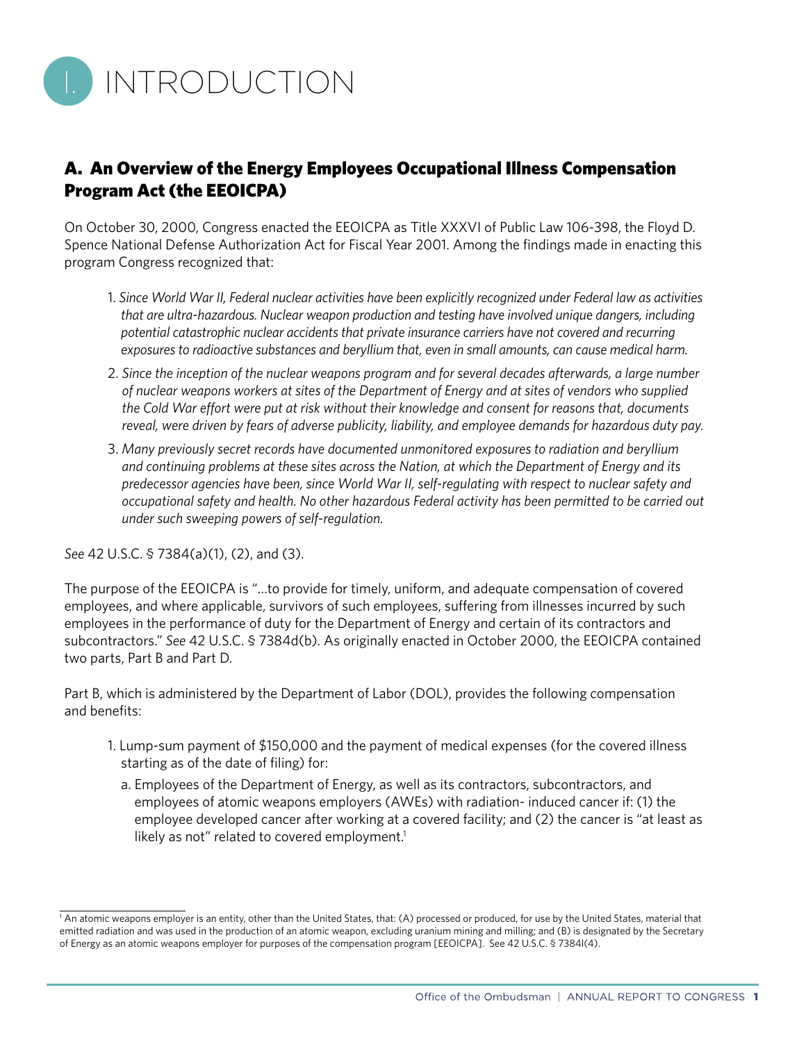# I. INTRODUCTION

## A. An Overview of the Energy Employees Occupational Illness Compensation Program Act (the EEOICPA)

On October 30, 2000, Congress enacted the EEOICPA as Title XXXVI of Public Law 106-398, the Floyd D. Spence National Defense Authorization Act for Fiscal Year 2001. Among the findings made in enacting this program Congress recognized that:

1. *Since World War II, Federal nuclear activities have been explicitly recognized under Federal law as activities that are ultra-hazardous. Nuclear weapon production and testing have involved unique dangers, including potential catastrophic nuclear accidents that private insurance carriers have not covered and recurring exposures to radioactive substances and beryllium that, even in small amounts, can cause medical harm.*
2. *Since the inception of the nuclear weapons program and for several decades afterwards, a large number of nuclear weapons workers at sites of the Department of Energy and at sites of vendors who supplied the Cold War effort were put at risk without their knowledge and consent for reasons that, documents reveal, were driven by fears of adverse publicity, liability, and employee demands for hazardous duty pay.*
3. *Many previously secret records have documented unmonitored exposures to radiation and beryllium and continuing problems at these sites across the Nation, at which the Department of Energy and its predecessor agencies have been, since World War II, self-regulating with respect to nuclear safety and occupational safety and health. No other hazardous Federal activity has been permitted to be carried out under such sweeping powers of self-regulation.*

*See* 42 U.S.C. § 7384(a)(1), (2), and (3).

The purpose of the EEOICPA is "…to provide for timely, uniform, and adequate compensation of covered employees, and where applicable, survivors of such employees, suffering from illnesses incurred by such employees in the performance of duty for the Department of Energy and certain of its contractors and subcontractors." *See* 42 U.S.C. § 7384d(b). As originally enacted in October 2000, the EEOICPA contained two parts, Part B and Part D.

Part B, which is administered by the Department of Labor (DOL), provides the following compensation and benefits:

1. Lump-sum payment of $150,000 and the payment of medical expenses (for the covered illness starting as of the date of filing) for:
   a. Employees of the Department of Energy, as well as its contractors, subcontractors, and employees of atomic weapons employers (AWEs) with radiation- induced cancer if: (1) the employee developed cancer after working at a covered facility; and (2) the cancer is "at least as likely as not" related to covered employment.[1]

[1] An atomic weapons employer is an entity, other than the United States, that: (A) processed or produced, for use by the United States, material that emitted radiation and was used in the production of an atomic weapon, excluding uranium mining and milling; and (B) is designated by the Secretary of Energy as an atomic weapons employer for purposes of the compensation program [EEOICPA]. See 42 U.S.C. § 7384l(4).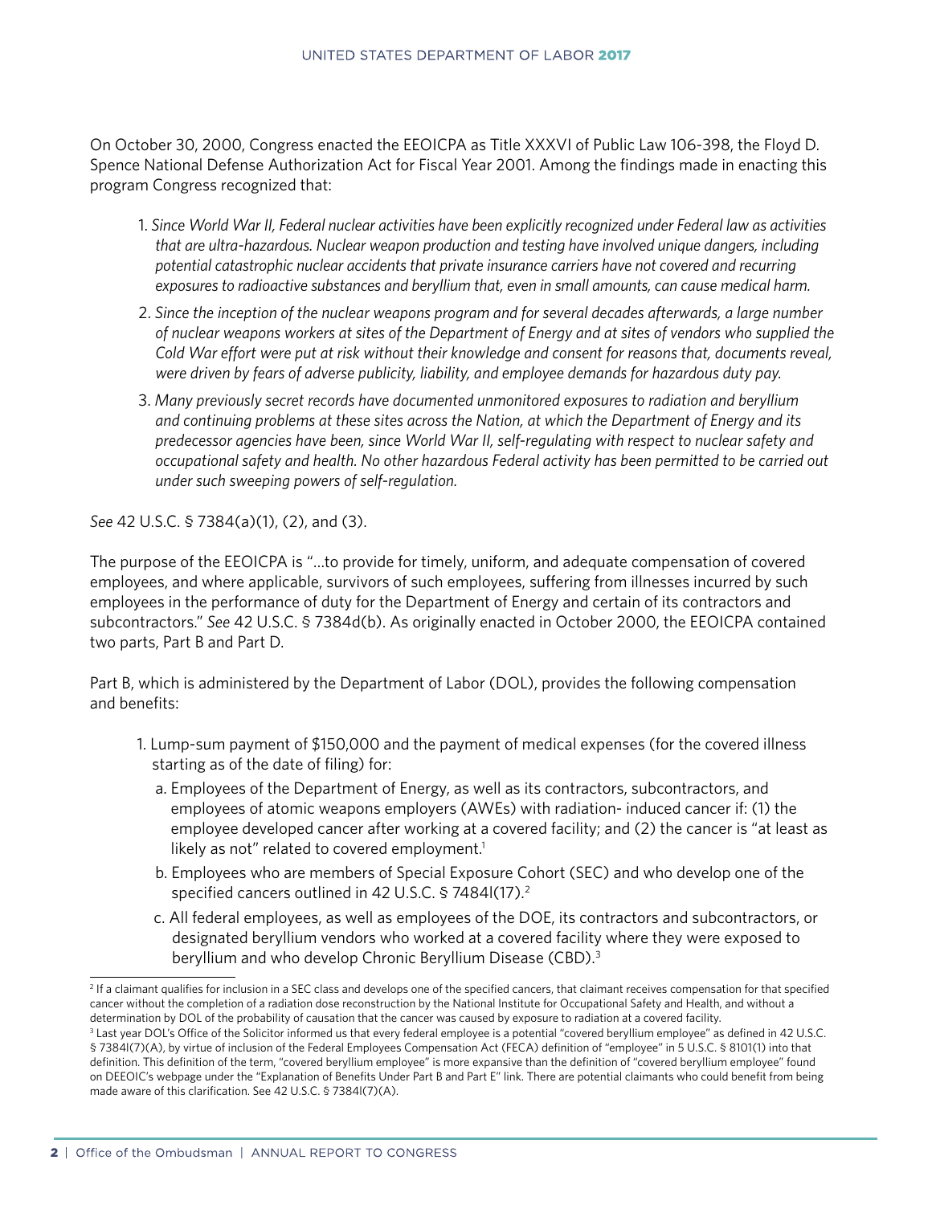On October 30, 2000, Congress enacted the EEOICPA as Title XXXVI of Public Law 106-398, the Floyd D. Spence National Defense Authorization Act for Fiscal Year 2001. Among the findings made in enacting this program Congress recognized that:

1. *Since World War II, Federal nuclear activities have been explicitly recognized under Federal law as activities that are ultra-hazardous. Nuclear weapon production and testing have involved unique dangers, including potential catastrophic nuclear accidents that private insurance carriers have not covered and recurring exposures to radioactive substances and beryllium that, even in small amounts, can cause medical harm.*
2. *Since the inception of the nuclear weapons program and for several decades afterwards, a large number of nuclear weapons workers at sites of the Department of Energy and at sites of vendors who supplied the Cold War effort were put at risk without their knowledge and consent for reasons that, documents reveal, were driven by fears of adverse publicity, liability, and employee demands for hazardous duty pay.*
3. *Many previously secret records have documented unmonitored exposures to radiation and beryllium and continuing problems at these sites across the Nation, at which the Department of Energy and its predecessor agencies have been, since World War II, self-regulating with respect to nuclear safety and occupational safety and health. No other hazardous Federal activity has been permitted to be carried out under such sweeping powers of self-regulation.*

*See* 42 U.S.C. § 7384(a)(1), (2), and (3).

The purpose of the EEOICPA is "…to provide for timely, uniform, and adequate compensation of covered employees, and where applicable, survivors of such employees, suffering from illnesses incurred by such employees in the performance of duty for the Department of Energy and certain of its contractors and subcontractors." *See* 42 U.S.C. § 7384d(b). As originally enacted in October 2000, the EEOICPA contained two parts, Part B and Part D.

Part B, which is administered by the Department of Labor (DOL), provides the following compensation and benefits:

1. Lump-sum payment of $150,000 and the payment of medical expenses (for the covered illness starting as of the date of filing) for:
   a. Employees of the Department of Energy, as well as its contractors, subcontractors, and employees of atomic weapons employers (AWEs) with radiation- induced cancer if: (1) the employee developed cancer after working at a covered facility; and (2) the cancer is "at least as likely as not" related to covered employment.[1]
   b. Employees who are members of Special Exposure Cohort (SEC) and who develop one of the specified cancers outlined in 42 U.S.C. § 7484l(17).[2]
   c. All federal employees, as well as employees of the DOE, its contractors and subcontractors, or designated beryllium vendors who worked at a covered facility where they were exposed to beryllium and who develop Chronic Beryllium Disease (CBD).[3]

---

[2] If a claimant qualifies for inclusion in a SEC class and develops one of the specified cancers, that claimant receives compensation for that specified cancer without the completion of a radiation dose reconstruction by the National Institute for Occupational Safety and Health, and without a determination by DOL of the probability of causation that the cancer was caused by exposure to radiation at a covered facility.

[3] Last year DOL's Office of the Solicitor informed us that every federal employee is a potential "covered beryllium employee" as defined in 42 U.S.C. § 7384l(7)(A), by virtue of inclusion of the Federal Employees Compensation Act (FECA) definition of "employee" in 5 U.S.C. § 8101(1) into that definition. This definition of the term, "covered beryllium employee" is more expansive than the definition of "covered beryllium employee" found on DEEOIC's webpage under the "Explanation of Benefits Under Part B and Part E" link. There are potential claimants who could benefit from being made aware of this clarification. See 42 U.S.C. § 7384l(7)(A).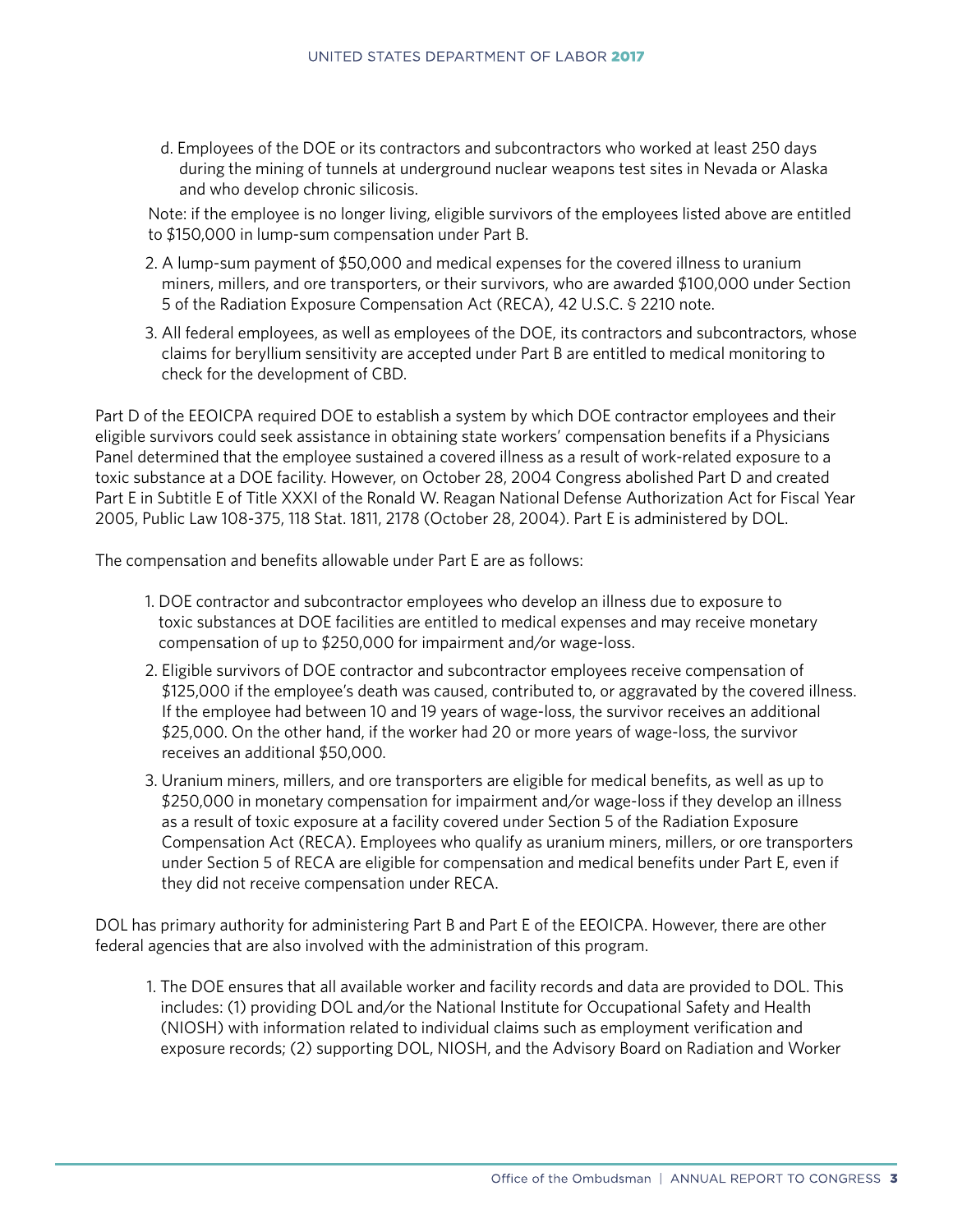d. Employees of the DOE or its contractors and subcontractors who worked at least 250 days during the mining of tunnels at underground nuclear weapons test sites in Nevada or Alaska and who develop chronic silicosis.

Note: if the employee is no longer living, eligible survivors of the employees listed above are entitled to $150,000 in lump-sum compensation under Part B.

2. A lump-sum payment of $50,000 and medical expenses for the covered illness to uranium miners, millers, and ore transporters, or their survivors, who are awarded $100,000 under Section 5 of the Radiation Exposure Compensation Act (RECA), 42 U.S.C. § 2210 note.
3. All federal employees, as well as employees of the DOE, its contractors and subcontractors, whose claims for beryllium sensitivity are accepted under Part B are entitled to medical monitoring to check for the development of CBD.

Part D of the EEOICPA required DOE to establish a system by which DOE contractor employees and their eligible survivors could seek assistance in obtaining state workers' compensation benefits if a Physicians Panel determined that the employee sustained a covered illness as a result of work-related exposure to a toxic substance at a DOE facility. However, on October 28, 2004 Congress abolished Part D and created Part E in Subtitle E of Title XXXI of the Ronald W. Reagan National Defense Authorization Act for Fiscal Year 2005, Public Law 108-375, 118 Stat. 1811, 2178 (October 28, 2004). Part E is administered by DOL.

The compensation and benefits allowable under Part E are as follows:

1. DOE contractor and subcontractor employees who develop an illness due to exposure to toxic substances at DOE facilities are entitled to medical expenses and may receive monetary compensation of up to $250,000 for impairment and/or wage-loss.
2. Eligible survivors of DOE contractor and subcontractor employees receive compensation of $125,000 if the employee's death was caused, contributed to, or aggravated by the covered illness. If the employee had between 10 and 19 years of wage-loss, the survivor receives an additional $25,000. On the other hand, if the worker had 20 or more years of wage-loss, the survivor receives an additional $50,000.
3. Uranium miners, millers, and ore transporters are eligible for medical benefits, as well as up to $250,000 in monetary compensation for impairment and/or wage-loss if they develop an illness as a result of toxic exposure at a facility covered under Section 5 of the Radiation Exposure Compensation Act (RECA). Employees who qualify as uranium miners, millers, or ore transporters under Section 5 of RECA are eligible for compensation and medical benefits under Part E, even if they did not receive compensation under RECA.

DOL has primary authority for administering Part B and Part E of the EEOICPA. However, there are other federal agencies that are also involved with the administration of this program.

1. The DOE ensures that all available worker and facility records and data are provided to DOL. This includes: (1) providing DOL and/or the National Institute for Occupational Safety and Health (NIOSH) with information related to individual claims such as employment verification and exposure records; (2) supporting DOL, NIOSH, and the Advisory Board on Radiation and Worker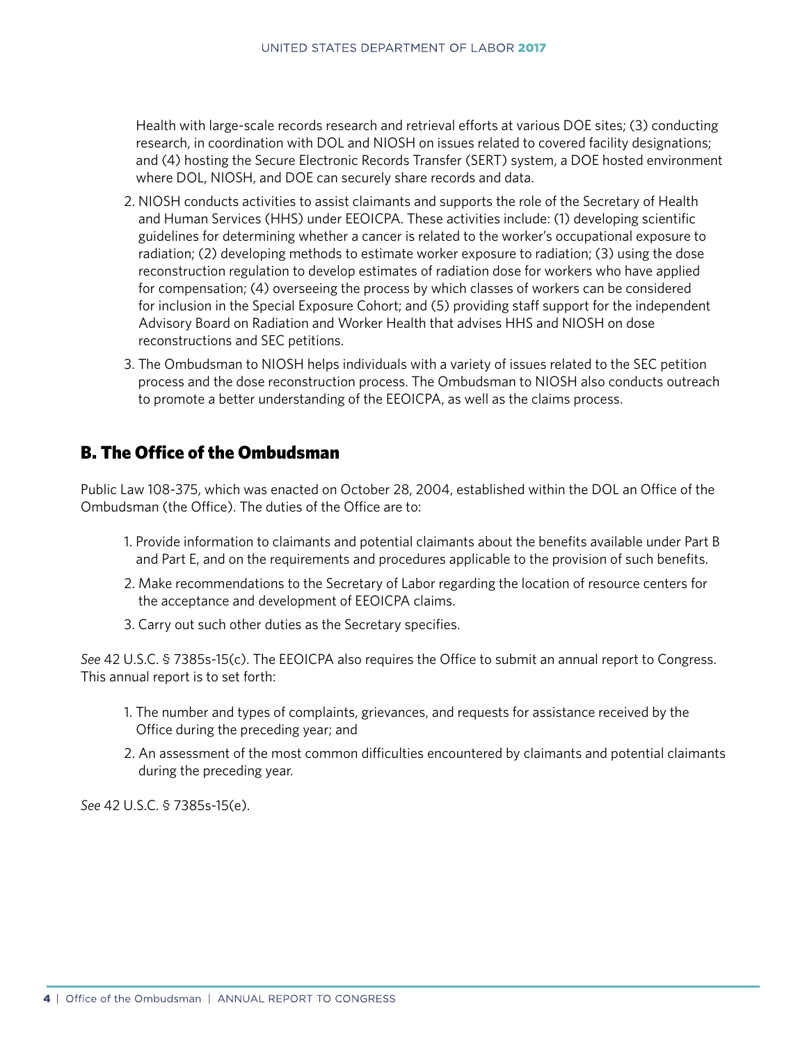Health with large-scale records research and retrieval efforts at various DOE sites; (3) conducting research, in coordination with DOL and NIOSH on issues related to covered facility designations; and (4) hosting the Secure Electronic Records Transfer (SERT) system, a DOE hosted environment where DOL, NIOSH, and DOE can securely share records and data.

2. NIOSH conducts activities to assist claimants and supports the role of the Secretary of Health and Human Services (HHS) under EEOICPA. These activities include: (1) developing scientific guidelines for determining whether a cancer is related to the worker's occupational exposure to radiation; (2) developing methods to estimate worker exposure to radiation; (3) using the dose reconstruction regulation to develop estimates of radiation dose for workers who have applied for compensation; (4) overseeing the process by which classes of workers can be considered for inclusion in the Special Exposure Cohort; and (5) providing staff support for the independent Advisory Board on Radiation and Worker Health that advises HHS and NIOSH on dose reconstructions and SEC petitions.

3. The Ombudsman to NIOSH helps individuals with a variety of issues related to the SEC petition process and the dose reconstruction process. The Ombudsman to NIOSH also conducts outreach to promote a better understanding of the EEOICPA, as well as the claims process.

## B. The Office of the Ombudsman

Public Law 108-375, which was enacted on October 28, 2004, established within the DOL an Office of the Ombudsman (the Office). The duties of the Office are to:

1. Provide information to claimants and potential claimants about the benefits available under Part B and Part E, and on the requirements and procedures applicable to the provision of such benefits.
2. Make recommendations to the Secretary of Labor regarding the location of resource centers for the acceptance and development of EEOICPA claims.
3. Carry out such other duties as the Secretary specifies.

*See* 42 U.S.C. § 7385s-15(c). The EEOICPA also requires the Office to submit an annual report to Congress. This annual report is to set forth:

1. The number and types of complaints, grievances, and requests for assistance received by the Office during the preceding year; and
2. An assessment of the most common difficulties encountered by claimants and potential claimants during the preceding year.

*See* 42 U.S.C. § 7385s-15(e).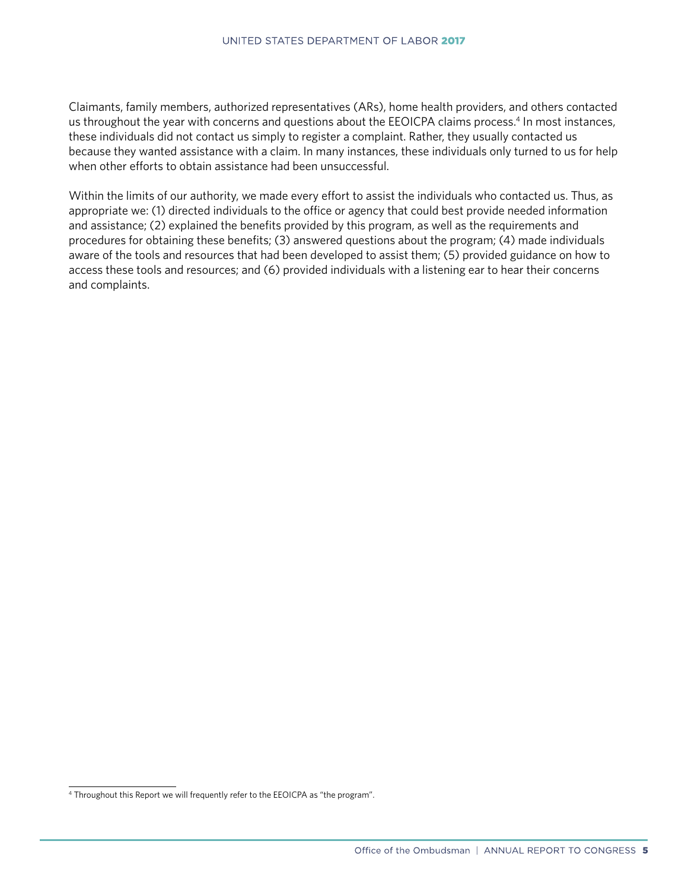Claimants, family members, authorized representatives (ARs), home health providers, and others contacted us throughout the year with concerns and questions about the EEOICPA claims process.[4] In most instances, these individuals did not contact us simply to register a complaint. Rather, they usually contacted us because they wanted assistance with a claim. In many instances, these individuals only turned to us for help when other efforts to obtain assistance had been unsuccessful.

Within the limits of our authority, we made every effort to assist the individuals who contacted us. Thus, as appropriate we: (1) directed individuals to the office or agency that could best provide needed information and assistance; (2) explained the benefits provided by this program, as well as the requirements and procedures for obtaining these benefits; (3) answered questions about the program; (4) made individuals aware of the tools and resources that had been developed to assist them; (5) provided guidance on how to access these tools and resources; and (6) provided individuals with a listening ear to hear their concerns and complaints.

[4] Throughout this Report we will frequently refer to the EEOICPA as "the program".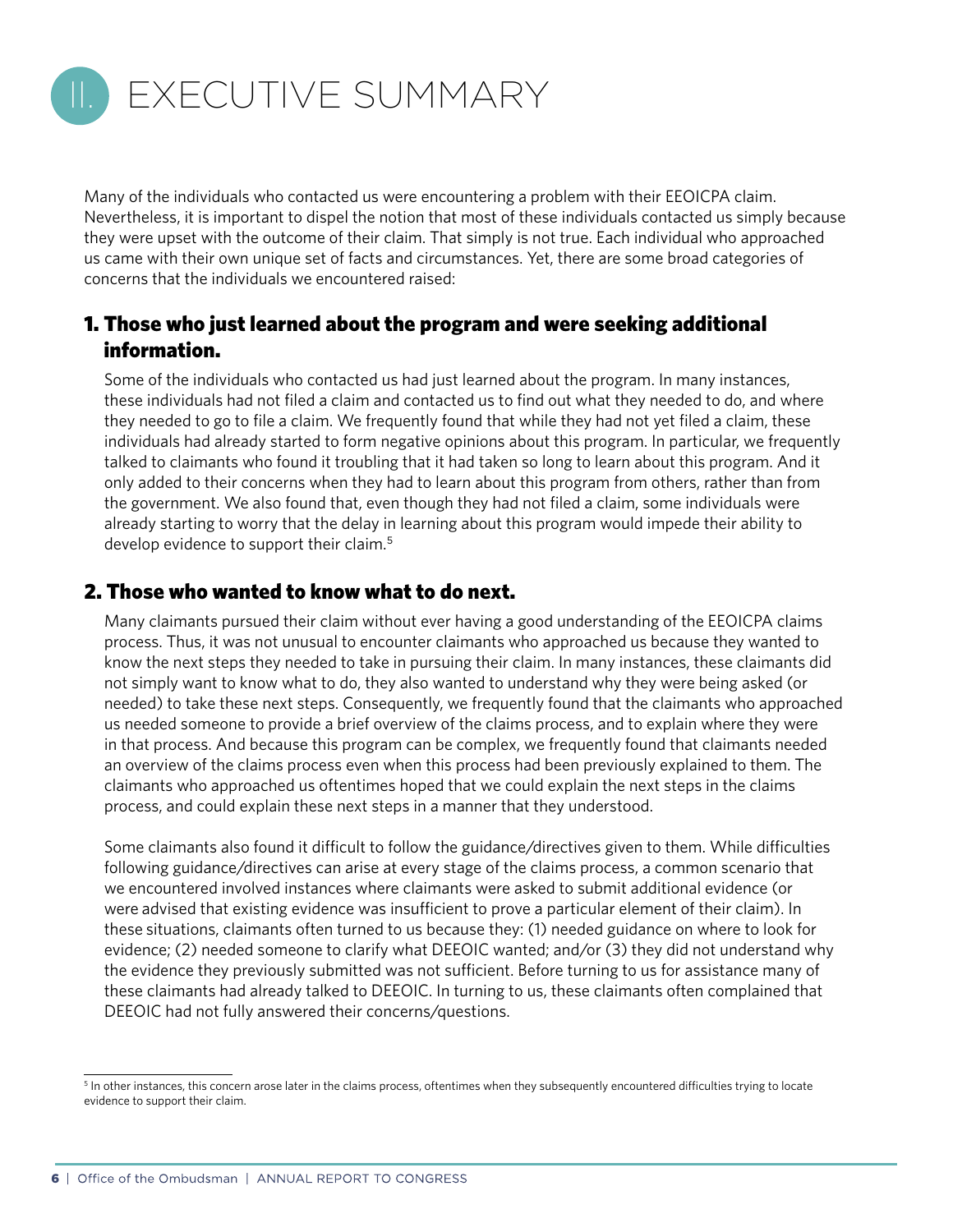# II. EXECUTIVE SUMMARY

Many of the individuals who contacted us were encountering a problem with their EEOICPA claim. Nevertheless, it is important to dispel the notion that most of these individuals contacted us simply because they were upset with the outcome of their claim. That simply is not true. Each individual who approached us came with their own unique set of facts and circumstances. Yet, there are some broad categories of concerns that the individuals we encountered raised:

## 1. Those who just learned about the program and were seeking additional information.

Some of the individuals who contacted us had just learned about the program. In many instances, these individuals had not filed a claim and contacted us to find out what they needed to do, and where they needed to go to file a claim. We frequently found that while they had not yet filed a claim, these individuals had already started to form negative opinions about this program. In particular, we frequently talked to claimants who found it troubling that it had taken so long to learn about this program. And it only added to their concerns when they had to learn about this program from others, rather than from the government. We also found that, even though they had not filed a claim, some individuals were already starting to worry that the delay in learning about this program would impede their ability to develop evidence to support their claim.[5]

## 2. Those who wanted to know what to do next.

Many claimants pursued their claim without ever having a good understanding of the EEOICPA claims process. Thus, it was not unusual to encounter claimants who approached us because they wanted to know the next steps they needed to take in pursuing their claim. In many instances, these claimants did not simply want to know what to do, they also wanted to understand why they were being asked (or needed) to take these next steps. Consequently, we frequently found that the claimants who approached us needed someone to provide a brief overview of the claims process, and to explain where they were in that process. And because this program can be complex, we frequently found that claimants needed an overview of the claims process even when this process had been previously explained to them. The claimants who approached us oftentimes hoped that we could explain the next steps in the claims process, and could explain these next steps in a manner that they understood.

Some claimants also found it difficult to follow the guidance/directives given to them. While difficulties following guidance/directives can arise at every stage of the claims process, a common scenario that we encountered involved instances where claimants were asked to submit additional evidence (or were advised that existing evidence was insufficient to prove a particular element of their claim). In these situations, claimants often turned to us because they: (1) needed guidance on where to look for evidence; (2) needed someone to clarify what DEEOIC wanted; and/or (3) they did not understand why the evidence they previously submitted was not sufficient. Before turning to us for assistance many of these claimants had already talked to DEEOIC. In turning to us, these claimants often complained that DEEOIC had not fully answered their concerns/questions.

---

[5] In other instances, this concern arose later in the claims process, oftentimes when they subsequently encountered difficulties trying to locate evidence to support their claim.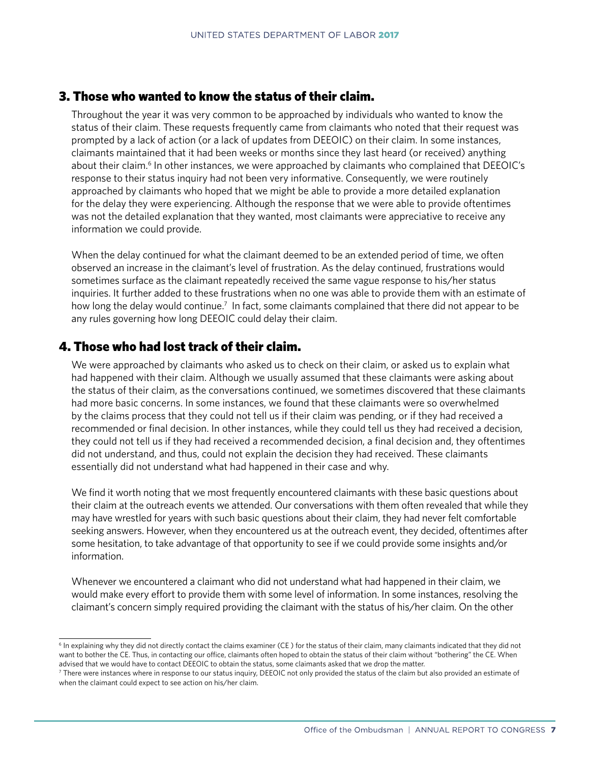## 3. Those who wanted to know the status of their claim.

Throughout the year it was very common to be approached by individuals who wanted to know the status of their claim. These requests frequently came from claimants who noted that their request was prompted by a lack of action (or a lack of updates from DEEOIC) on their claim. In some instances, claimants maintained that it had been weeks or months since they last heard (or received) anything about their claim.[6] In other instances, we were approached by claimants who complained that DEEOIC's response to their status inquiry had not been very informative. Consequently, we were routinely approached by claimants who hoped that we might be able to provide a more detailed explanation for the delay they were experiencing. Although the response that we were able to provide oftentimes was not the detailed explanation that they wanted, most claimants were appreciative to receive any information we could provide.

When the delay continued for what the claimant deemed to be an extended period of time, we often observed an increase in the claimant's level of frustration. As the delay continued, frustrations would sometimes surface as the claimant repeatedly received the same vague response to his/her status inquiries. It further added to these frustrations when no one was able to provide them with an estimate of how long the delay would continue.[7] In fact, some claimants complained that there did not appear to be any rules governing how long DEEOIC could delay their claim.

## 4. Those who had lost track of their claim.

We were approached by claimants who asked us to check on their claim, or asked us to explain what had happened with their claim. Although we usually assumed that these claimants were asking about the status of their claim, as the conversations continued, we sometimes discovered that these claimants had more basic concerns. In some instances, we found that these claimants were so overwhelmed by the claims process that they could not tell us if their claim was pending, or if they had received a recommended or final decision. In other instances, while they could tell us they had received a decision, they could not tell us if they had received a recommended decision, a final decision and, they oftentimes did not understand, and thus, could not explain the decision they had received. These claimants essentially did not understand what had happened in their case and why.

We find it worth noting that we most frequently encountered claimants with these basic questions about their claim at the outreach events we attended. Our conversations with them often revealed that while they may have wrestled for years with such basic questions about their claim, they had never felt comfortable seeking answers. However, when they encountered us at the outreach event, they decided, oftentimes after some hesitation, to take advantage of that opportunity to see if we could provide some insights and/or information.

Whenever we encountered a claimant who did not understand what had happened in their claim, we would make every effort to provide them with some level of information. In some instances, resolving the claimant's concern simply required providing the claimant with the status of his/her claim. On the other

---

[6] In explaining why they did not directly contact the claims examiner (CE ) for the status of their claim, many claimants indicated that they did not want to bother the CE. Thus, in contacting our office, claimants often hoped to obtain the status of their claim without "bothering" the CE. When advised that we would have to contact DEEOIC to obtain the status, some claimants asked that we drop the matter.

[7] There were instances where in response to our status inquiry, DEEOIC not only provided the status of the claim but also provided an estimate of when the claimant could expect to see action on his/her claim.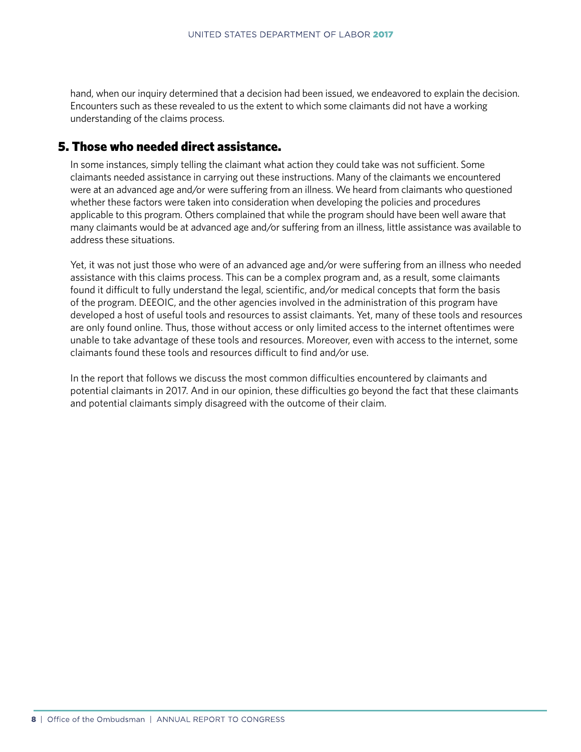hand, when our inquiry determined that a decision had been issued, we endeavored to explain the decision. Encounters such as these revealed to us the extent to which some claimants did not have a working understanding of the claims process.

## 5. Those who needed direct assistance.

In some instances, simply telling the claimant what action they could take was not sufficient. Some claimants needed assistance in carrying out these instructions. Many of the claimants we encountered were at an advanced age and/or were suffering from an illness. We heard from claimants who questioned whether these factors were taken into consideration when developing the policies and procedures applicable to this program. Others complained that while the program should have been well aware that many claimants would be at advanced age and/or suffering from an illness, little assistance was available to address these situations.

Yet, it was not just those who were of an advanced age and/or were suffering from an illness who needed assistance with this claims process. This can be a complex program and, as a result, some claimants found it difficult to fully understand the legal, scientific, and/or medical concepts that form the basis of the program. DEEOIC, and the other agencies involved in the administration of this program have developed a host of useful tools and resources to assist claimants. Yet, many of these tools and resources are only found online. Thus, those without access or only limited access to the internet oftentimes were unable to take advantage of these tools and resources. Moreover, even with access to the internet, some claimants found these tools and resources difficult to find and/or use.

In the report that follows we discuss the most common difficulties encountered by claimants and potential claimants in 2017. And in our opinion, these difficulties go beyond the fact that these claimants and potential claimants simply disagreed with the outcome of their claim.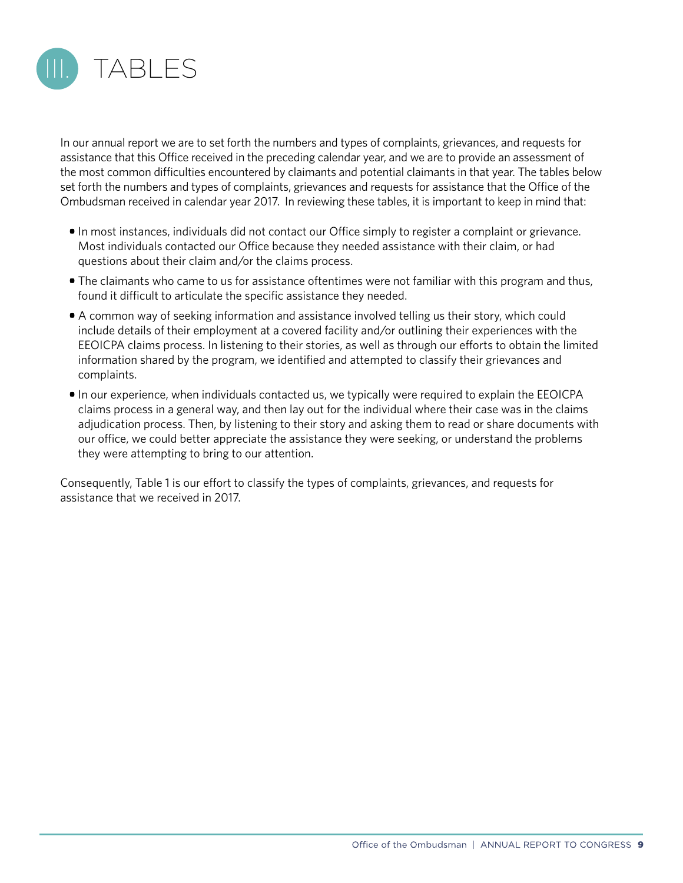# III. TABLES

In our annual report we are to set forth the numbers and types of complaints, grievances, and requests for assistance that this Office received in the preceding calendar year, and we are to provide an assessment of the most common difficulties encountered by claimants and potential claimants in that year. The tables below set forth the numbers and types of complaints, grievances and requests for assistance that the Office of the Ombudsman received in calendar year 2017. In reviewing these tables, it is important to keep in mind that:

- In most instances, individuals did not contact our Office simply to register a complaint or grievance. Most individuals contacted our Office because they needed assistance with their claim, or had questions about their claim and/or the claims process.
- The claimants who came to us for assistance oftentimes were not familiar with this program and thus, found it difficult to articulate the specific assistance they needed.
- A common way of seeking information and assistance involved telling us their story, which could include details of their employment at a covered facility and/or outlining their experiences with the EEOICPA claims process. In listening to their stories, as well as through our efforts to obtain the limited information shared by the program, we identified and attempted to classify their grievances and complaints.
- In our experience, when individuals contacted us, we typically were required to explain the EEOICPA claims process in a general way, and then lay out for the individual where their case was in the claims adjudication process. Then, by listening to their story and asking them to read or share documents with our office, we could better appreciate the assistance they were seeking, or understand the problems they were attempting to bring to our attention.

Consequently, Table 1 is our effort to classify the types of complaints, grievances, and requests for assistance that we received in 2017.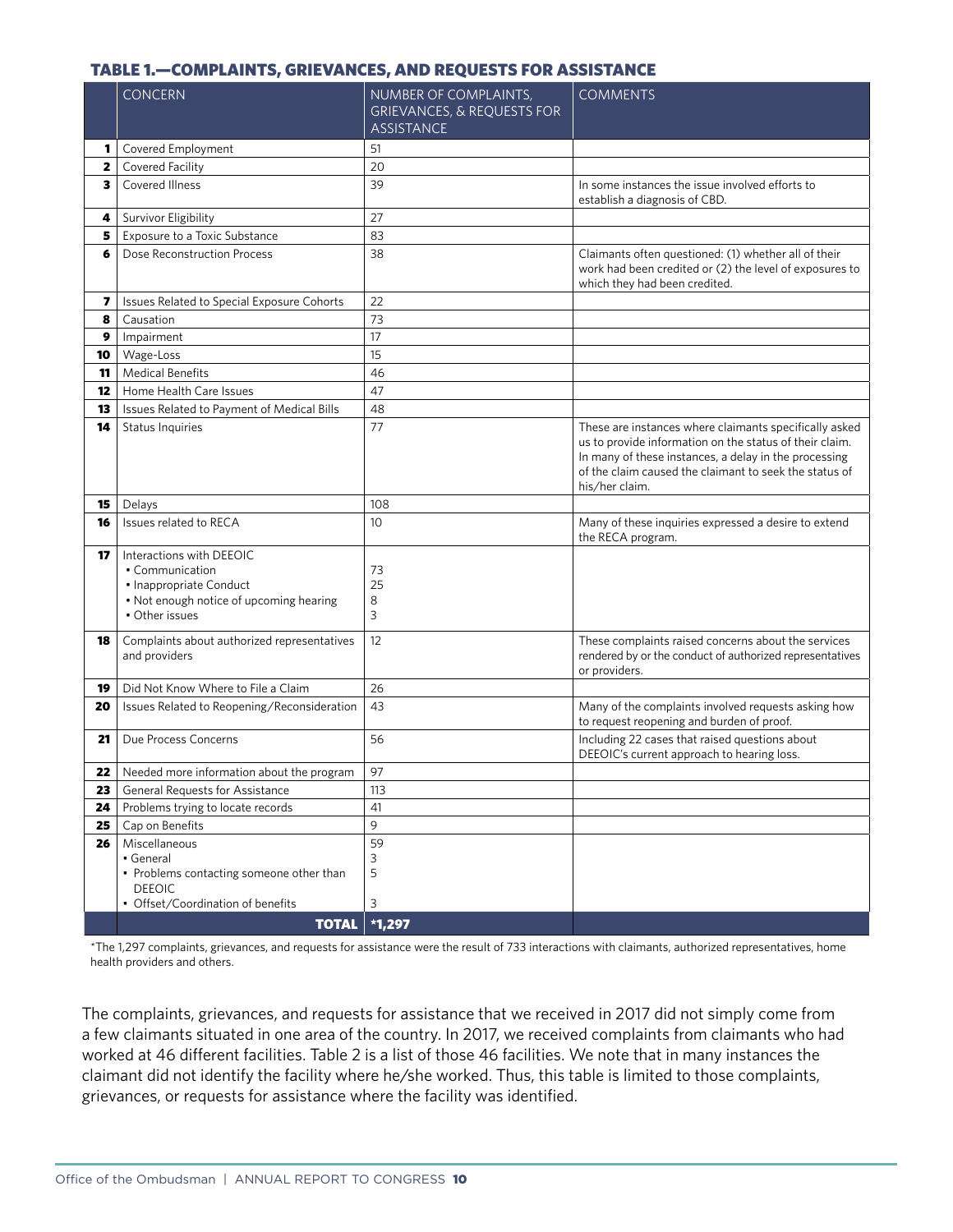### TABLE 1.—COMPLAINTS, GRIEVANCES, AND REQUESTS FOR ASSISTANCE

| | CONCERN | NUMBER OF COMPLAINTS, GRIEVANCES, & REQUESTS FOR ASSISTANCE | COMMENTS |
|---|---|---|---|
| **1** | Covered Employment | 51 | |
| **2** | Covered Facility | 20 | |
| **3** | Covered Illness | 39 | In some instances the issue involved efforts to establish a diagnosis of CBD. |
| **4** | Survivor Eligibility | 27 | |
| **5** | Exposure to a Toxic Substance | 83 | |
| **6** | Dose Reconstruction Process | 38 | Claimants often questioned: (1) whether all of their work had been credited or (2) the level of exposures to which they had been credited. |
| **7** | Issues Related to Special Exposure Cohorts | 22 | |
| **8** | Causation | 73 | |
| **9** | Impairment | 17 | |
| **10** | Wage-Loss | 15 | |
| **11** | Medical Benefits | 46 | |
| **12** | Home Health Care Issues | 47 | |
| **13** | Issues Related to Payment of Medical Bills | 48 | |
| **14** | Status Inquiries | 77 | These are instances where claimants specifically asked us to provide information on the status of their claim. In many of these instances, a delay in the processing of the claim caused the claimant to seek the status of his/her claim. |
| **15** | Delays | 108 | |
| **16** | Issues related to RECA | 10 | Many of these inquiries expressed a desire to extend the RECA program. |
| **17** | Interactions with DEEOIC<br>• Communication<br>• Inappropriate Conduct<br>• Not enough notice of upcoming hearing<br>• Other issues | <br>73<br>25<br>8<br>3 | |
| **18** | Complaints about authorized representatives and providers | 12 | These complaints raised concerns about the services rendered by or the conduct of authorized representatives or providers. |
| **19** | Did Not Know Where to File a Claim | 26 | |
| **20** | Issues Related to Reopening/Reconsideration | 43 | Many of the complaints involved requests asking how to request reopening and burden of proof. |
| **21** | Due Process Concerns | 56 | Including 22 cases that raised questions about DEEOIC's current approach to hearing loss. |
| **22** | Needed more information about the program | 97 | |
| **23** | General Requests for Assistance | 113 | |
| **24** | Problems trying to locate records | 41 | |
| **25** | Cap on Benefits | 9 | |
| **26** | Miscellaneous<br>• General<br>• Problems contacting someone other than DEEOIC<br>• Offset/Coordination of benefits | 59<br>3<br>5<br><br>3 | |
| | **TOTAL** | **\*1,297** | |

*The 1,297 complaints, grievances, and requests for assistance were the result of 733 interactions with claimants, authorized representatives, home health providers and others.

The complaints, grievances, and requests for assistance that we received in 2017 did not simply come from a few claimants situated in one area of the country. In 2017, we received complaints from claimants who had worked at 46 different facilities. Table 2 is a list of those 46 facilities. We note that in many instances the claimant did not identify the facility where he/she worked. Thus, this table is limited to those complaints, grievances, or requests for assistance where the facility was identified.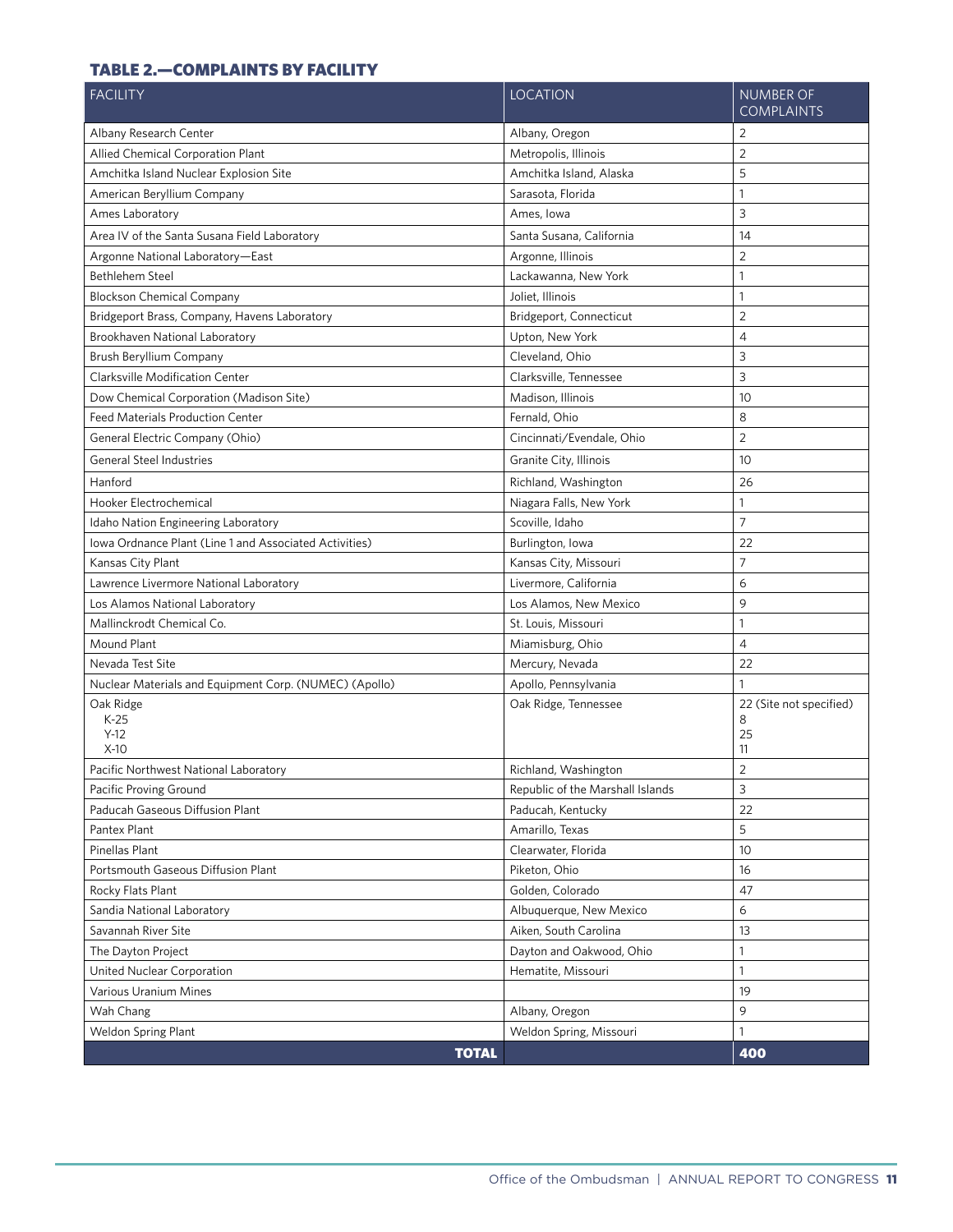### TABLE 2.—COMPLAINTS BY FACILITY

| FACILITY | LOCATION | NUMBER OF COMPLAINTS |
|---|---|---|
| Albany Research Center | Albany, Oregon | 2 |
| Allied Chemical Corporation Plant | Metropolis, Illinois | 2 |
| Amchitka Island Nuclear Explosion Site | Amchitka Island, Alaska | 5 |
| American Beryllium Company | Sarasota, Florida | 1 |
| Ames Laboratory | Ames, Iowa | 3 |
| Area IV of the Santa Susana Field Laboratory | Santa Susana, California | 14 |
| Argonne National Laboratory—East | Argonne, Illinois | 2 |
| Bethlehem Steel | Lackawanna, New York | 1 |
| Blockson Chemical Company | Joliet, Illinois | 1 |
| Bridgeport Brass, Company, Havens Laboratory | Bridgeport, Connecticut | 2 |
| Brookhaven National Laboratory | Upton, New York | 4 |
| Brush Beryllium Company | Cleveland, Ohio | 3 |
| Clarksville Modification Center | Clarksville, Tennessee | 3 |
| Dow Chemical Corporation (Madison Site) | Madison, Illinois | 10 |
| Feed Materials Production Center | Fernald, Ohio | 8 |
| General Electric Company (Ohio) | Cincinnati/Evendale, Ohio | 2 |
| General Steel Industries | Granite City, Illinois | 10 |
| Hanford | Richland, Washington | 26 |
| Hooker Electrochemical | Niagara Falls, New York | 1 |
| Idaho Nation Engineering Laboratory | Scoville, Idaho | 7 |
| Iowa Ordnance Plant (Line 1 and Associated Activities) | Burlington, Iowa | 22 |
| Kansas City Plant | Kansas City, Missouri | 7 |
| Lawrence Livermore National Laboratory | Livermore, California | 6 |
| Los Alamos National Laboratory | Los Alamos, New Mexico | 9 |
| Mallinckrodt Chemical Co. | St. Louis, Missouri | 1 |
| Mound Plant | Miamisburg, Ohio | 4 |
| Nevada Test Site | Mercury, Nevada | 22 |
| Nuclear Materials and Equipment Corp. (NUMEC) (Apollo) | Apollo, Pennsylvania | 1 |
| Oak Ridge<br>K-25<br>Y-12<br>X-10 | Oak Ridge, Tennessee | 22 (Site not specified)<br>8<br>25<br>11 |
| Pacific Northwest National Laboratory | Richland, Washington | 2 |
| Pacific Proving Ground | Republic of the Marshall Islands | 3 |
| Paducah Gaseous Diffusion Plant | Paducah, Kentucky | 22 |
| Pantex Plant | Amarillo, Texas | 5 |
| Pinellas Plant | Clearwater, Florida | 10 |
| Portsmouth Gaseous Diffusion Plant | Piketon, Ohio | 16 |
| Rocky Flats Plant | Golden, Colorado | 47 |
| Sandia National Laboratory | Albuquerque, New Mexico | 6 |
| Savannah River Site | Aiken, South Carolina | 13 |
| The Dayton Project | Dayton and Oakwood, Ohio | 1 |
| United Nuclear Corporation | Hematite, Missouri | 1 |
| Various Uranium Mines | | 19 |
| Wah Chang | Albany, Oregon | 9 |
| Weldon Spring Plant | Weldon Spring, Missouri | 1 |
| **TOTAL** | | **400** |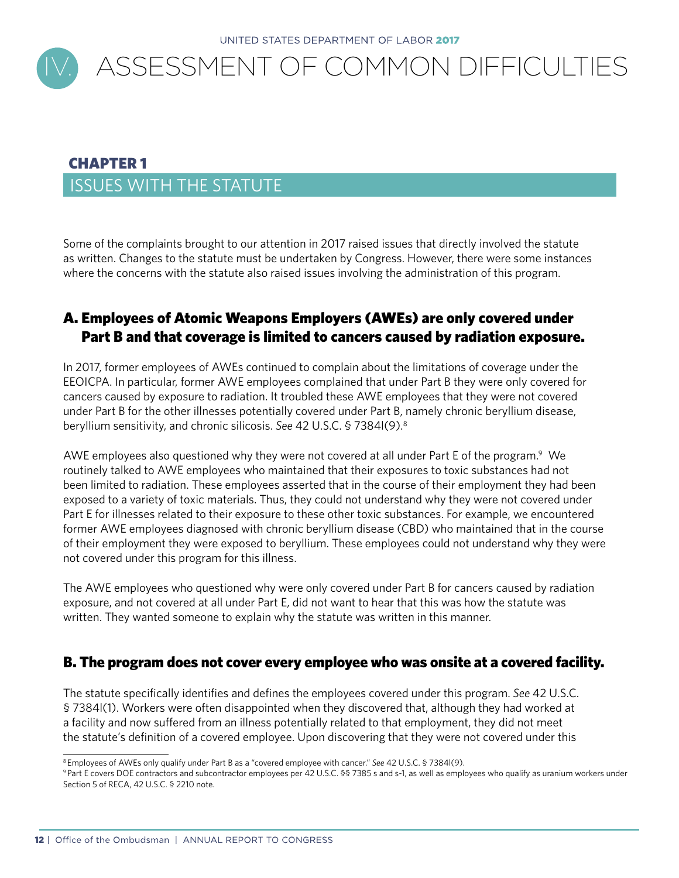# IV. ASSESSMENT OF COMMON DIFFICULTIES

## CHAPTER 1

## ISSUES WITH THE STATUTE

Some of the complaints brought to our attention in 2017 raised issues that directly involved the statute as written. Changes to the statute must be undertaken by Congress. However, there were some instances where the concerns with the statute also raised issues involving the administration of this program.

### A. Employees of Atomic Weapons Employers (AWEs) are only covered under Part B and that coverage is limited to cancers caused by radiation exposure.

In 2017, former employees of AWEs continued to complain about the limitations of coverage under the EEOICPA. In particular, former AWE employees complained that under Part B they were only covered for cancers caused by exposure to radiation. It troubled these AWE employees that they were not covered under Part B for the other illnesses potentially covered under Part B, namely chronic beryllium disease, beryllium sensitivity, and chronic silicosis. *See* 42 U.S.C. § 7384l(9).[8]

AWE employees also questioned why they were not covered at all under Part E of the program.[9] We routinely talked to AWE employees who maintained that their exposures to toxic substances had not been limited to radiation. These employees asserted that in the course of their employment they had been exposed to a variety of toxic materials. Thus, they could not understand why they were not covered under Part E for illnesses related to their exposure to these other toxic substances. For example, we encountered former AWE employees diagnosed with chronic beryllium disease (CBD) who maintained that in the course of their employment they were exposed to beryllium. These employees could not understand why they were not covered under this program for this illness.

The AWE employees who questioned why were only covered under Part B for cancers caused by radiation exposure, and not covered at all under Part E, did not want to hear that this was how the statute was written. They wanted someone to explain why the statute was written in this manner.

### B. The program does not cover every employee who was onsite at a covered facility.

The statute specifically identifies and defines the employees covered under this program. *See* 42 U.S.C. § 7384l(1). Workers were often disappointed when they discovered that, although they had worked at a facility and now suffered from an illness potentially related to that employment, they did not meet the statute's definition of a covered employee. Upon discovering that they were not covered under this

---

[8] Employees of AWEs only qualify under Part B as a "covered employee with cancer." *See* 42 U.S.C. § 7384l(9).

[9] Part E covers DOE contractors and subcontractor employees per 42 U.S.C. §§ 7385 s and s-1, as well as employees who qualify as uranium workers under Section 5 of RECA, 42 U.S.C. § 2210 note.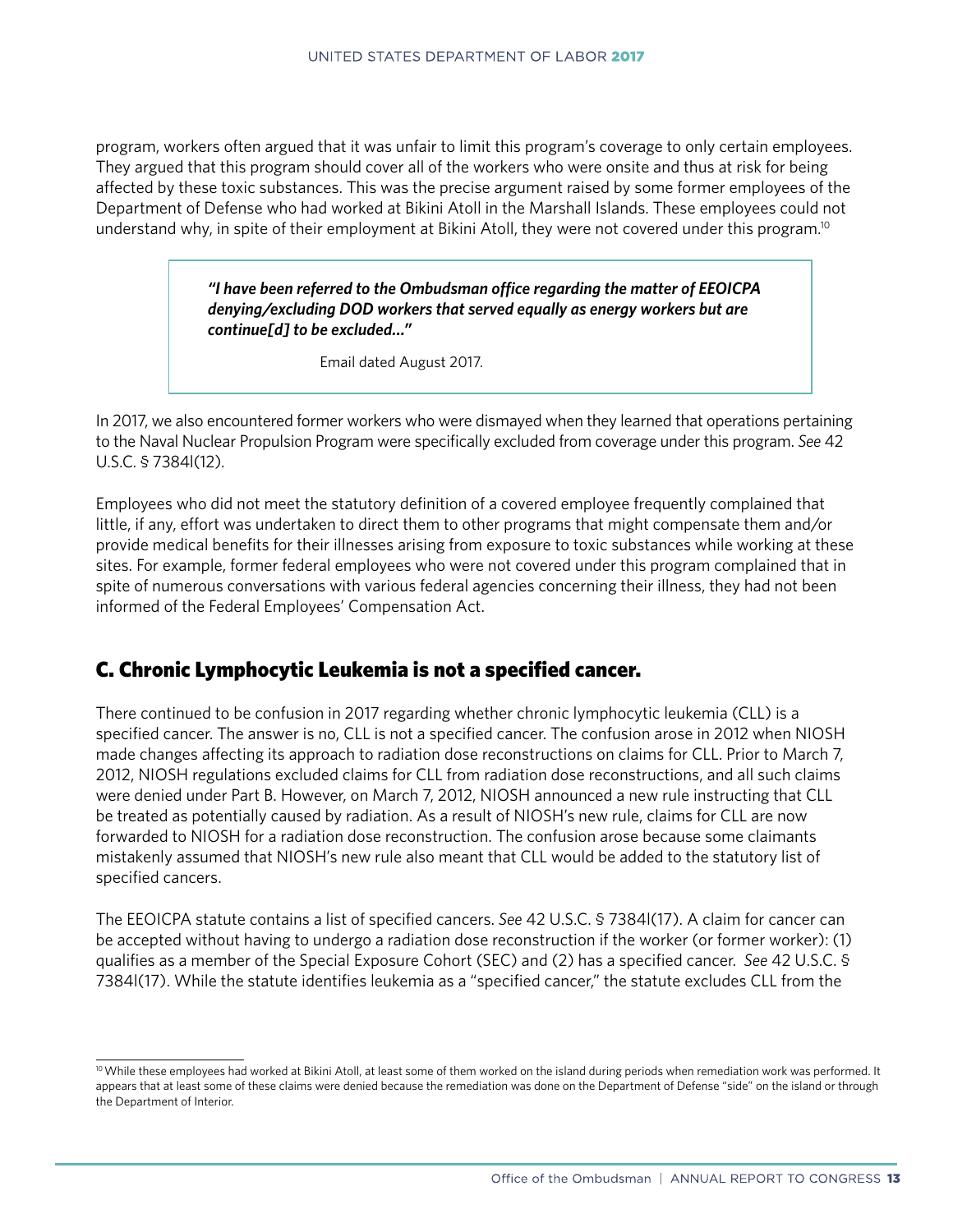program, workers often argued that it was unfair to limit this program's coverage to only certain employees. They argued that this program should cover all of the workers who were onsite and thus at risk for being affected by these toxic substances. This was the precise argument raised by some former employees of the Department of Defense who had worked at Bikini Atoll in the Marshall Islands. These employees could not understand why, in spite of their employment at Bikini Atoll, they were not covered under this program.[10]

> ***"I have been referred to the Ombudsman office regarding the matter of EEOICPA denying/excluding DOD workers that served equally as energy workers but are continue[d] to be excluded…"***
>
> Email dated August 2017.

In 2017, we also encountered former workers who were dismayed when they learned that operations pertaining to the Naval Nuclear Propulsion Program were specifically excluded from coverage under this program. *See* 42 U.S.C. § 7384l(12).

Employees who did not meet the statutory definition of a covered employee frequently complained that little, if any, effort was undertaken to direct them to other programs that might compensate them and/or provide medical benefits for their illnesses arising from exposure to toxic substances while working at these sites. For example, former federal employees who were not covered under this program complained that in spite of numerous conversations with various federal agencies concerning their illness, they had not been informed of the Federal Employees' Compensation Act.

## C. Chronic Lymphocytic Leukemia is not a specified cancer.

There continued to be confusion in 2017 regarding whether chronic lymphocytic leukemia (CLL) is a specified cancer. The answer is no, CLL is not a specified cancer. The confusion arose in 2012 when NIOSH made changes affecting its approach to radiation dose reconstructions on claims for CLL. Prior to March 7, 2012, NIOSH regulations excluded claims for CLL from radiation dose reconstructions, and all such claims were denied under Part B. However, on March 7, 2012, NIOSH announced a new rule instructing that CLL be treated as potentially caused by radiation. As a result of NIOSH's new rule, claims for CLL are now forwarded to NIOSH for a radiation dose reconstruction. The confusion arose because some claimants mistakenly assumed that NIOSH's new rule also meant that CLL would be added to the statutory list of specified cancers.

The EEOICPA statute contains a list of specified cancers. *See* 42 U.S.C. § 7384l(17). A claim for cancer can be accepted without having to undergo a radiation dose reconstruction if the worker (or former worker): (1) qualifies as a member of the Special Exposure Cohort (SEC) and (2) has a specified cancer. *See* 42 U.S.C. § 7384l(17). While the statute identifies leukemia as a "specified cancer," the statute excludes CLL from the

[10] While these employees had worked at Bikini Atoll, at least some of them worked on the island during periods when remediation work was performed. It appears that at least some of these claims were denied because the remediation was done on the Department of Defense "side" on the island or through the Department of Interior.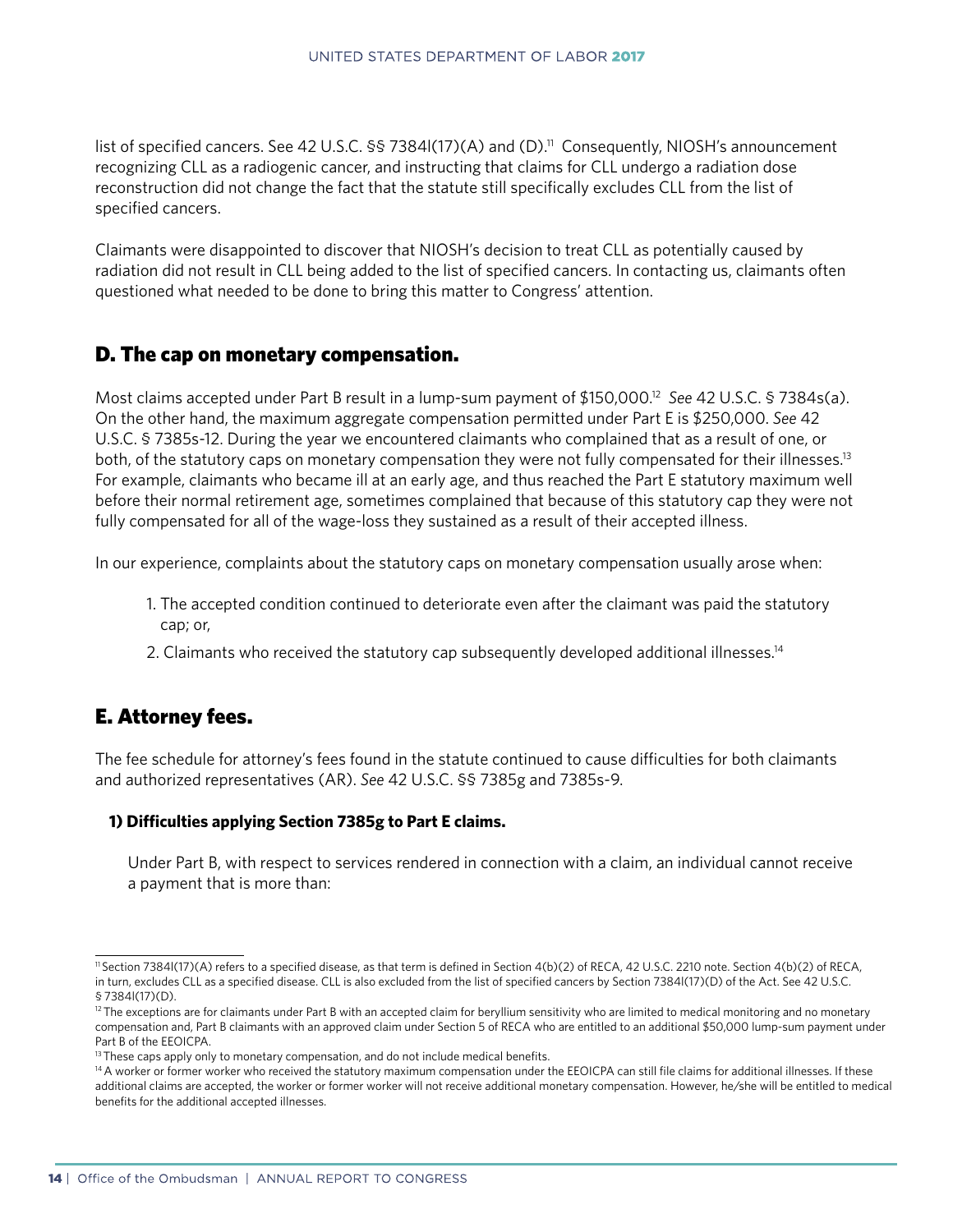list of specified cancers. See 42 U.S.C. §§ 7384l(17)(A) and (D).[11] Consequently, NIOSH's announcement recognizing CLL as a radiogenic cancer, and instructing that claims for CLL undergo a radiation dose reconstruction did not change the fact that the statute still specifically excludes CLL from the list of specified cancers.

Claimants were disappointed to discover that NIOSH's decision to treat CLL as potentially caused by radiation did not result in CLL being added to the list of specified cancers. In contacting us, claimants often questioned what needed to be done to bring this matter to Congress' attention.

## D. The cap on monetary compensation.

Most claims accepted under Part B result in a lump-sum payment of $150,000.[12] *See* 42 U.S.C. § 7384s(a). On the other hand, the maximum aggregate compensation permitted under Part E is $250,000. *See* 42 U.S.C. § 7385s-12. During the year we encountered claimants who complained that as a result of one, or both, of the statutory caps on monetary compensation they were not fully compensated for their illnesses.[13] For example, claimants who became ill at an early age, and thus reached the Part E statutory maximum well before their normal retirement age, sometimes complained that because of this statutory cap they were not fully compensated for all of the wage-loss they sustained as a result of their accepted illness.

In our experience, complaints about the statutory caps on monetary compensation usually arose when:

1. The accepted condition continued to deteriorate even after the claimant was paid the statutory cap; or,
2. Claimants who received the statutory cap subsequently developed additional illnesses.[14]

## E. Attorney fees.

The fee schedule for attorney's fees found in the statute continued to cause difficulties for both claimants and authorized representatives (AR). *See* 42 U.S.C. §§ 7385g and 7385s-9.

### 1) Difficulties applying Section 7385g to Part E claims.

Under Part B, with respect to services rendered in connection with a claim, an individual cannot receive a payment that is more than:

---

[11] Section 7384l(17)(A) refers to a specified disease, as that term is defined in Section 4(b)(2) of RECA, 42 U.S.C. 2210 note. Section 4(b)(2) of RECA, in turn, excludes CLL as a specified disease. CLL is also excluded from the list of specified cancers by Section 7384l(17)(D) of the Act. See 42 U.S.C. § 7384l(17)(D).

[12] The exceptions are for claimants under Part B with an accepted claim for beryllium sensitivity who are limited to medical monitoring and no monetary compensation and, Part B claimants with an approved claim under Section 5 of RECA who are entitled to an additional $50,000 lump-sum payment under Part B of the EEOICPA.

[13] These caps apply only to monetary compensation, and do not include medical benefits.

[14] A worker or former worker who received the statutory maximum compensation under the EEOICPA can still file claims for additional illnesses. If these additional claims are accepted, the worker or former worker will not receive additional monetary compensation. However, he/she will be entitled to medical benefits for the additional accepted illnesses.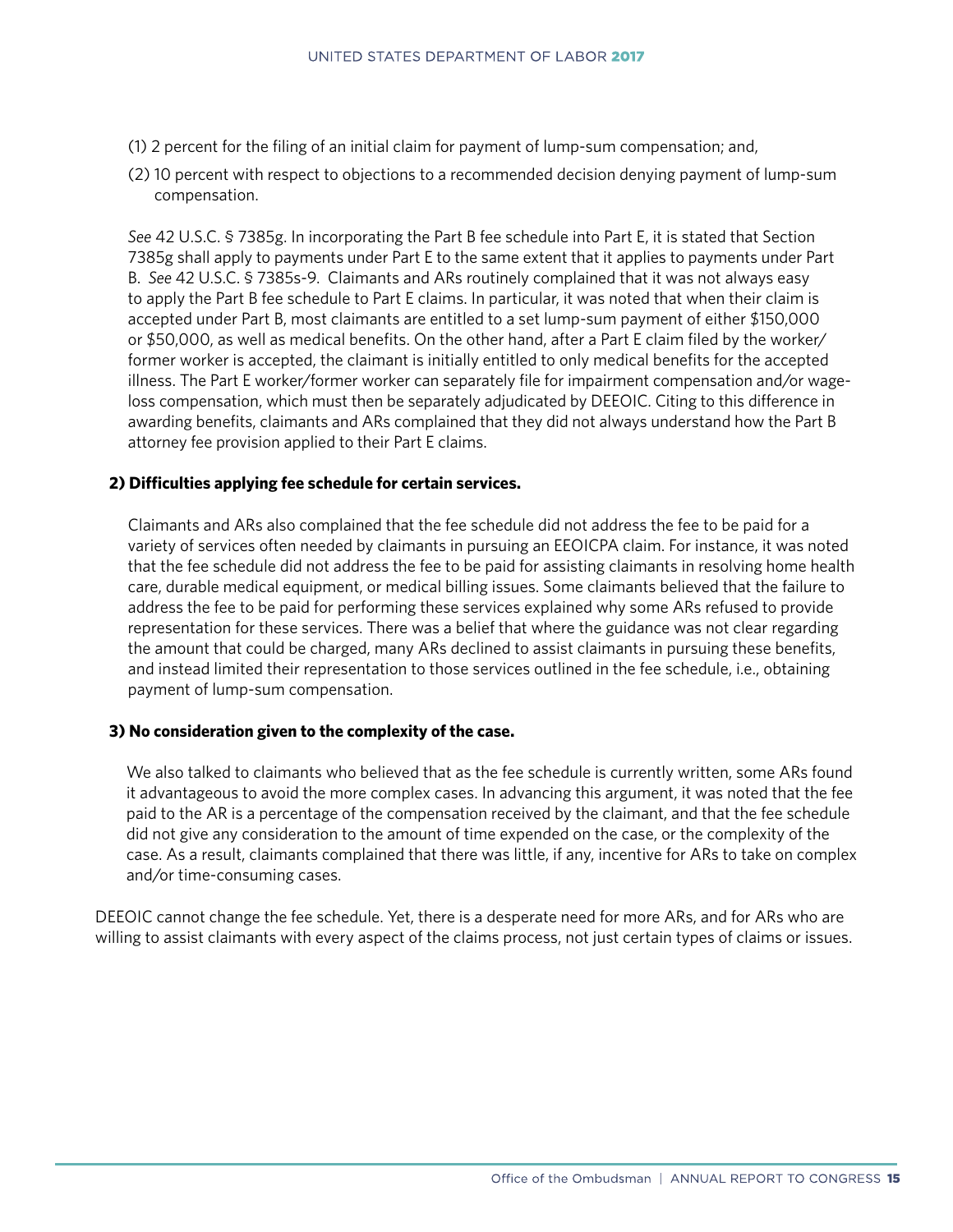(1) 2 percent for the filing of an initial claim for payment of lump-sum compensation; and,

(2) 10 percent with respect to objections to a recommended decision denying payment of lump-sum compensation.

*See* 42 U.S.C. § 7385g. In incorporating the Part B fee schedule into Part E, it is stated that Section 7385g shall apply to payments under Part E to the same extent that it applies to payments under Part B. *See* 42 U.S.C. § 7385s-9. Claimants and ARs routinely complained that it was not always easy to apply the Part B fee schedule to Part E claims. In particular, it was noted that when their claim is accepted under Part B, most claimants are entitled to a set lump-sum payment of either $150,000 or $50,000, as well as medical benefits. On the other hand, after a Part E claim filed by the worker/former worker is accepted, the claimant is initially entitled to only medical benefits for the accepted illness. The Part E worker/former worker can separately file for impairment compensation and/or wage-loss compensation, which must then be separately adjudicated by DEEOIC. Citing to this difference in awarding benefits, claimants and ARs complained that they did not always understand how the Part B attorney fee provision applied to their Part E claims.

**2) Difficulties applying fee schedule for certain services.**

Claimants and ARs also complained that the fee schedule did not address the fee to be paid for a variety of services often needed by claimants in pursuing an EEOICPA claim. For instance, it was noted that the fee schedule did not address the fee to be paid for assisting claimants in resolving home health care, durable medical equipment, or medical billing issues. Some claimants believed that the failure to address the fee to be paid for performing these services explained why some ARs refused to provide representation for these services. There was a belief that where the guidance was not clear regarding the amount that could be charged, many ARs declined to assist claimants in pursuing these benefits, and instead limited their representation to those services outlined in the fee schedule, i.e., obtaining payment of lump-sum compensation.

**3) No consideration given to the complexity of the case.**

We also talked to claimants who believed that as the fee schedule is currently written, some ARs found it advantageous to avoid the more complex cases. In advancing this argument, it was noted that the fee paid to the AR is a percentage of the compensation received by the claimant, and that the fee schedule did not give any consideration to the amount of time expended on the case, or the complexity of the case. As a result, claimants complained that there was little, if any, incentive for ARs to take on complex and/or time-consuming cases.

DEEOIC cannot change the fee schedule. Yet, there is a desperate need for more ARs, and for ARs who are willing to assist claimants with every aspect of the claims process, not just certain types of claims or issues.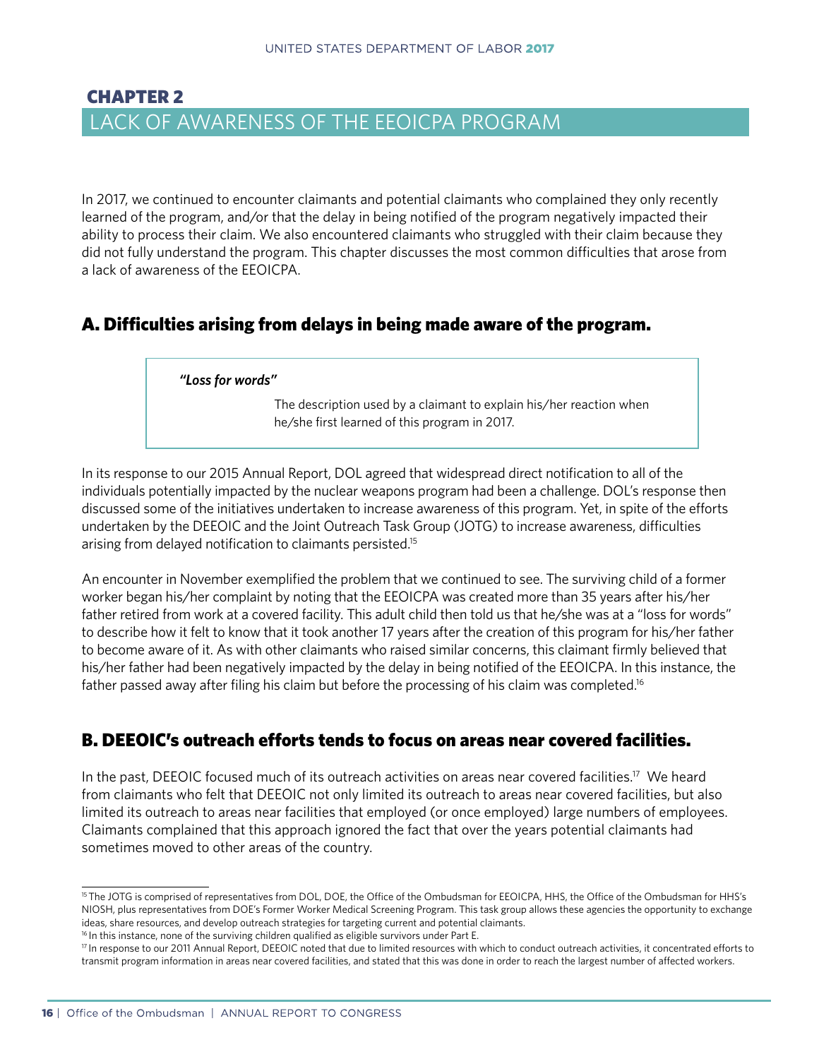# CHAPTER 2

## LACK OF AWARENESS OF THE EEOICPA PROGRAM

In 2017, we continued to encounter claimants and potential claimants who complained they only recently learned of the program, and/or that the delay in being notified of the program negatively impacted their ability to process their claim. We also encountered claimants who struggled with their claim because they did not fully understand the program. This chapter discusses the most common difficulties that arose from a lack of awareness of the EEOICPA.

### A. Difficulties arising from delays in being made aware of the program.

> ***"Loss for words"***
>
> The description used by a claimant to explain his/her reaction when he/she first learned of this program in 2017.

In its response to our 2015 Annual Report, DOL agreed that widespread direct notification to all of the individuals potentially impacted by the nuclear weapons program had been a challenge. DOL's response then discussed some of the initiatives undertaken to increase awareness of this program. Yet, in spite of the efforts undertaken by the DEEOIC and the Joint Outreach Task Group (JOTG) to increase awareness, difficulties arising from delayed notification to claimants persisted.[15]

An encounter in November exemplified the problem that we continued to see. The surviving child of a former worker began his/her complaint by noting that the EEOICPA was created more than 35 years after his/her father retired from work at a covered facility. This adult child then told us that he/she was at a "loss for words" to describe how it felt to know that it took another 17 years after the creation of this program for his/her father to become aware of it. As with other claimants who raised similar concerns, this claimant firmly believed that his/her father had been negatively impacted by the delay in being notified of the EEOICPA. In this instance, the father passed away after filing his claim but before the processing of his claim was completed.[16]

### B. DEEOIC's outreach efforts tends to focus on areas near covered facilities.

In the past, DEEOIC focused much of its outreach activities on areas near covered facilities.[17] We heard from claimants who felt that DEEOIC not only limited its outreach to areas near covered facilities, but also limited its outreach to areas near facilities that employed (or once employed) large numbers of employees. Claimants complained that this approach ignored the fact that over the years potential claimants had sometimes moved to other areas of the country.

---

[15] The JOTG is comprised of representatives from DOL, DOE, the Office of the Ombudsman for EEOICPA, HHS, the Office of the Ombudsman for HHS's NIOSH, plus representatives from DOE's Former Worker Medical Screening Program. This task group allows these agencies the opportunity to exchange ideas, share resources, and develop outreach strategies for targeting current and potential claimants.

[16] In this instance, none of the surviving children qualified as eligible survivors under Part E.

[17] In response to our 2011 Annual Report, DEEOIC noted that due to limited resources with which to conduct outreach activities, it concentrated efforts to transmit program information in areas near covered facilities, and stated that this was done in order to reach the largest number of affected workers.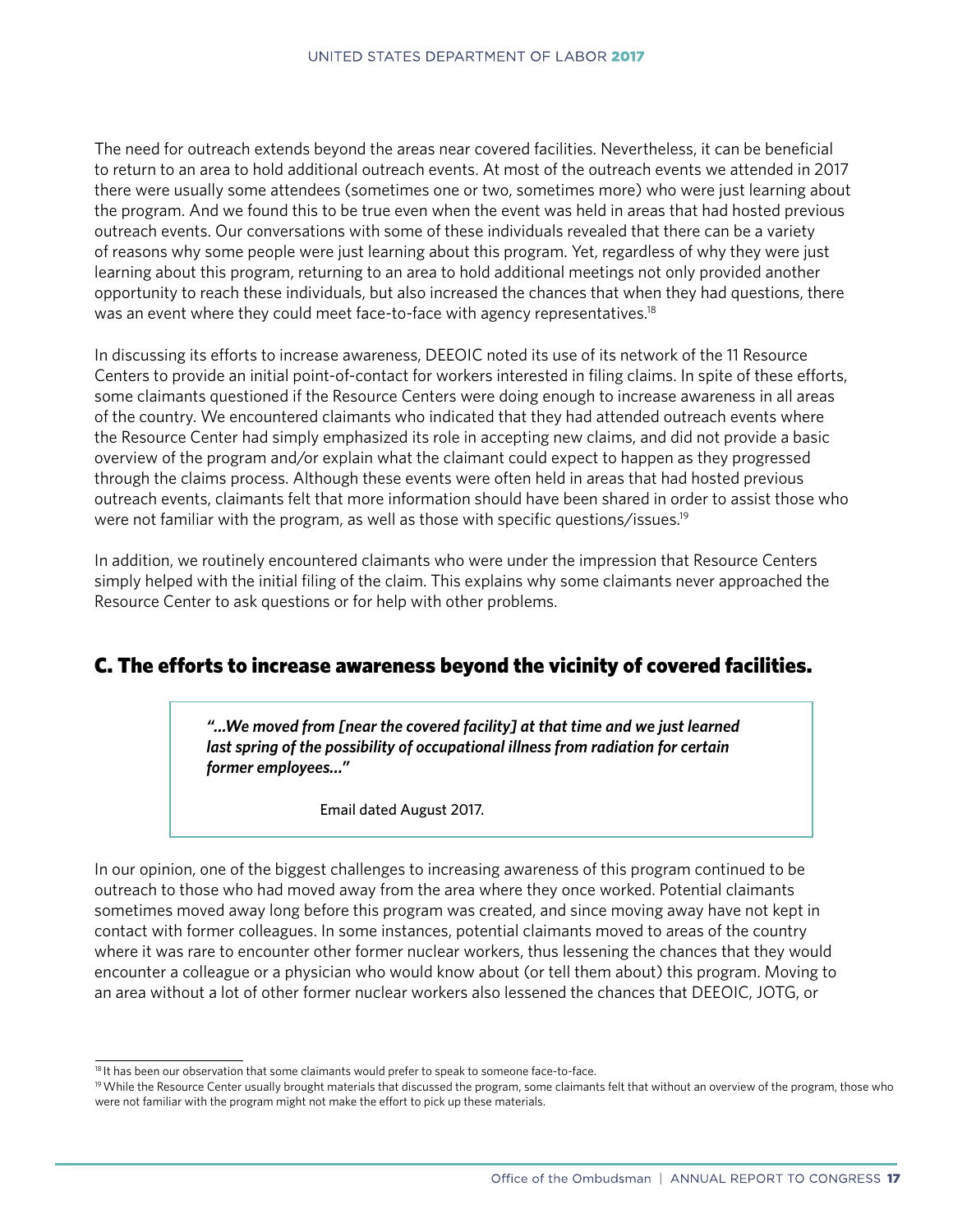The need for outreach extends beyond the areas near covered facilities. Nevertheless, it can be beneficial to return to an area to hold additional outreach events. At most of the outreach events we attended in 2017 there were usually some attendees (sometimes one or two, sometimes more) who were just learning about the program. And we found this to be true even when the event was held in areas that had hosted previous outreach events. Our conversations with some of these individuals revealed that there can be a variety of reasons why some people were just learning about this program. Yet, regardless of why they were just learning about this program, returning to an area to hold additional meetings not only provided another opportunity to reach these individuals, but also increased the chances that when they had questions, there was an event where they could meet face-to-face with agency representatives.[18]

In discussing its efforts to increase awareness, DEEOIC noted its use of its network of the 11 Resource Centers to provide an initial point-of-contact for workers interested in filing claims. In spite of these efforts, some claimants questioned if the Resource Centers were doing enough to increase awareness in all areas of the country. We encountered claimants who indicated that they had attended outreach events where the Resource Center had simply emphasized its role in accepting new claims, and did not provide a basic overview of the program and/or explain what the claimant could expect to happen as they progressed through the claims process. Although these events were often held in areas that had hosted previous outreach events, claimants felt that more information should have been shared in order to assist those who were not familiar with the program, as well as those with specific questions/issues.[19]

In addition, we routinely encountered claimants who were under the impression that Resource Centers simply helped with the initial filing of the claim. This explains why some claimants never approached the Resource Center to ask questions or for help with other problems.

## C. The efforts to increase awareness beyond the vicinity of covered facilities.

> ***"...We moved from [near the covered facility] at that time and we just learned last spring of the possibility of occupational illness from radiation for certain former employees..."***
>
> Email dated August 2017.

In our opinion, one of the biggest challenges to increasing awareness of this program continued to be outreach to those who had moved away from the area where they once worked. Potential claimants sometimes moved away long before this program was created, and since moving away have not kept in contact with former colleagues. In some instances, potential claimants moved to areas of the country where it was rare to encounter other former nuclear workers, thus lessening the chances that they would encounter a colleague or a physician who would know about (or tell them about) this program. Moving to an area without a lot of other former nuclear workers also lessened the chances that DEEOIC, JOTG, or

[18] It has been our observation that some claimants would prefer to speak to someone face-to-face.

[19] While the Resource Center usually brought materials that discussed the program, some claimants felt that without an overview of the program, those who were not familiar with the program might not make the effort to pick up these materials.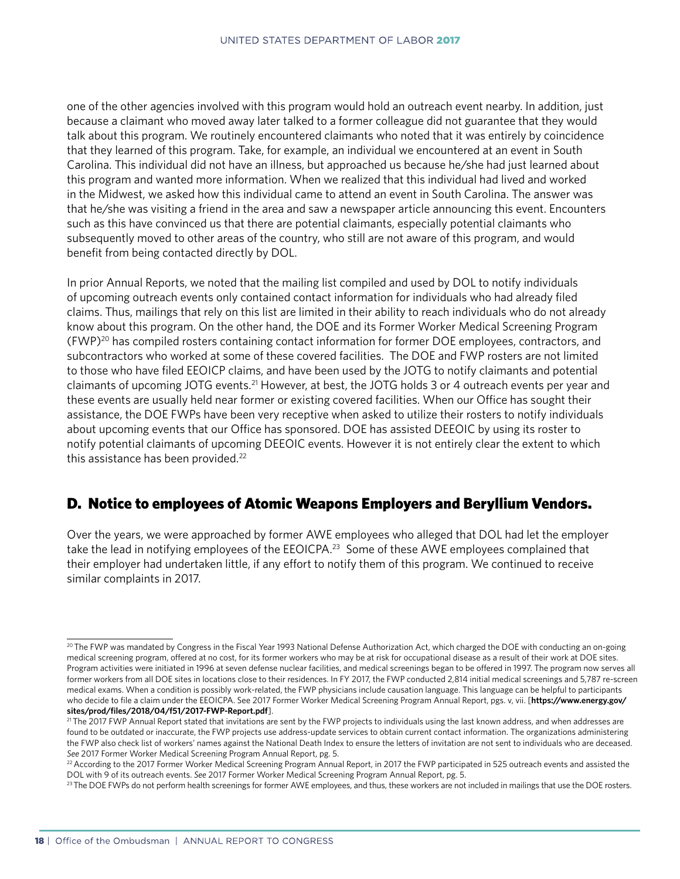one of the other agencies involved with this program would hold an outreach event nearby. In addition, just because a claimant who moved away later talked to a former colleague did not guarantee that they would talk about this program. We routinely encountered claimants who noted that it was entirely by coincidence that they learned of this program. Take, for example, an individual we encountered at an event in South Carolina. This individual did not have an illness, but approached us because he/she had just learned about this program and wanted more information. When we realized that this individual had lived and worked in the Midwest, we asked how this individual came to attend an event in South Carolina. The answer was that he/she was visiting a friend in the area and saw a newspaper article announcing this event. Encounters such as this have convinced us that there are potential claimants, especially potential claimants who subsequently moved to other areas of the country, who still are not aware of this program, and would benefit from being contacted directly by DOL.

In prior Annual Reports, we noted that the mailing list compiled and used by DOL to notify individuals of upcoming outreach events only contained contact information for individuals who had already filed claims. Thus, mailings that rely on this list are limited in their ability to reach individuals who do not already know about this program. On the other hand, the DOE and its Former Worker Medical Screening Program (FWP)[20] has compiled rosters containing contact information for former DOE employees, contractors, and subcontractors who worked at some of these covered facilities. The DOE and FWP rosters are not limited to those who have filed EEOICP claims, and have been used by the JOTG to notify claimants and potential claimants of upcoming JOTG events.[21] However, at best, the JOTG holds 3 or 4 outreach events per year and these events are usually held near former or existing covered facilities. When our Office has sought their assistance, the DOE FWPs have been very receptive when asked to utilize their rosters to notify individuals about upcoming events that our Office has sponsored. DOE has assisted DEEOIC by using its roster to notify potential claimants of upcoming DEEOIC events. However it is not entirely clear the extent to which this assistance has been provided.[22]

## D. Notice to employees of Atomic Weapons Employers and Beryllium Vendors.

Over the years, we were approached by former AWE employees who alleged that DOL had let the employer take the lead in notifying employees of the EEOICPA.[23] Some of these AWE employees complained that their employer had undertaken little, if any effort to notify them of this program. We continued to receive similar complaints in 2017.

---

[20] The FWP was mandated by Congress in the Fiscal Year 1993 National Defense Authorization Act, which charged the DOE with conducting an on-going medical screening program, offered at no cost, for its former workers who may be at risk for occupational disease as a result of their work at DOE sites. Program activities were initiated in 1996 at seven defense nuclear facilities, and medical screenings began to be offered in 1997. The program now serves all former workers from all DOE sites in locations close to their residences. In FY 2017, the FWP conducted 2,814 initial medical screenings and 5,787 re-screen medical exams. When a condition is possibly work-related, the FWP physicians include causation language. This language can be helpful to participants who decide to file a claim under the EEOICPA. See 2017 Former Worker Medical Screening Program Annual Report, pgs. v, vii. [**https://www.energy.gov/sites/prod/files/2018/04/f51/2017-FWP-Report.pdf**].

[21] The 2017 FWP Annual Report stated that invitations are sent by the FWP projects to individuals using the last known address, and when addresses are found to be outdated or inaccurate, the FWP projects use address-update services to obtain current contact information. The organizations administering the FWP also check list of workers' names against the National Death Index to ensure the letters of invitation are not sent to individuals who are deceased. *See* 2017 Former Worker Medical Screening Program Annual Report, pg. 5.

[22] According to the 2017 Former Worker Medical Screening Program Annual Report, in 2017 the FWP participated in 525 outreach events and assisted the DOL with 9 of its outreach events. *See* 2017 Former Worker Medical Screening Program Annual Report, pg. 5.

[23] The DOE FWPs do not perform health screenings for former AWE employees, and thus, these workers are not included in mailings that use the DOE rosters.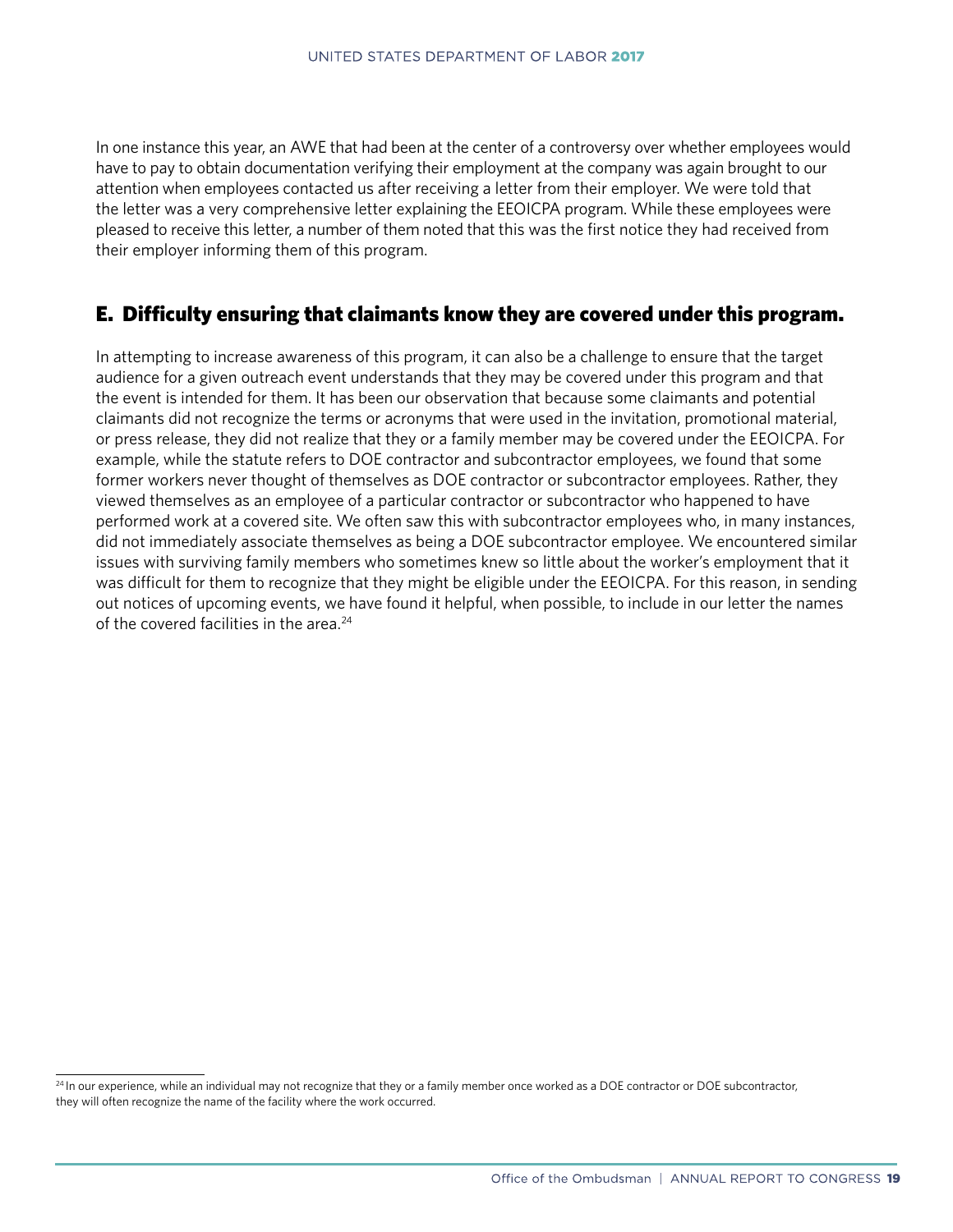In one instance this year, an AWE that had been at the center of a controversy over whether employees would have to pay to obtain documentation verifying their employment at the company was again brought to our attention when employees contacted us after receiving a letter from their employer. We were told that the letter was a very comprehensive letter explaining the EEOICPA program. While these employees were pleased to receive this letter, a number of them noted that this was the first notice they had received from their employer informing them of this program.

## E. Difficulty ensuring that claimants know they are covered under this program.

In attempting to increase awareness of this program, it can also be a challenge to ensure that the target audience for a given outreach event understands that they may be covered under this program and that the event is intended for them. It has been our observation that because some claimants and potential claimants did not recognize the terms or acronyms that were used in the invitation, promotional material, or press release, they did not realize that they or a family member may be covered under the EEOICPA. For example, while the statute refers to DOE contractor and subcontractor employees, we found that some former workers never thought of themselves as DOE contractor or subcontractor employees. Rather, they viewed themselves as an employee of a particular contractor or subcontractor who happened to have performed work at a covered site. We often saw this with subcontractor employees who, in many instances, did not immediately associate themselves as being a DOE subcontractor employee. We encountered similar issues with surviving family members who sometimes knew so little about the worker's employment that it was difficult for them to recognize that they might be eligible under the EEOICPA. For this reason, in sending out notices of upcoming events, we have found it helpful, when possible, to include in our letter the names of the covered facilities in the area.[24]

[24] In our experience, while an individual may not recognize that they or a family member once worked as a DOE contractor or DOE subcontractor, they will often recognize the name of the facility where the work occurred.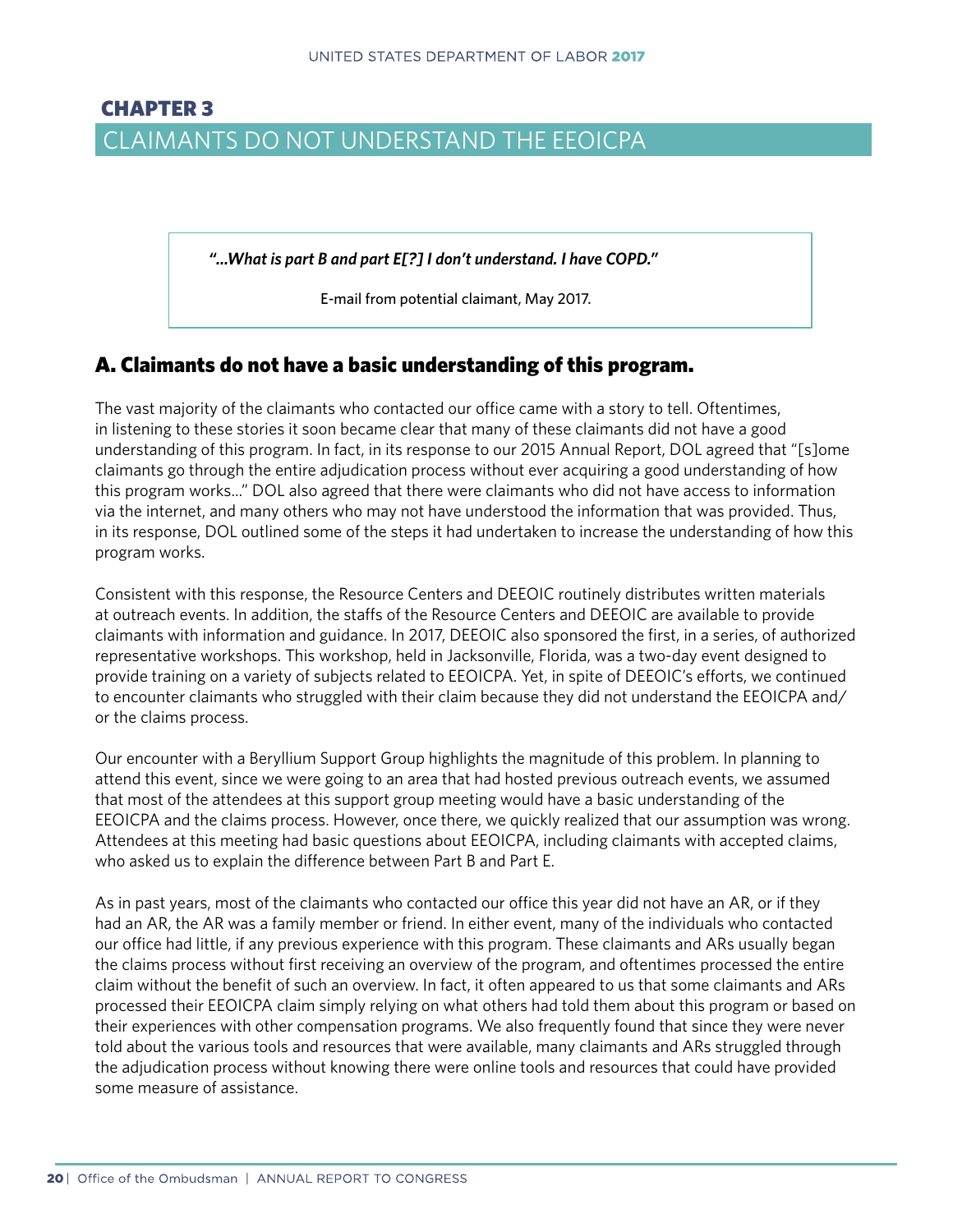# CHAPTER 3

# CLAIMANTS DO NOT UNDERSTAND THE EEOICPA

> ***"...What is part B and part E[?] I don't understand. I have COPD."***
>
> E-mail from potential claimant, May 2017.

## A. Claimants do not have a basic understanding of this program.

The vast majority of the claimants who contacted our office came with a story to tell. Oftentimes, in listening to these stories it soon became clear that many of these claimants did not have a good understanding of this program. In fact, in its response to our 2015 Annual Report, DOL agreed that "[s]ome claimants go through the entire adjudication process without ever acquiring a good understanding of how this program works..." DOL also agreed that there were claimants who did not have access to information via the internet, and many others who may not have understood the information that was provided. Thus, in its response, DOL outlined some of the steps it had undertaken to increase the understanding of how this program works.

Consistent with this response, the Resource Centers and DEEOIC routinely distributes written materials at outreach events. In addition, the staffs of the Resource Centers and DEEOIC are available to provide claimants with information and guidance. In 2017, DEEOIC also sponsored the first, in a series, of authorized representative workshops. This workshop, held in Jacksonville, Florida, was a two-day event designed to provide training on a variety of subjects related to EEOICPA. Yet, in spite of DEEOIC's efforts, we continued to encounter claimants who struggled with their claim because they did not understand the EEOICPA and/or the claims process.

Our encounter with a Beryllium Support Group highlights the magnitude of this problem. In planning to attend this event, since we were going to an area that had hosted previous outreach events, we assumed that most of the attendees at this support group meeting would have a basic understanding of the EEOICPA and the claims process. However, once there, we quickly realized that our assumption was wrong. Attendees at this meeting had basic questions about EEOICPA, including claimants with accepted claims, who asked us to explain the difference between Part B and Part E.

As in past years, most of the claimants who contacted our office this year did not have an AR, or if they had an AR, the AR was a family member or friend. In either event, many of the individuals who contacted our office had little, if any previous experience with this program. These claimants and ARs usually began the claims process without first receiving an overview of the program, and oftentimes processed the entire claim without the benefit of such an overview. In fact, it often appeared to us that some claimants and ARs processed their EEOICPA claim simply relying on what others had told them about this program or based on their experiences with other compensation programs. We also frequently found that since they were never told about the various tools and resources that were available, many claimants and ARs struggled through the adjudication process without knowing there were online tools and resources that could have provided some measure of assistance.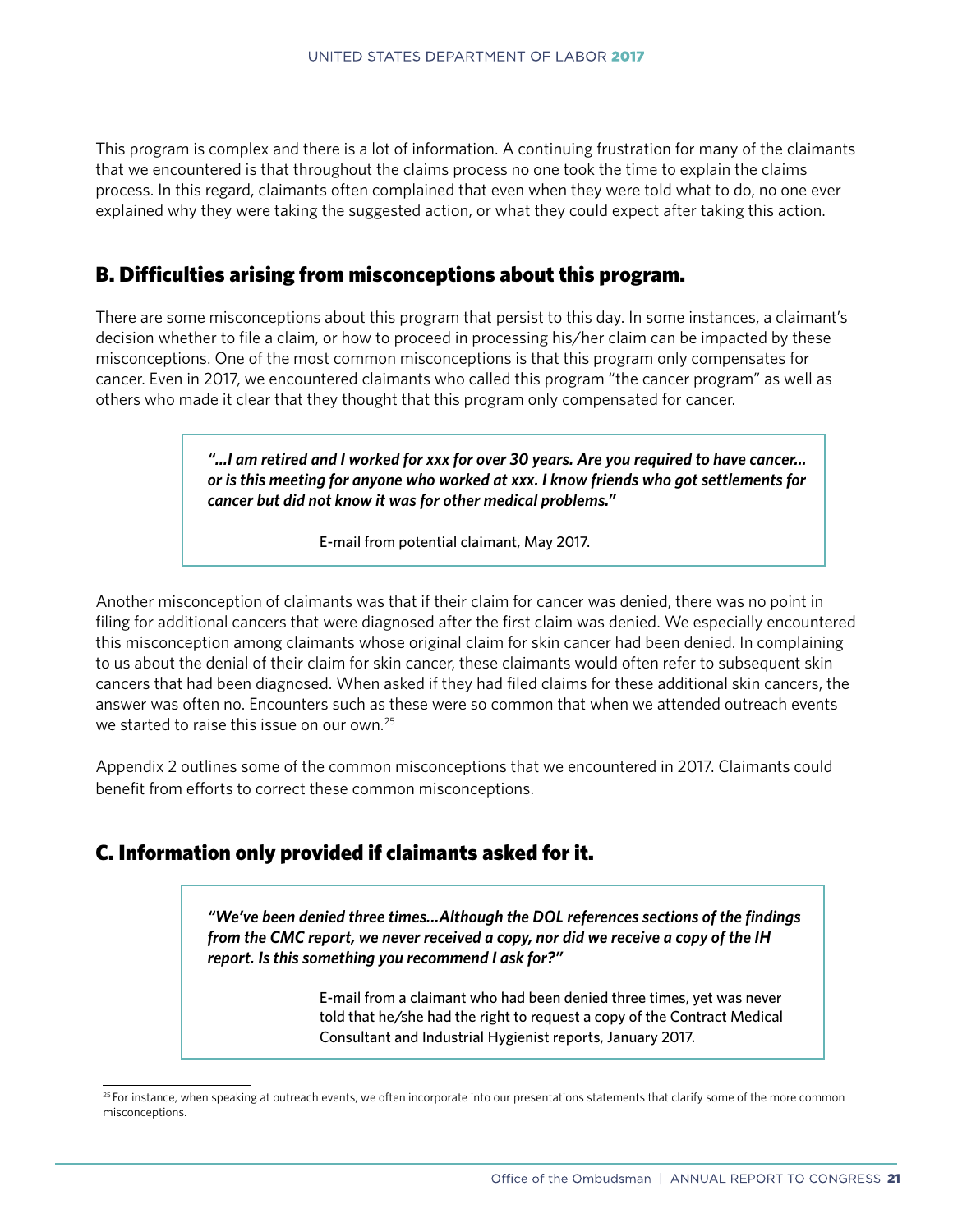This program is complex and there is a lot of information. A continuing frustration for many of the claimants that we encountered is that throughout the claims process no one took the time to explain the claims process. In this regard, claimants often complained that even when they were told what to do, no one ever explained why they were taking the suggested action, or what they could expect after taking this action.

## B. Difficulties arising from misconceptions about this program.

There are some misconceptions about this program that persist to this day. In some instances, a claimant's decision whether to file a claim, or how to proceed in processing his/her claim can be impacted by these misconceptions. One of the most common misconceptions is that this program only compensates for cancer. Even in 2017, we encountered claimants who called this program "the cancer program" as well as others who made it clear that they thought that this program only compensated for cancer.

> ***"…I am retired and I worked for xxx for over 30 years. Are you required to have cancer… or is this meeting for anyone who worked at xxx. I know friends who got settlements for cancer but did not know it was for other medical problems."***
>
> E-mail from potential claimant, May 2017.

Another misconception of claimants was that if their claim for cancer was denied, there was no point in filing for additional cancers that were diagnosed after the first claim was denied. We especially encountered this misconception among claimants whose original claim for skin cancer had been denied. In complaining to us about the denial of their claim for skin cancer, these claimants would often refer to subsequent skin cancers that had been diagnosed. When asked if they had filed claims for these additional skin cancers, the answer was often no. Encounters such as these were so common that when we attended outreach events we started to raise this issue on our own.[25]

Appendix 2 outlines some of the common misconceptions that we encountered in 2017. Claimants could benefit from efforts to correct these common misconceptions.

## C. Information only provided if claimants asked for it.

> ***"We've been denied three times…Although the DOL references sections of the findings from the CMC report, we never received a copy, nor did we receive a copy of the IH report. Is this something you recommend I ask for?"***
>
> E-mail from a claimant who had been denied three times, yet was never told that he/she had the right to request a copy of the Contract Medical Consultant and Industrial Hygienist reports, January 2017.

[25] For instance, when speaking at outreach events, we often incorporate into our presentations statements that clarify some of the more common misconceptions.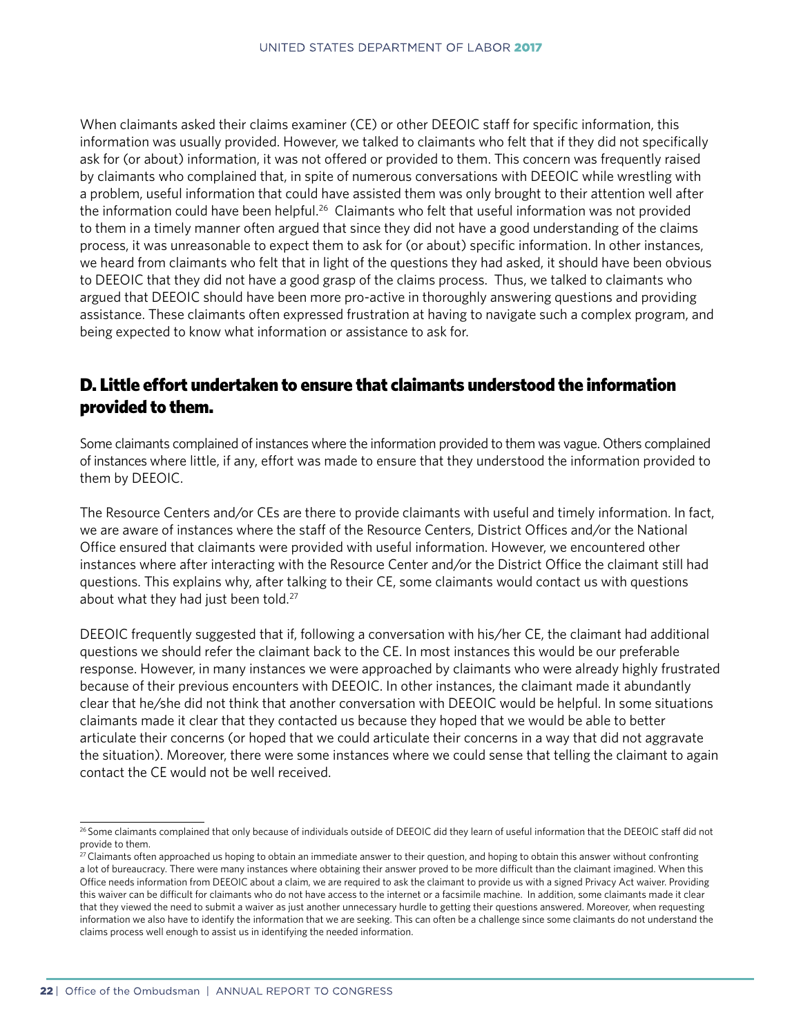When claimants asked their claims examiner (CE) or other DEEOIC staff for specific information, this information was usually provided. However, we talked to claimants who felt that if they did not specifically ask for (or about) information, it was not offered or provided to them. This concern was frequently raised by claimants who complained that, in spite of numerous conversations with DEEOIC while wrestling with a problem, useful information that could have assisted them was only brought to their attention well after the information could have been helpful.[26] Claimants who felt that useful information was not provided to them in a timely manner often argued that since they did not have a good understanding of the claims process, it was unreasonable to expect them to ask for (or about) specific information. In other instances, we heard from claimants who felt that in light of the questions they had asked, it should have been obvious to DEEOIC that they did not have a good grasp of the claims process. Thus, we talked to claimants who argued that DEEOIC should have been more pro-active in thoroughly answering questions and providing assistance. These claimants often expressed frustration at having to navigate such a complex program, and being expected to know what information or assistance to ask for.

## D. Little effort undertaken to ensure that claimants understood the information provided to them.

Some claimants complained of instances where the information provided to them was vague. Others complained of instances where little, if any, effort was made to ensure that they understood the information provided to them by DEEOIC.

The Resource Centers and/or CEs are there to provide claimants with useful and timely information. In fact, we are aware of instances where the staff of the Resource Centers, District Offices and/or the National Office ensured that claimants were provided with useful information. However, we encountered other instances where after interacting with the Resource Center and/or the District Office the claimant still had questions. This explains why, after talking to their CE, some claimants would contact us with questions about what they had just been told.[27]

DEEOIC frequently suggested that if, following a conversation with his/her CE, the claimant had additional questions we should refer the claimant back to the CE. In most instances this would be our preferable response. However, in many instances we were approached by claimants who were already highly frustrated because of their previous encounters with DEEOIC. In other instances, the claimant made it abundantly clear that he/she did not think that another conversation with DEEOIC would be helpful. In some situations claimants made it clear that they contacted us because they hoped that we would be able to better articulate their concerns (or hoped that we could articulate their concerns in a way that did not aggravate the situation). Moreover, there were some instances where we could sense that telling the claimant to again contact the CE would not be well received.

---

[26] Some claimants complained that only because of individuals outside of DEEOIC did they learn of useful information that the DEEOIC staff did not provide to them.

[27] Claimants often approached us hoping to obtain an immediate answer to their question, and hoping to obtain this answer without confronting a lot of bureaucracy. There were many instances where obtaining their answer proved to be more difficult than the claimant imagined. When this Office needs information from DEEOIC about a claim, we are required to ask the claimant to provide us with a signed Privacy Act waiver. Providing this waiver can be difficult for claimants who do not have access to the internet or a facsimile machine. In addition, some claimants made it clear that they viewed the need to submit a waiver as just another unnecessary hurdle to getting their questions answered. Moreover, when requesting information we also have to identify the information that we are seeking. This can often be a challenge since some claimants do not understand the claims process well enough to assist us in identifying the needed information.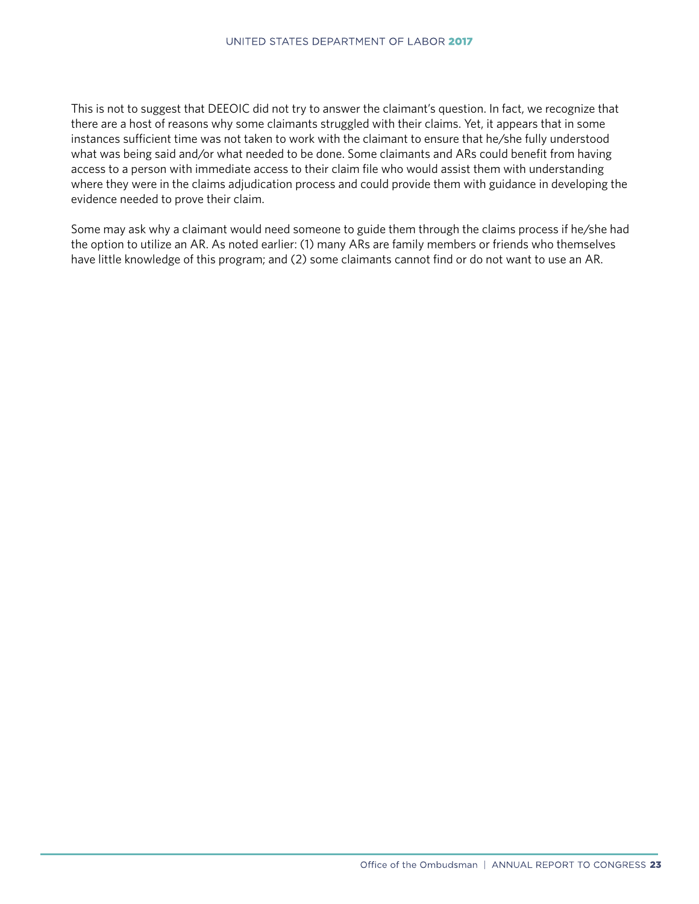This is not to suggest that DEEOIC did not try to answer the claimant's question. In fact, we recognize that there are a host of reasons why some claimants struggled with their claims. Yet, it appears that in some instances sufficient time was not taken to work with the claimant to ensure that he/she fully understood what was being said and/or what needed to be done. Some claimants and ARs could benefit from having access to a person with immediate access to their claim file who would assist them with understanding where they were in the claims adjudication process and could provide them with guidance in developing the evidence needed to prove their claim.

Some may ask why a claimant would need someone to guide them through the claims process if he/she had the option to utilize an AR. As noted earlier: (1) many ARs are family members or friends who themselves have little knowledge of this program; and (2) some claimants cannot find or do not want to use an AR.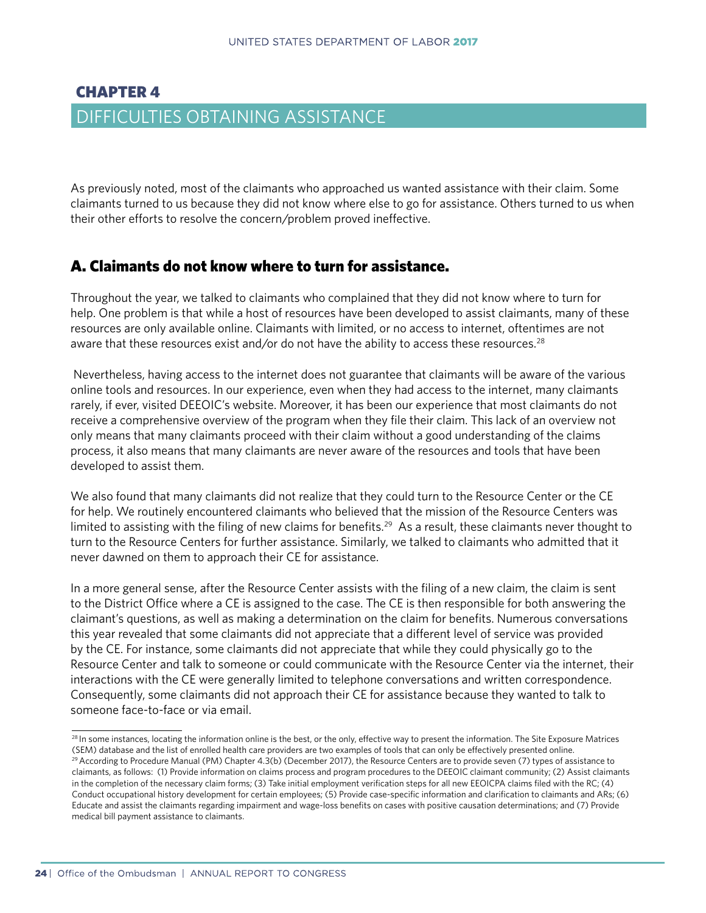# CHAPTER 4

## DIFFICULTIES OBTAINING ASSISTANCE

As previously noted, most of the claimants who approached us wanted assistance with their claim. Some claimants turned to us because they did not know where else to go for assistance. Others turned to us when their other efforts to resolve the concern/problem proved ineffective.

### A. Claimants do not know where to turn for assistance.

Throughout the year, we talked to claimants who complained that they did not know where to turn for help. One problem is that while a host of resources have been developed to assist claimants, many of these resources are only available online. Claimants with limited, or no access to internet, oftentimes are not aware that these resources exist and/or do not have the ability to access these resources.[28]

Nevertheless, having access to the internet does not guarantee that claimants will be aware of the various online tools and resources. In our experience, even when they had access to the internet, many claimants rarely, if ever, visited DEEOIC's website. Moreover, it has been our experience that most claimants do not receive a comprehensive overview of the program when they file their claim. This lack of an overview not only means that many claimants proceed with their claim without a good understanding of the claims process, it also means that many claimants are never aware of the resources and tools that have been developed to assist them.

We also found that many claimants did not realize that they could turn to the Resource Center or the CE for help. We routinely encountered claimants who believed that the mission of the Resource Centers was limited to assisting with the filing of new claims for benefits.[29] As a result, these claimants never thought to turn to the Resource Centers for further assistance. Similarly, we talked to claimants who admitted that it never dawned on them to approach their CE for assistance.

In a more general sense, after the Resource Center assists with the filing of a new claim, the claim is sent to the District Office where a CE is assigned to the case. The CE is then responsible for both answering the claimant's questions, as well as making a determination on the claim for benefits. Numerous conversations this year revealed that some claimants did not appreciate that a different level of service was provided by the CE. For instance, some claimants did not appreciate that while they could physically go to the Resource Center and talk to someone or could communicate with the Resource Center via the internet, their interactions with the CE were generally limited to telephone conversations and written correspondence. Consequently, some claimants did not approach their CE for assistance because they wanted to talk to someone face-to-face or via email.

---

[28] In some instances, locating the information online is the best, or the only, effective way to present the information. The Site Exposure Matrices (SEM) database and the list of enrolled health care providers are two examples of tools that can only be effectively presented online.

[29] According to Procedure Manual (PM) Chapter 4.3(b) (December 2017), the Resource Centers are to provide seven (7) types of assistance to claimants, as follows: (1) Provide information on claims process and program procedures to the DEEOIC claimant community; (2) Assist claimants in the completion of the necessary claim forms; (3) Take initial employment verification steps for all new EEOICPA claims filed with the RC; (4) Conduct occupational history development for certain employees; (5) Provide case-specific information and clarification to claimants and ARs; (6) Educate and assist the claimants regarding impairment and wage-loss benefits on cases with positive causation determinations; and (7) Provide medical bill payment assistance to claimants.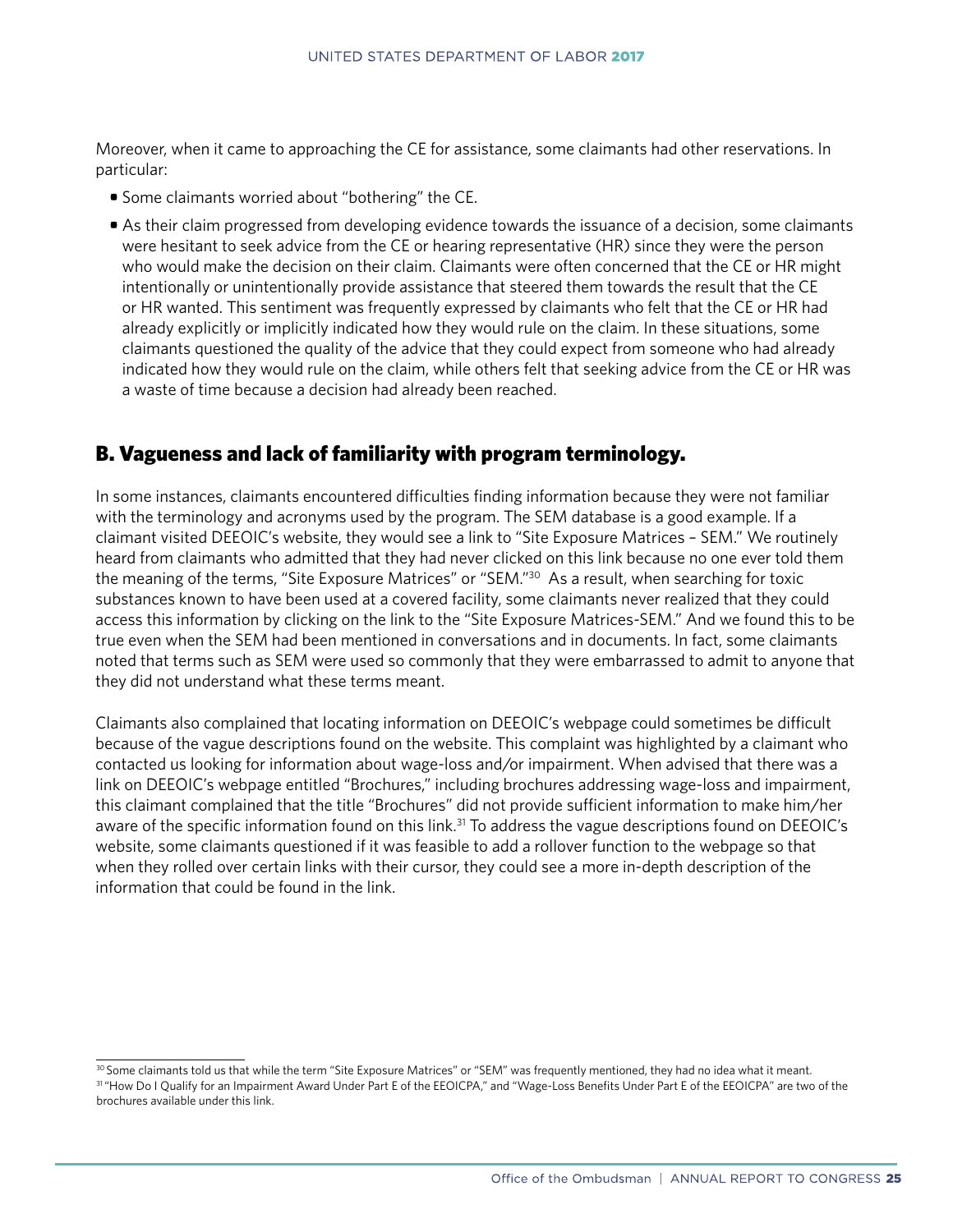Moreover, when it came to approaching the CE for assistance, some claimants had other reservations. In particular:

- Some claimants worried about "bothering" the CE.
- As their claim progressed from developing evidence towards the issuance of a decision, some claimants were hesitant to seek advice from the CE or hearing representative (HR) since they were the person who would make the decision on their claim. Claimants were often concerned that the CE or HR might intentionally or unintentionally provide assistance that steered them towards the result that the CE or HR wanted. This sentiment was frequently expressed by claimants who felt that the CE or HR had already explicitly or implicitly indicated how they would rule on the claim. In these situations, some claimants questioned the quality of the advice that they could expect from someone who had already indicated how they would rule on the claim, while others felt that seeking advice from the CE or HR was a waste of time because a decision had already been reached.

## B. Vagueness and lack of familiarity with program terminology.

In some instances, claimants encountered difficulties finding information because they were not familiar with the terminology and acronyms used by the program. The SEM database is a good example. If a claimant visited DEEOIC's website, they would see a link to "Site Exposure Matrices – SEM." We routinely heard from claimants who admitted that they had never clicked on this link because no one ever told them the meaning of the terms, "Site Exposure Matrices" or "SEM."[30] As a result, when searching for toxic substances known to have been used at a covered facility, some claimants never realized that they could access this information by clicking on the link to the "Site Exposure Matrices-SEM." And we found this to be true even when the SEM had been mentioned in conversations and in documents. In fact, some claimants noted that terms such as SEM were used so commonly that they were embarrassed to admit to anyone that they did not understand what these terms meant.

Claimants also complained that locating information on DEEOIC's webpage could sometimes be difficult because of the vague descriptions found on the website. This complaint was highlighted by a claimant who contacted us looking for information about wage-loss and/or impairment. When advised that there was a link on DEEOIC's webpage entitled "Brochures," including brochures addressing wage-loss and impairment, this claimant complained that the title "Brochures" did not provide sufficient information to make him/her aware of the specific information found on this link.[31] To address the vague descriptions found on DEEOIC's website, some claimants questioned if it was feasible to add a rollover function to the webpage so that when they rolled over certain links with their cursor, they could see a more in-depth description of the information that could be found in the link.

---

[30] Some claimants told us that while the term "Site Exposure Matrices" or "SEM" was frequently mentioned, they had no idea what it meant.

[31] "How Do I Qualify for an Impairment Award Under Part E of the EEOICPA," and "Wage-Loss Benefits Under Part E of the EEOICPA" are two of the brochures available under this link.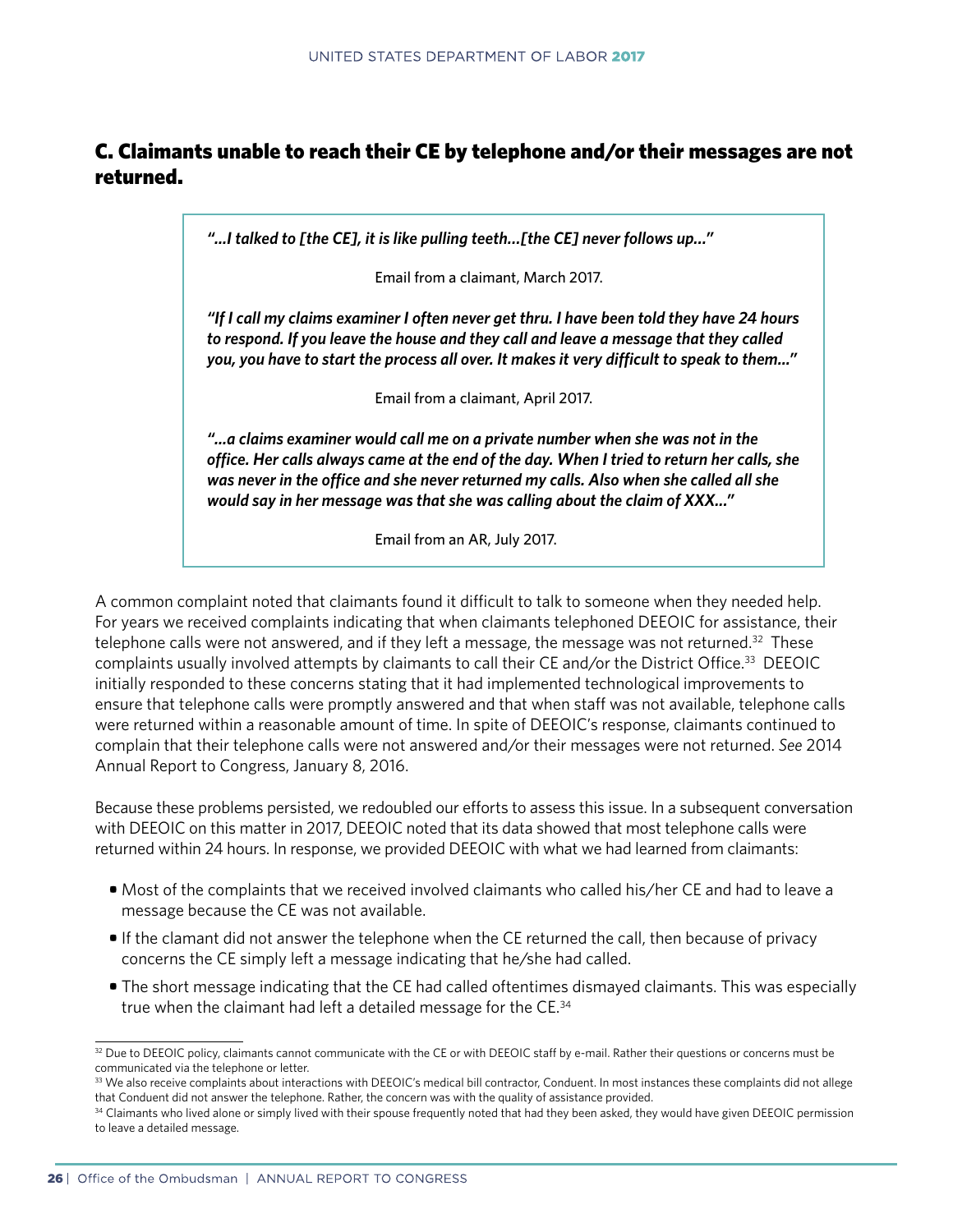## C. Claimants unable to reach their CE by telephone and/or their messages are not returned.

> ***"...I talked to [the CE], it is like pulling teeth...[the CE] never follows up..."***
>
> Email from a claimant, March 2017.
>
> ***"If I call my claims examiner I often never get thru. I have been told they have 24 hours to respond. If you leave the house and they call and leave a message that they called you, you have to start the process all over. It makes it very difficult to speak to them..."***
>
> Email from a claimant, April 2017.
>
> ***"...a claims examiner would call me on a private number when she was not in the office. Her calls always came at the end of the day. When I tried to return her calls, she was never in the office and she never returned my calls. Also when she called all she would say in her message was that she was calling about the claim of XXX..."***
>
> Email from an AR, July 2017.

A common complaint noted that claimants found it difficult to talk to someone when they needed help. For years we received complaints indicating that when claimants telephoned DEEOIC for assistance, their telephone calls were not answered, and if they left a message, the message was not returned.[32] These complaints usually involved attempts by claimants to call their CE and/or the District Office.[33] DEEOIC initially responded to these concerns stating that it had implemented technological improvements to ensure that telephone calls were promptly answered and that when staff was not available, telephone calls were returned within a reasonable amount of time. In spite of DEEOIC's response, claimants continued to complain that their telephone calls were not answered and/or their messages were not returned. *See* 2014 Annual Report to Congress, January 8, 2016.

Because these problems persisted, we redoubled our efforts to assess this issue. In a subsequent conversation with DEEOIC on this matter in 2017, DEEOIC noted that its data showed that most telephone calls were returned within 24 hours. In response, we provided DEEOIC with what we had learned from claimants:

- Most of the complaints that we received involved claimants who called his/her CE and had to leave a message because the CE was not available.
- If the clamant did not answer the telephone when the CE returned the call, then because of privacy concerns the CE simply left a message indicating that he/she had called.
- The short message indicating that the CE had called oftentimes dismayed claimants. This was especially true when the claimant had left a detailed message for the CE.[34]

---

[32] Due to DEEOIC policy, claimants cannot communicate with the CE or with DEEOIC staff by e-mail. Rather their questions or concerns must be communicated via the telephone or letter.

[33] We also receive complaints about interactions with DEEOIC's medical bill contractor, Conduent. In most instances these complaints did not allege that Conduent did not answer the telephone. Rather, the concern was with the quality of assistance provided.

[34] Claimants who lived alone or simply lived with their spouse frequently noted that had they been asked, they would have given DEEOIC permission to leave a detailed message.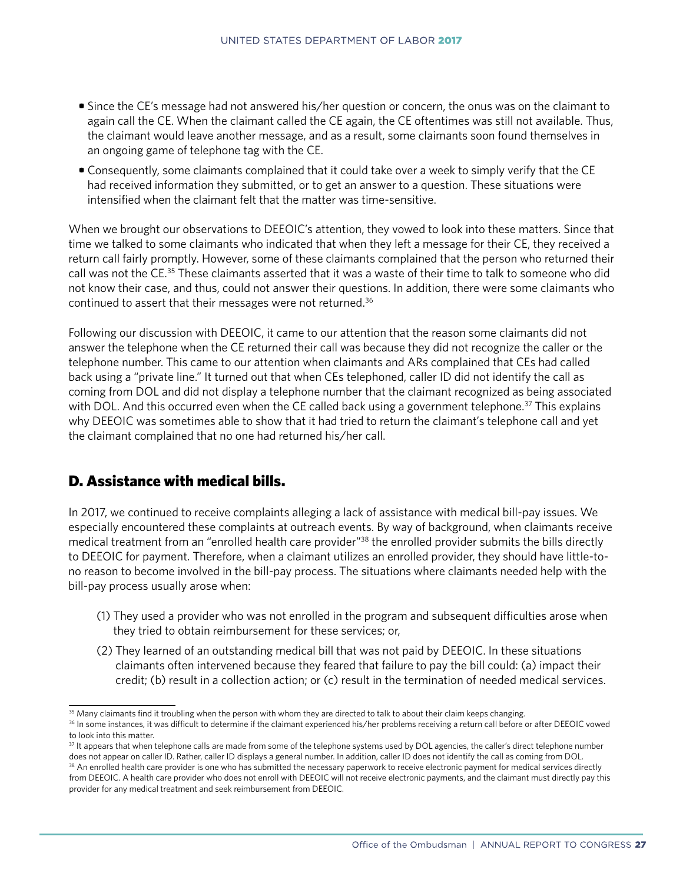- Since the CE's message had not answered his/her question or concern, the onus was on the claimant to again call the CE. When the claimant called the CE again, the CE oftentimes was still not available. Thus, the claimant would leave another message, and as a result, some claimants soon found themselves in an ongoing game of telephone tag with the CE.
- Consequently, some claimants complained that it could take over a week to simply verify that the CE had received information they submitted, or to get an answer to a question. These situations were intensified when the claimant felt that the matter was time-sensitive.

When we brought our observations to DEEOIC's attention, they vowed to look into these matters. Since that time we talked to some claimants who indicated that when they left a message for their CE, they received a return call fairly promptly. However, some of these claimants complained that the person who returned their call was not the CE.[35] These claimants asserted that it was a waste of their time to talk to someone who did not know their case, and thus, could not answer their questions. In addition, there were some claimants who continued to assert that their messages were not returned.[36]

Following our discussion with DEEOIC, it came to our attention that the reason some claimants did not answer the telephone when the CE returned their call was because they did not recognize the caller or the telephone number. This came to our attention when claimants and ARs complained that CEs had called back using a "private line." It turned out that when CEs telephoned, caller ID did not identify the call as coming from DOL and did not display a telephone number that the claimant recognized as being associated with DOL. And this occurred even when the CE called back using a government telephone.[37] This explains why DEEOIC was sometimes able to show that it had tried to return the claimant's telephone call and yet the claimant complained that no one had returned his/her call.

## D. Assistance with medical bills.

In 2017, we continued to receive complaints alleging a lack of assistance with medical bill-pay issues. We especially encountered these complaints at outreach events. By way of background, when claimants receive medical treatment from an "enrolled health care provider"[38] the enrolled provider submits the bills directly to DEEOIC for payment. Therefore, when a claimant utilizes an enrolled provider, they should have little-to-no reason to become involved in the bill-pay process. The situations where claimants needed help with the bill-pay process usually arose when:

(1) They used a provider who was not enrolled in the program and subsequent difficulties arose when they tried to obtain reimbursement for these services; or,

(2) They learned of an outstanding medical bill that was not paid by DEEOIC. In these situations claimants often intervened because they feared that failure to pay the bill could: (a) impact their credit; (b) result in a collection action; or (c) result in the termination of needed medical services.

---

[35] Many claimants find it troubling when the person with whom they are directed to talk to about their claim keeps changing.

[36] In some instances, it was difficult to determine if the claimant experienced his/her problems receiving a return call before or after DEEOIC vowed to look into this matter.

[37] It appears that when telephone calls are made from some of the telephone systems used by DOL agencies, the caller's direct telephone number does not appear on caller ID. Rather, caller ID displays a general number. In addition, caller ID does not identify the call as coming from DOL.

[38] An enrolled health care provider is one who has submitted the necessary paperwork to receive electronic payment for medical services directly from DEEOIC. A health care provider who does not enroll with DEEOIC will not receive electronic payments, and the claimant must directly pay this provider for any medical treatment and seek reimbursement from DEEOIC.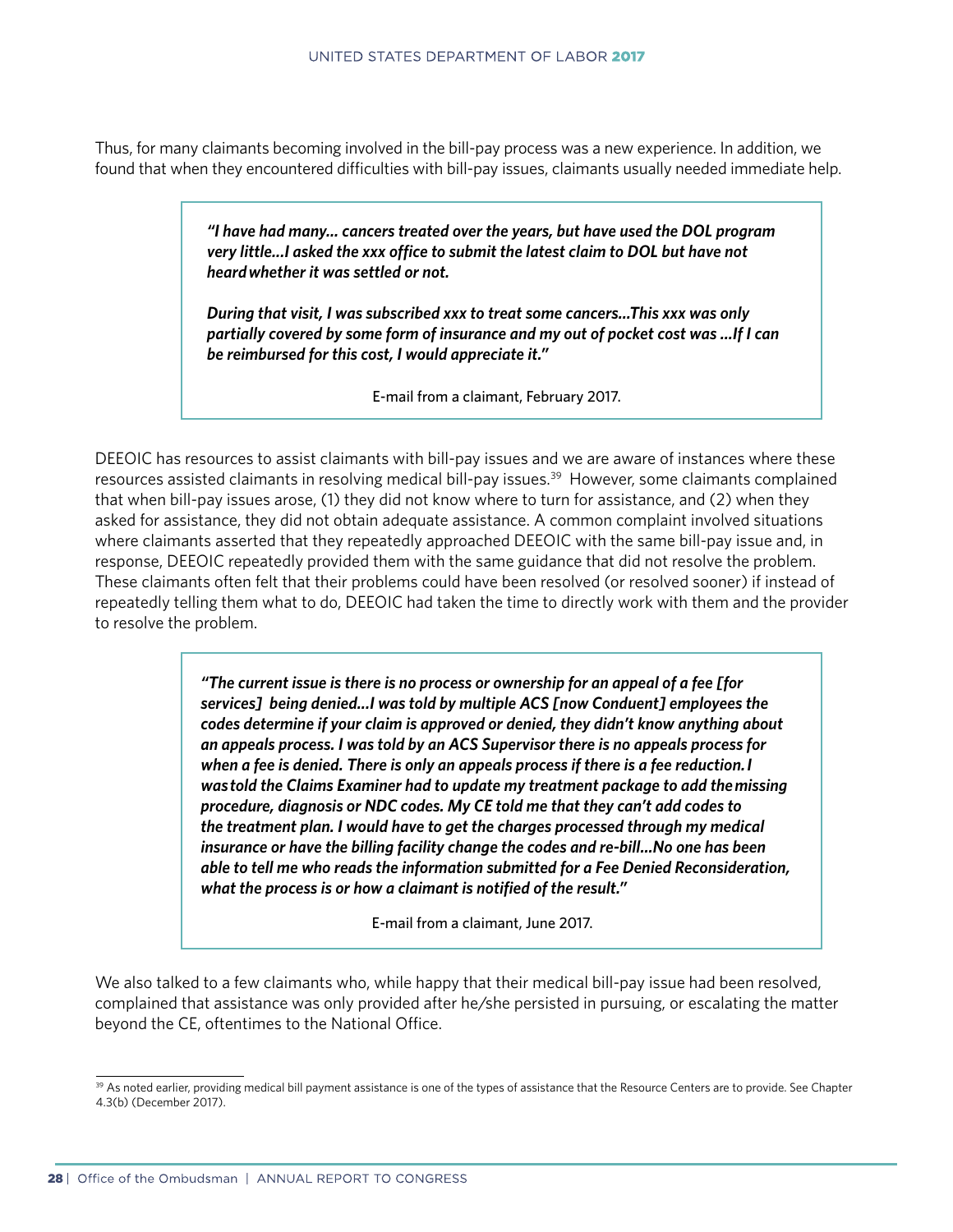Thus, for many claimants becoming involved in the bill-pay process was a new experience. In addition, we found that when they encountered difficulties with bill-pay issues, claimants usually needed immediate help.

> ***"I have had many… cancers treated over the years, but have used the DOL program very little…I asked the xxx office to submit the latest claim to DOL but have not heard whether it was settled or not.***
>
> ***During that visit, I was subscribed xxx to treat some cancers…This xxx was only partially covered by some form of insurance and my out of pocket cost was …If I can be reimbursed for this cost, I would appreciate it."***
>
> E-mail from a claimant, February 2017.

DEEOIC has resources to assist claimants with bill-pay issues and we are aware of instances where these resources assisted claimants in resolving medical bill-pay issues.[39] However, some claimants complained that when bill-pay issues arose, (1) they did not know where to turn for assistance, and (2) when they asked for assistance, they did not obtain adequate assistance. A common complaint involved situations where claimants asserted that they repeatedly approached DEEOIC with the same bill-pay issue and, in response, DEEOIC repeatedly provided them with the same guidance that did not resolve the problem. These claimants often felt that their problems could have been resolved (or resolved sooner) if instead of repeatedly telling them what to do, DEEOIC had taken the time to directly work with them and the provider to resolve the problem.

> ***"The current issue is there is no process or ownership for an appeal of a fee [for services] being denied…I was told by multiple ACS [now Conduent] employees the codes determine if your claim is approved or denied, they didn't know anything about an appeals process. I was told by an ACS Supervisor there is no appeals process for when a fee is denied. There is only an appeals process if there is a fee reduction. I was told the Claims Examiner had to update my treatment package to add the missing procedure, diagnosis or NDC codes. My CE told me that they can't add codes to the treatment plan. I would have to get the charges processed through my medical insurance or have the billing facility change the codes and re-bill…No one has been able to tell me who reads the information submitted for a Fee Denied Reconsideration, what the process is or how a claimant is notified of the result."***
>
> E-mail from a claimant, June 2017.

We also talked to a few claimants who, while happy that their medical bill-pay issue had been resolved, complained that assistance was only provided after he/she persisted in pursuing, or escalating the matter beyond the CE, oftentimes to the National Office.

---

[39] As noted earlier, providing medical bill payment assistance is one of the types of assistance that the Resource Centers are to provide. See Chapter 4.3(b) (December 2017).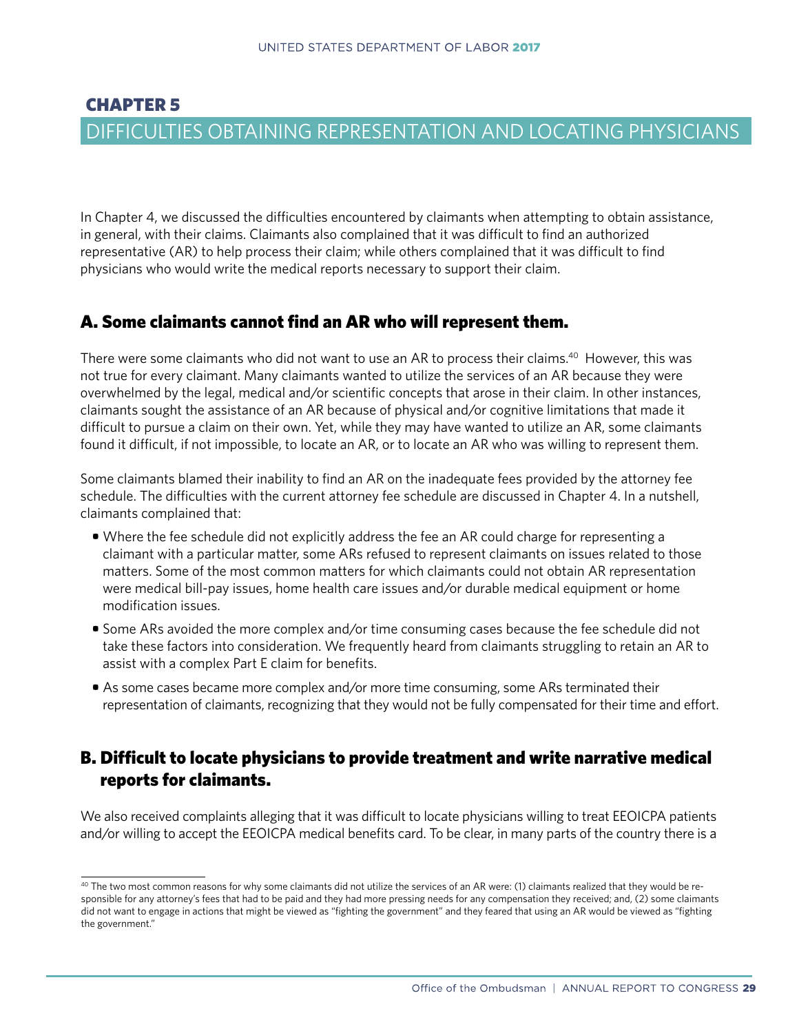# CHAPTER 5

## DIFFICULTIES OBTAINING REPRESENTATION AND LOCATING PHYSICIANS

In Chapter 4, we discussed the difficulties encountered by claimants when attempting to obtain assistance, in general, with their claims. Claimants also complained that it was difficult to find an authorized representative (AR) to help process their claim; while others complained that it was difficult to find physicians who would write the medical reports necessary to support their claim.

### A. Some claimants cannot find an AR who will represent them.

There were some claimants who did not want to use an AR to process their claims.[40] However, this was not true for every claimant. Many claimants wanted to utilize the services of an AR because they were overwhelmed by the legal, medical and/or scientific concepts that arose in their claim. In other instances, claimants sought the assistance of an AR because of physical and/or cognitive limitations that made it difficult to pursue a claim on their own. Yet, while they may have wanted to utilize an AR, some claimants found it difficult, if not impossible, to locate an AR, or to locate an AR who was willing to represent them.

Some claimants blamed their inability to find an AR on the inadequate fees provided by the attorney fee schedule. The difficulties with the current attorney fee schedule are discussed in Chapter 4. In a nutshell, claimants complained that:

- Where the fee schedule did not explicitly address the fee an AR could charge for representing a claimant with a particular matter, some ARs refused to represent claimants on issues related to those matters. Some of the most common matters for which claimants could not obtain AR representation were medical bill-pay issues, home health care issues and/or durable medical equipment or home modification issues.
- Some ARs avoided the more complex and/or time consuming cases because the fee schedule did not take these factors into consideration. We frequently heard from claimants struggling to retain an AR to assist with a complex Part E claim for benefits.
- As some cases became more complex and/or more time consuming, some ARs terminated their representation of claimants, recognizing that they would not be fully compensated for their time and effort.

### B. Difficult to locate physicians to provide treatment and write narrative medical reports for claimants.

We also received complaints alleging that it was difficult to locate physicians willing to treat EEOICPA patients and/or willing to accept the EEOICPA medical benefits card. To be clear, in many parts of the country there is a

[40] The two most common reasons for why some claimants did not utilize the services of an AR were: (1) claimants realized that they would be responsible for any attorney's fees that had to be paid and they had more pressing needs for any compensation they received; and, (2) some claimants did not want to engage in actions that might be viewed as "fighting the government" and they feared that using an AR would be viewed as "fighting the government."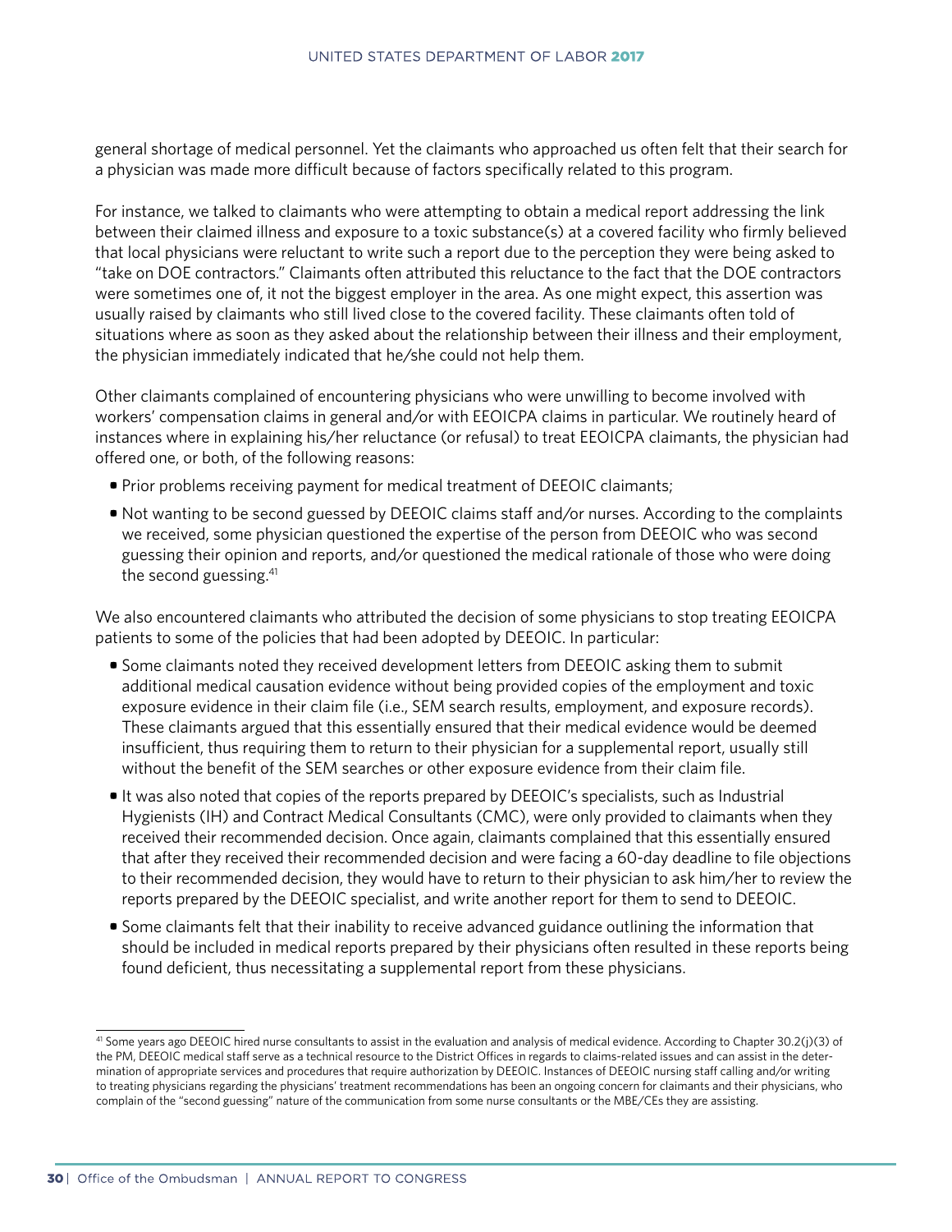general shortage of medical personnel. Yet the claimants who approached us often felt that their search for a physician was made more difficult because of factors specifically related to this program.

For instance, we talked to claimants who were attempting to obtain a medical report addressing the link between their claimed illness and exposure to a toxic substance(s) at a covered facility who firmly believed that local physicians were reluctant to write such a report due to the perception they were being asked to "take on DOE contractors." Claimants often attributed this reluctance to the fact that the DOE contractors were sometimes one of, it not the biggest employer in the area. As one might expect, this assertion was usually raised by claimants who still lived close to the covered facility. These claimants often told of situations where as soon as they asked about the relationship between their illness and their employment, the physician immediately indicated that he/she could not help them.

Other claimants complained of encountering physicians who were unwilling to become involved with workers' compensation claims in general and/or with EEOICPA claims in particular. We routinely heard of instances where in explaining his/her reluctance (or refusal) to treat EEOICPA claimants, the physician had offered one, or both, of the following reasons:

- Prior problems receiving payment for medical treatment of DEEOIC claimants;
- Not wanting to be second guessed by DEEOIC claims staff and/or nurses. According to the complaints we received, some physician questioned the expertise of the person from DEEOIC who was second guessing their opinion and reports, and/or questioned the medical rationale of those who were doing the second guessing.[41]

We also encountered claimants who attributed the decision of some physicians to stop treating EEOICPA patients to some of the policies that had been adopted by DEEOIC. In particular:

- Some claimants noted they received development letters from DEEOIC asking them to submit additional medical causation evidence without being provided copies of the employment and toxic exposure evidence in their claim file (i.e., SEM search results, employment, and exposure records). These claimants argued that this essentially ensured that their medical evidence would be deemed insufficient, thus requiring them to return to their physician for a supplemental report, usually still without the benefit of the SEM searches or other exposure evidence from their claim file.
- It was also noted that copies of the reports prepared by DEEOIC's specialists, such as Industrial Hygienists (IH) and Contract Medical Consultants (CMC), were only provided to claimants when they received their recommended decision. Once again, claimants complained that this essentially ensured that after they received their recommended decision and were facing a 60-day deadline to file objections to their recommended decision, they would have to return to their physician to ask him/her to review the reports prepared by the DEEOIC specialist, and write another report for them to send to DEEOIC.
- Some claimants felt that their inability to receive advanced guidance outlining the information that should be included in medical reports prepared by their physicians often resulted in these reports being found deficient, thus necessitating a supplemental report from these physicians.

[41] Some years ago DEEOIC hired nurse consultants to assist in the evaluation and analysis of medical evidence. According to Chapter 30.2(j)(3) of the PM, DEEOIC medical staff serve as a technical resource to the District Offices in regards to claims-related issues and can assist in the determination of appropriate services and procedures that require authorization by DEEOIC. Instances of DEEOIC nursing staff calling and/or writing to treating physicians regarding the physicians' treatment recommendations has been an ongoing concern for claimants and their physicians, who complain of the "second guessing" nature of the communication from some nurse consultants or the MBE/CEs they are assisting.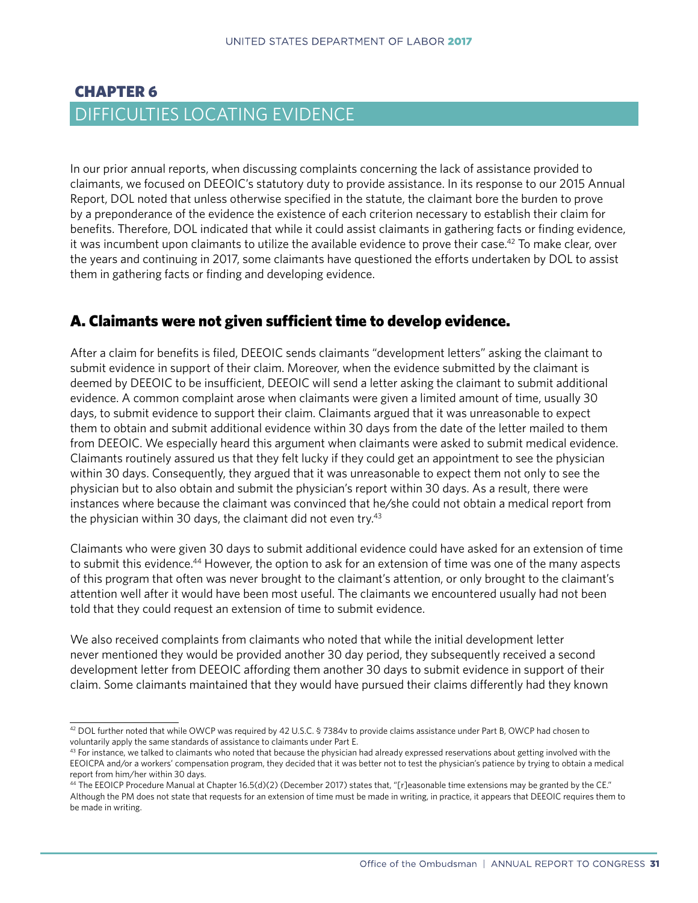# CHAPTER 6

## DIFFICULTIES LOCATING EVIDENCE

In our prior annual reports, when discussing complaints concerning the lack of assistance provided to claimants, we focused on DEEOIC's statutory duty to provide assistance. In its response to our 2015 Annual Report, DOL noted that unless otherwise specified in the statute, the claimant bore the burden to prove by a preponderance of the evidence the existence of each criterion necessary to establish their claim for benefits. Therefore, DOL indicated that while it could assist claimants in gathering facts or finding evidence, it was incumbent upon claimants to utilize the available evidence to prove their case.[42] To make clear, over the years and continuing in 2017, some claimants have questioned the efforts undertaken by DOL to assist them in gathering facts or finding and developing evidence.

### A. Claimants were not given sufficient time to develop evidence.

After a claim for benefits is filed, DEEOIC sends claimants "development letters" asking the claimant to submit evidence in support of their claim. Moreover, when the evidence submitted by the claimant is deemed by DEEOIC to be insufficient, DEEOIC will send a letter asking the claimant to submit additional evidence. A common complaint arose when claimants were given a limited amount of time, usually 30 days, to submit evidence to support their claim. Claimants argued that it was unreasonable to expect them to obtain and submit additional evidence within 30 days from the date of the letter mailed to them from DEEOIC. We especially heard this argument when claimants were asked to submit medical evidence. Claimants routinely assured us that they felt lucky if they could get an appointment to see the physician within 30 days. Consequently, they argued that it was unreasonable to expect them not only to see the physician but to also obtain and submit the physician's report within 30 days. As a result, there were instances where because the claimant was convinced that he/she could not obtain a medical report from the physician within 30 days, the claimant did not even try.[43]

Claimants who were given 30 days to submit additional evidence could have asked for an extension of time to submit this evidence.[44] However, the option to ask for an extension of time was one of the many aspects of this program that often was never brought to the claimant's attention, or only brought to the claimant's attention well after it would have been most useful. The claimants we encountered usually had not been told that they could request an extension of time to submit evidence.

We also received complaints from claimants who noted that while the initial development letter never mentioned they would be provided another 30 day period, they subsequently received a second development letter from DEEOIC affording them another 30 days to submit evidence in support of their claim. Some claimants maintained that they would have pursued their claims differently had they known

---

[42] DOL further noted that while OWCP was required by 42 U.S.C. § 7384v to provide claims assistance under Part B, OWCP had chosen to voluntarily apply the same standards of assistance to claimants under Part E.

[43] For instance, we talked to claimants who noted that because the physician had already expressed reservations about getting involved with the EEOICPA and/or a workers' compensation program, they decided that it was better not to test the physician's patience by trying to obtain a medical report from him/her within 30 days.

[44] The EEOICP Procedure Manual at Chapter 16.5(d)(2) (December 2017) states that, "[r]easonable time extensions may be granted by the CE." Although the PM does not state that requests for an extension of time must be made in writing, in practice, it appears that DEEOIC requires them to be made in writing.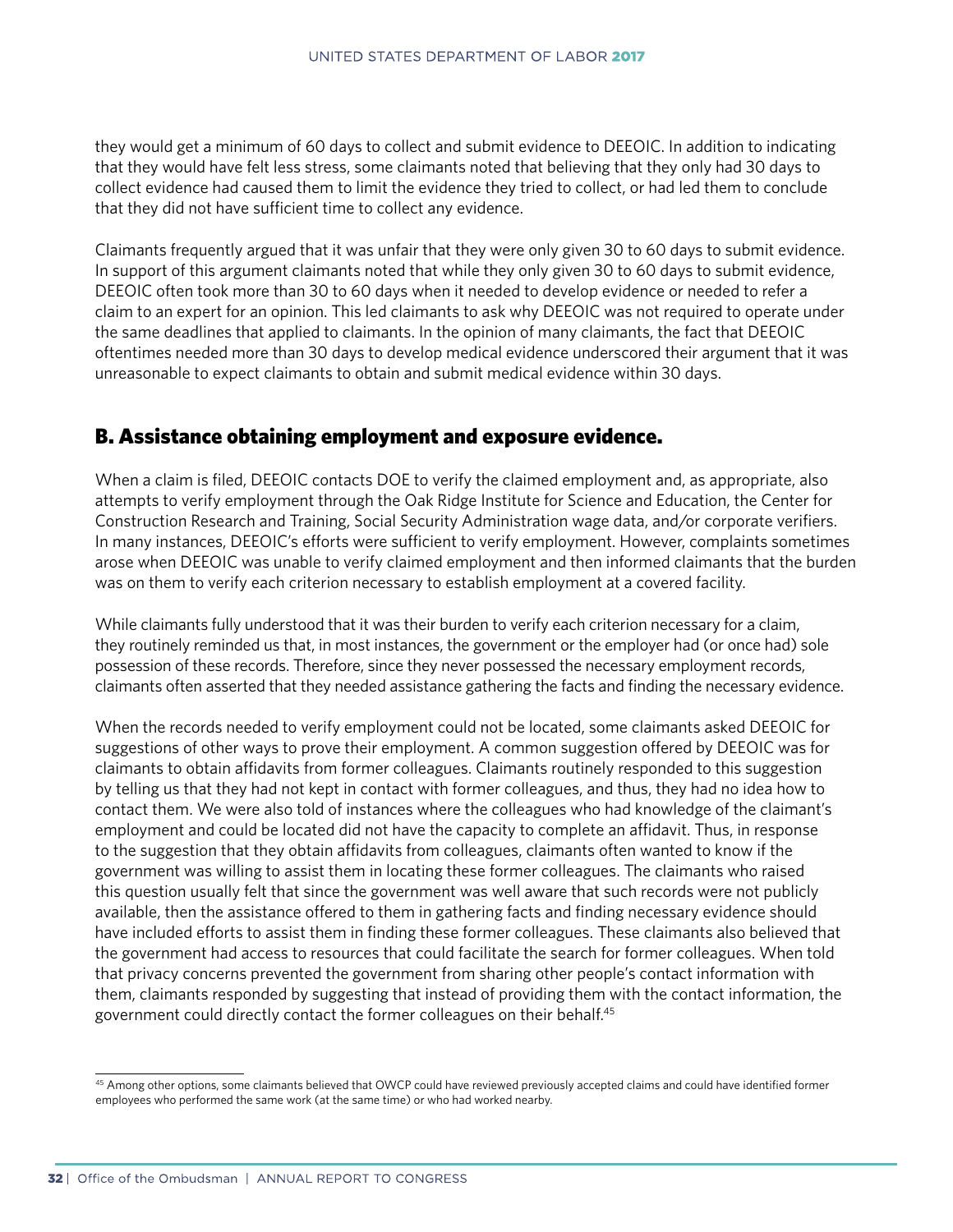they would get a minimum of 60 days to collect and submit evidence to DEEOIC. In addition to indicating that they would have felt less stress, some claimants noted that believing that they only had 30 days to collect evidence had caused them to limit the evidence they tried to collect, or had led them to conclude that they did not have sufficient time to collect any evidence.

Claimants frequently argued that it was unfair that they were only given 30 to 60 days to submit evidence. In support of this argument claimants noted that while they only given 30 to 60 days to submit evidence, DEEOIC often took more than 30 to 60 days when it needed to develop evidence or needed to refer a claim to an expert for an opinion. This led claimants to ask why DEEOIC was not required to operate under the same deadlines that applied to claimants. In the opinion of many claimants, the fact that DEEOIC oftentimes needed more than 30 days to develop medical evidence underscored their argument that it was unreasonable to expect claimants to obtain and submit medical evidence within 30 days.

## B. Assistance obtaining employment and exposure evidence.

When a claim is filed, DEEOIC contacts DOE to verify the claimed employment and, as appropriate, also attempts to verify employment through the Oak Ridge Institute for Science and Education, the Center for Construction Research and Training, Social Security Administration wage data, and/or corporate verifiers. In many instances, DEEOIC's efforts were sufficient to verify employment. However, complaints sometimes arose when DEEOIC was unable to verify claimed employment and then informed claimants that the burden was on them to verify each criterion necessary to establish employment at a covered facility.

While claimants fully understood that it was their burden to verify each criterion necessary for a claim, they routinely reminded us that, in most instances, the government or the employer had (or once had) sole possession of these records. Therefore, since they never possessed the necessary employment records, claimants often asserted that they needed assistance gathering the facts and finding the necessary evidence.

When the records needed to verify employment could not be located, some claimants asked DEEOIC for suggestions of other ways to prove their employment. A common suggestion offered by DEEOIC was for claimants to obtain affidavits from former colleagues. Claimants routinely responded to this suggestion by telling us that they had not kept in contact with former colleagues, and thus, they had no idea how to contact them. We were also told of instances where the colleagues who had knowledge of the claimant's employment and could be located did not have the capacity to complete an affidavit. Thus, in response to the suggestion that they obtain affidavits from colleagues, claimants often wanted to know if the government was willing to assist them in locating these former colleagues. The claimants who raised this question usually felt that since the government was well aware that such records were not publicly available, then the assistance offered to them in gathering facts and finding necessary evidence should have included efforts to assist them in finding these former colleagues. These claimants also believed that the government had access to resources that could facilitate the search for former colleagues. When told that privacy concerns prevented the government from sharing other people's contact information with them, claimants responded by suggesting that instead of providing them with the contact information, the government could directly contact the former colleagues on their behalf.[45]

[45] Among other options, some claimants believed that OWCP could have reviewed previously accepted claims and could have identified former employees who performed the same work (at the same time) or who had worked nearby.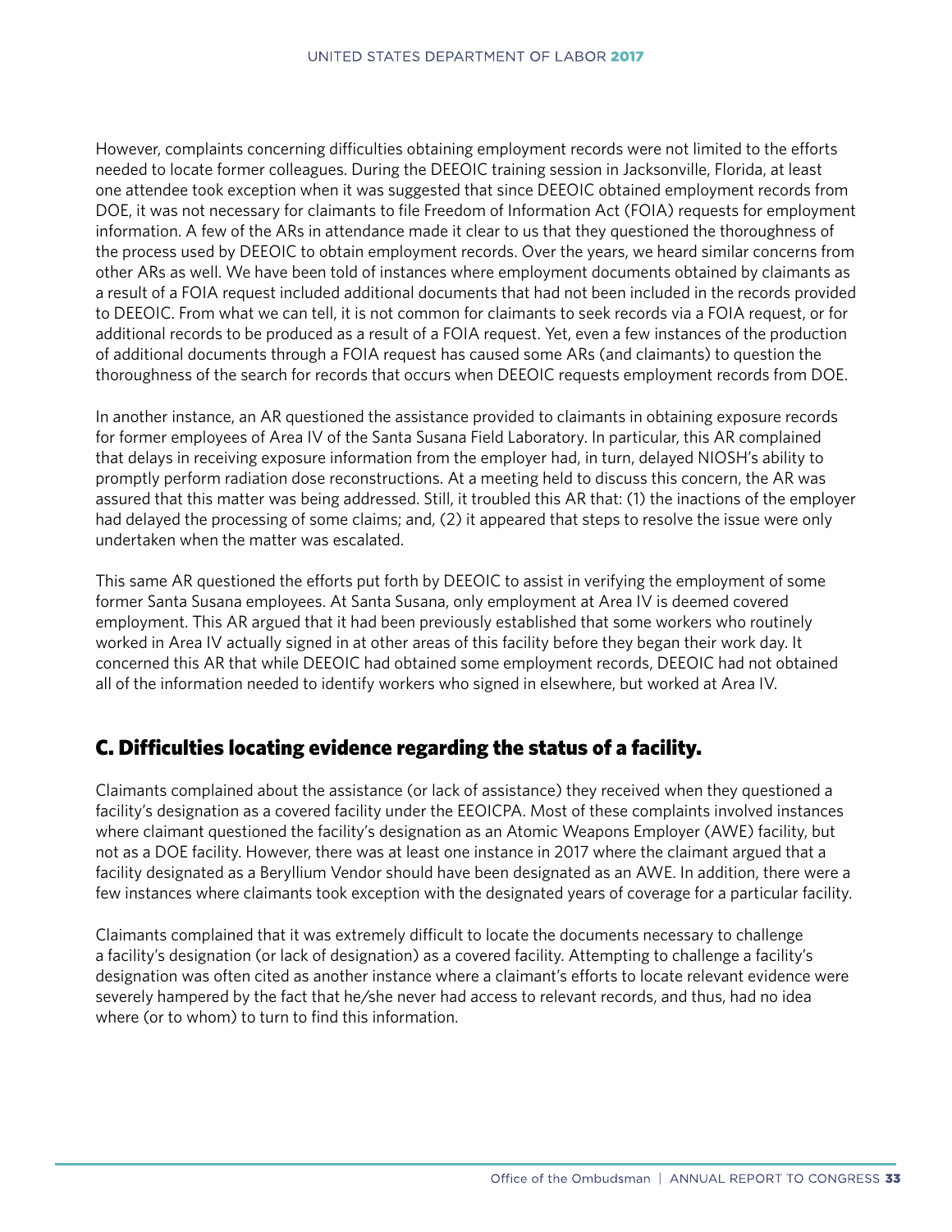However, complaints concerning difficulties obtaining employment records were not limited to the efforts needed to locate former colleagues. During the DEEOIC training session in Jacksonville, Florida, at least one attendee took exception when it was suggested that since DEEOIC obtained employment records from DOE, it was not necessary for claimants to file Freedom of Information Act (FOIA) requests for employment information. A few of the ARs in attendance made it clear to us that they questioned the thoroughness of the process used by DEEOIC to obtain employment records. Over the years, we heard similar concerns from other ARs as well. We have been told of instances where employment documents obtained by claimants as a result of a FOIA request included additional documents that had not been included in the records provided to DEEOIC. From what we can tell, it is not common for claimants to seek records via a FOIA request, or for additional records to be produced as a result of a FOIA request. Yet, even a few instances of the production of additional documents through a FOIA request has caused some ARs (and claimants) to question the thoroughness of the search for records that occurs when DEEOIC requests employment records from DOE.

In another instance, an AR questioned the assistance provided to claimants in obtaining exposure records for former employees of Area IV of the Santa Susana Field Laboratory. In particular, this AR complained that delays in receiving exposure information from the employer had, in turn, delayed NIOSH's ability to promptly perform radiation dose reconstructions. At a meeting held to discuss this concern, the AR was assured that this matter was being addressed. Still, it troubled this AR that: (1) the inactions of the employer had delayed the processing of some claims; and, (2) it appeared that steps to resolve the issue were only undertaken when the matter was escalated.

This same AR questioned the efforts put forth by DEEOIC to assist in verifying the employment of some former Santa Susana employees. At Santa Susana, only employment at Area IV is deemed covered employment. This AR argued that it had been previously established that some workers who routinely worked in Area IV actually signed in at other areas of this facility before they began their work day. It concerned this AR that while DEEOIC had obtained some employment records, DEEOIC had not obtained all of the information needed to identify workers who signed in elsewhere, but worked at Area IV.

## C. Difficulties locating evidence regarding the status of a facility.

Claimants complained about the assistance (or lack of assistance) they received when they questioned a facility's designation as a covered facility under the EEOICPA. Most of these complaints involved instances where claimant questioned the facility's designation as an Atomic Weapons Employer (AWE) facility, but not as a DOE facility. However, there was at least one instance in 2017 where the claimant argued that a facility designated as a Beryllium Vendor should have been designated as an AWE. In addition, there were a few instances where claimants took exception with the designated years of coverage for a particular facility.

Claimants complained that it was extremely difficult to locate the documents necessary to challenge a facility's designation (or lack of designation) as a covered facility. Attempting to challenge a facility's designation was often cited as another instance where a claimant's efforts to locate relevant evidence were severely hampered by the fact that he/she never had access to relevant records, and thus, had no idea where (or to whom) to turn to find this information.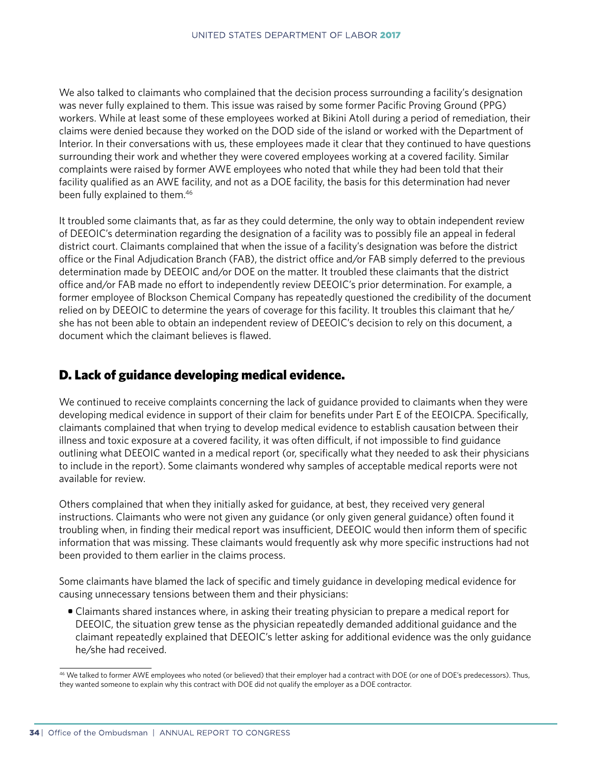We also talked to claimants who complained that the decision process surrounding a facility's designation was never fully explained to them. This issue was raised by some former Pacific Proving Ground (PPG) workers. While at least some of these employees worked at Bikini Atoll during a period of remediation, their claims were denied because they worked on the DOD side of the island or worked with the Department of Interior. In their conversations with us, these employees made it clear that they continued to have questions surrounding their work and whether they were covered employees working at a covered facility. Similar complaints were raised by former AWE employees who noted that while they had been told that their facility qualified as an AWE facility, and not as a DOE facility, the basis for this determination had never been fully explained to them.[46]

It troubled some claimants that, as far as they could determine, the only way to obtain independent review of DEEOIC's determination regarding the designation of a facility was to possibly file an appeal in federal district court. Claimants complained that when the issue of a facility's designation was before the district office or the Final Adjudication Branch (FAB), the district office and/or FAB simply deferred to the previous determination made by DEEOIC and/or DOE on the matter. It troubled these claimants that the district office and/or FAB made no effort to independently review DEEOIC's prior determination. For example, a former employee of Blockson Chemical Company has repeatedly questioned the credibility of the document relied on by DEEOIC to determine the years of coverage for this facility. It troubles this claimant that he/she has not been able to obtain an independent review of DEEOIC's decision to rely on this document, a document which the claimant believes is flawed.

## D. Lack of guidance developing medical evidence.

We continued to receive complaints concerning the lack of guidance provided to claimants when they were developing medical evidence in support of their claim for benefits under Part E of the EEOICPA. Specifically, claimants complained that when trying to develop medical evidence to establish causation between their illness and toxic exposure at a covered facility, it was often difficult, if not impossible to find guidance outlining what DEEOIC wanted in a medical report (or, specifically what they needed to ask their physicians to include in the report). Some claimants wondered why samples of acceptable medical reports were not available for review.

Others complained that when they initially asked for guidance, at best, they received very general instructions. Claimants who were not given any guidance (or only given general guidance) often found it troubling when, in finding their medical report was insufficient, DEEOIC would then inform them of specific information that was missing. These claimants would frequently ask why more specific instructions had not been provided to them earlier in the claims process.

Some claimants have blamed the lack of specific and timely guidance in developing medical evidence for causing unnecessary tensions between them and their physicians:

- Claimants shared instances where, in asking their treating physician to prepare a medical report for DEEOIC, the situation grew tense as the physician repeatedly demanded additional guidance and the claimant repeatedly explained that DEEOIC's letter asking for additional evidence was the only guidance he/she had received.

[46] We talked to former AWE employees who noted (or believed) that their employer had a contract with DOE (or one of DOE's predecessors). Thus, they wanted someone to explain why this contract with DOE did not qualify the employer as a DOE contractor.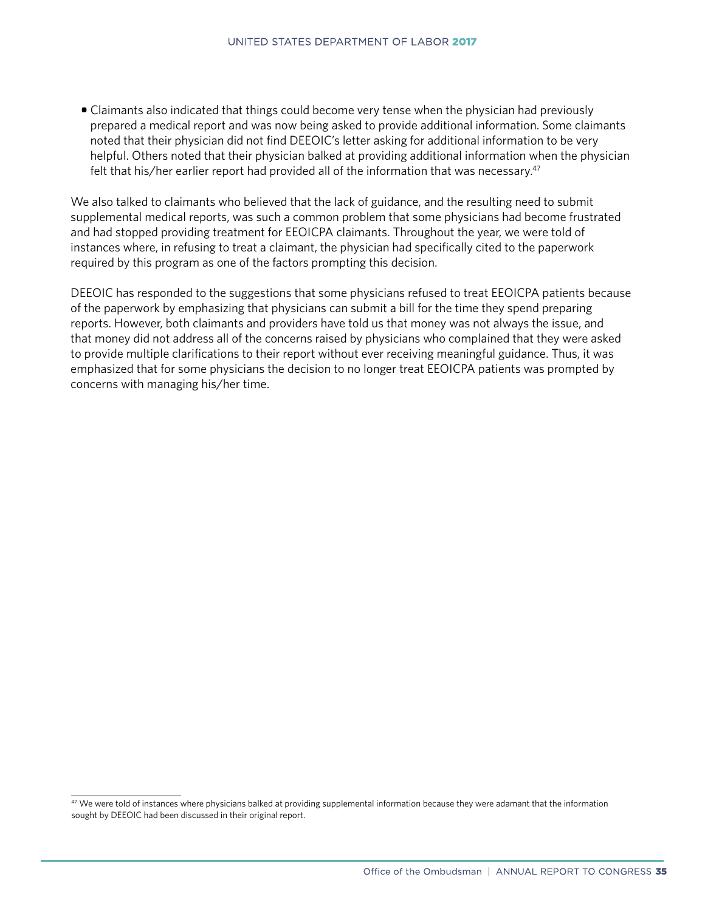- Claimants also indicated that things could become very tense when the physician had previously prepared a medical report and was now being asked to provide additional information. Some claimants noted that their physician did not find DEEOIC's letter asking for additional information to be very helpful. Others noted that their physician balked at providing additional information when the physician felt that his/her earlier report had provided all of the information that was necessary.[47]

We also talked to claimants who believed that the lack of guidance, and the resulting need to submit supplemental medical reports, was such a common problem that some physicians had become frustrated and had stopped providing treatment for EEOICPA claimants. Throughout the year, we were told of instances where, in refusing to treat a claimant, the physician had specifically cited to the paperwork required by this program as one of the factors prompting this decision.

DEEOIC has responded to the suggestions that some physicians refused to treat EEOICPA patients because of the paperwork by emphasizing that physicians can submit a bill for the time they spend preparing reports. However, both claimants and providers have told us that money was not always the issue, and that money did not address all of the concerns raised by physicians who complained that they were asked to provide multiple clarifications to their report without ever receiving meaningful guidance. Thus, it was emphasized that for some physicians the decision to no longer treat EEOICPA patients was prompted by concerns with managing his/her time.

[47] We were told of instances where physicians balked at providing supplemental information because they were adamant that the information sought by DEEOIC had been discussed in their original report.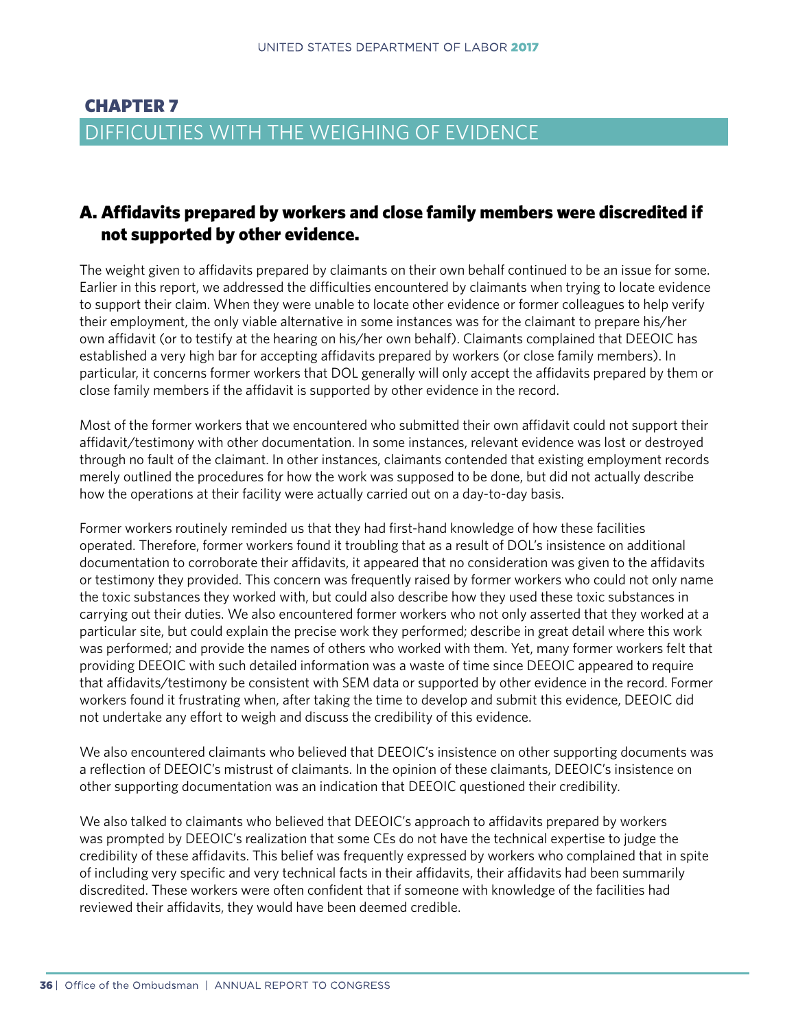# CHAPTER 7

## DIFFICULTIES WITH THE WEIGHING OF EVIDENCE

### A. Affidavits prepared by workers and close family members were discredited if not supported by other evidence.

The weight given to affidavits prepared by claimants on their own behalf continued to be an issue for some. Earlier in this report, we addressed the difficulties encountered by claimants when trying to locate evidence to support their claim. When they were unable to locate other evidence or former colleagues to help verify their employment, the only viable alternative in some instances was for the claimant to prepare his/her own affidavit (or to testify at the hearing on his/her own behalf). Claimants complained that DEEOIC has established a very high bar for accepting affidavits prepared by workers (or close family members). In particular, it concerns former workers that DOL generally will only accept the affidavits prepared by them or close family members if the affidavit is supported by other evidence in the record.

Most of the former workers that we encountered who submitted their own affidavit could not support their affidavit/testimony with other documentation. In some instances, relevant evidence was lost or destroyed through no fault of the claimant. In other instances, claimants contended that existing employment records merely outlined the procedures for how the work was supposed to be done, but did not actually describe how the operations at their facility were actually carried out on a day-to-day basis.

Former workers routinely reminded us that they had first-hand knowledge of how these facilities operated. Therefore, former workers found it troubling that as a result of DOL's insistence on additional documentation to corroborate their affidavits, it appeared that no consideration was given to the affidavits or testimony they provided. This concern was frequently raised by former workers who could not only name the toxic substances they worked with, but could also describe how they used these toxic substances in carrying out their duties. We also encountered former workers who not only asserted that they worked at a particular site, but could explain the precise work they performed; describe in great detail where this work was performed; and provide the names of others who worked with them. Yet, many former workers felt that providing DEEOIC with such detailed information was a waste of time since DEEOIC appeared to require that affidavits/testimony be consistent with SEM data or supported by other evidence in the record. Former workers found it frustrating when, after taking the time to develop and submit this evidence, DEEOIC did not undertake any effort to weigh and discuss the credibility of this evidence.

We also encountered claimants who believed that DEEOIC's insistence on other supporting documents was a reflection of DEEOIC's mistrust of claimants. In the opinion of these claimants, DEEOIC's insistence on other supporting documentation was an indication that DEEOIC questioned their credibility.

We also talked to claimants who believed that DEEOIC's approach to affidavits prepared by workers was prompted by DEEOIC's realization that some CEs do not have the technical expertise to judge the credibility of these affidavits. This belief was frequently expressed by workers who complained that in spite of including very specific and very technical facts in their affidavits, their affidavits had been summarily discredited. These workers were often confident that if someone with knowledge of the facilities had reviewed their affidavits, they would have been deemed credible.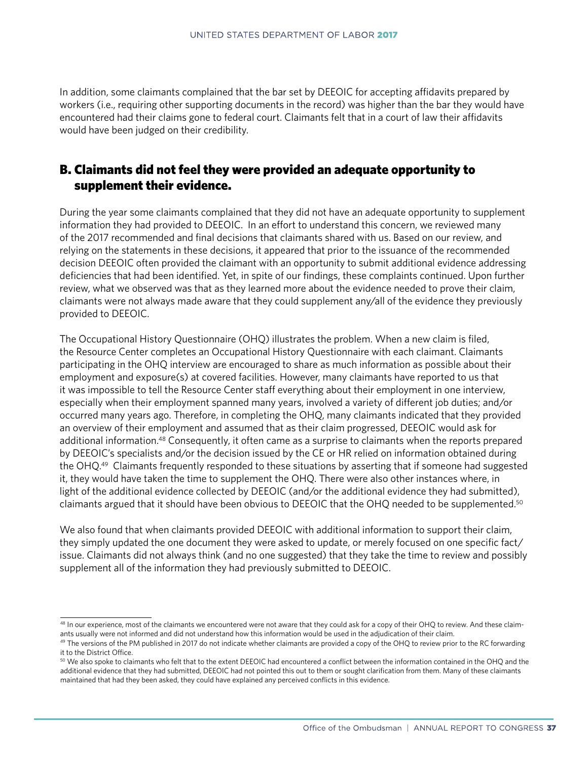In addition, some claimants complained that the bar set by DEEOIC for accepting affidavits prepared by workers (i.e., requiring other supporting documents in the record) was higher than the bar they would have encountered had their claims gone to federal court. Claimants felt that in a court of law their affidavits would have been judged on their credibility.

## B. Claimants did not feel they were provided an adequate opportunity to supplement their evidence.

During the year some claimants complained that they did not have an adequate opportunity to supplement information they had provided to DEEOIC. In an effort to understand this concern, we reviewed many of the 2017 recommended and final decisions that claimants shared with us. Based on our review, and relying on the statements in these decisions, it appeared that prior to the issuance of the recommended decision DEEOIC often provided the claimant with an opportunity to submit additional evidence addressing deficiencies that had been identified. Yet, in spite of our findings, these complaints continued. Upon further review, what we observed was that as they learned more about the evidence needed to prove their claim, claimants were not always made aware that they could supplement any/all of the evidence they previously provided to DEEOIC.

The Occupational History Questionnaire (OHQ) illustrates the problem. When a new claim is filed, the Resource Center completes an Occupational History Questionnaire with each claimant. Claimants participating in the OHQ interview are encouraged to share as much information as possible about their employment and exposure(s) at covered facilities. However, many claimants have reported to us that it was impossible to tell the Resource Center staff everything about their employment in one interview, especially when their employment spanned many years, involved a variety of different job duties; and/or occurred many years ago. Therefore, in completing the OHQ, many claimants indicated that they provided an overview of their employment and assumed that as their claim progressed, DEEOIC would ask for additional information.[48] Consequently, it often came as a surprise to claimants when the reports prepared by DEEOIC's specialists and/or the decision issued by the CE or HR relied on information obtained during the OHQ.[49] Claimants frequently responded to these situations by asserting that if someone had suggested it, they would have taken the time to supplement the OHQ. There were also other instances where, in light of the additional evidence collected by DEEOIC (and/or the additional evidence they had submitted), claimants argued that it should have been obvious to DEEOIC that the OHQ needed to be supplemented.[50]

We also found that when claimants provided DEEOIC with additional information to support their claim, they simply updated the one document they were asked to update, or merely focused on one specific fact/issue. Claimants did not always think (and no one suggested) that they take the time to review and possibly supplement all of the information they had previously submitted to DEEOIC.

---

[48] In our experience, most of the claimants we encountered were not aware that they could ask for a copy of their OHQ to review. And these claimants usually were not informed and did not understand how this information would be used in the adjudication of their claim.

[49] The versions of the PM published in 2017 do not indicate whether claimants are provided a copy of the OHQ to review prior to the RC forwarding it to the District Office.

[50] We also spoke to claimants who felt that to the extent DEEOIC had encountered a conflict between the information contained in the OHQ and the additional evidence that they had submitted, DEEOIC had not pointed this out to them or sought clarification from them. Many of these claimants maintained that had they been asked, they could have explained any perceived conflicts in this evidence.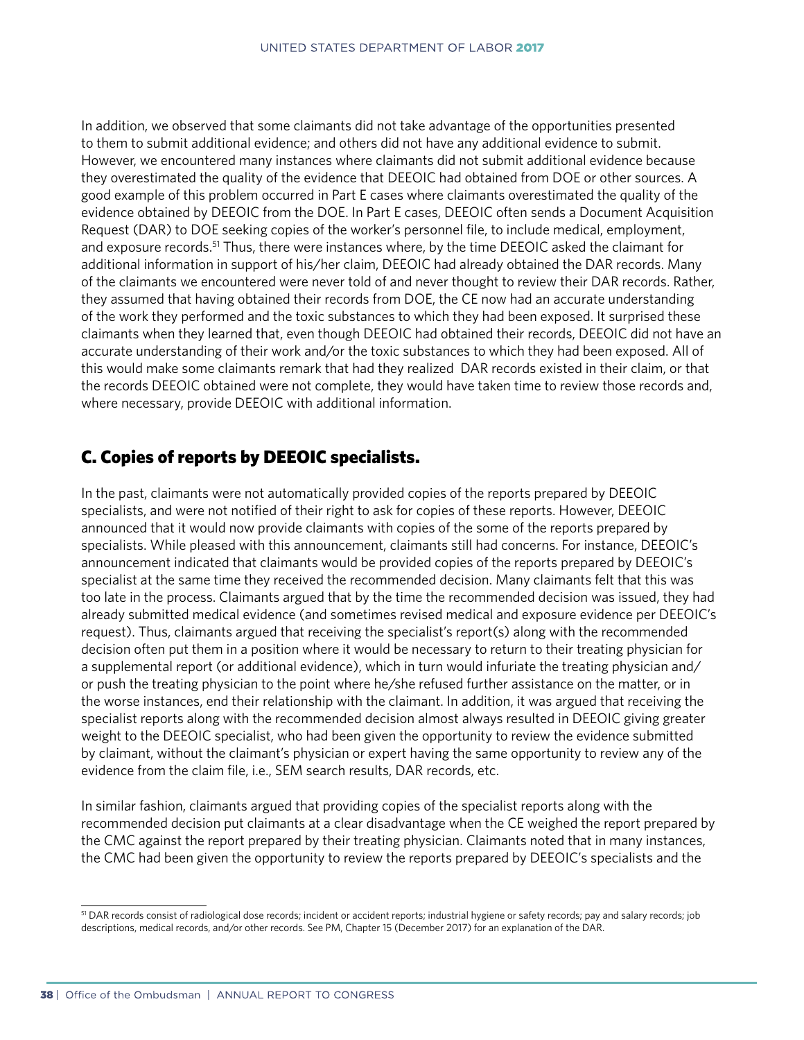In addition, we observed that some claimants did not take advantage of the opportunities presented to them to submit additional evidence; and others did not have any additional evidence to submit. However, we encountered many instances where claimants did not submit additional evidence because they overestimated the quality of the evidence that DEEOIC had obtained from DOE or other sources. A good example of this problem occurred in Part E cases where claimants overestimated the quality of the evidence obtained by DEEOIC from the DOE. In Part E cases, DEEOIC often sends a Document Acquisition Request (DAR) to DOE seeking copies of the worker's personnel file, to include medical, employment, and exposure records.[51] Thus, there were instances where, by the time DEEOIC asked the claimant for additional information in support of his/her claim, DEEOIC had already obtained the DAR records. Many of the claimants we encountered were never told of and never thought to review their DAR records. Rather, they assumed that having obtained their records from DOE, the CE now had an accurate understanding of the work they performed and the toxic substances to which they had been exposed. It surprised these claimants when they learned that, even though DEEOIC had obtained their records, DEEOIC did not have an accurate understanding of their work and/or the toxic substances to which they had been exposed. All of this would make some claimants remark that had they realized DAR records existed in their claim, or that the records DEEOIC obtained were not complete, they would have taken time to review those records and, where necessary, provide DEEOIC with additional information.

## C. Copies of reports by DEEOIC specialists.

In the past, claimants were not automatically provided copies of the reports prepared by DEEOIC specialists, and were not notified of their right to ask for copies of these reports. However, DEEOIC announced that it would now provide claimants with copies of the some of the reports prepared by specialists. While pleased with this announcement, claimants still had concerns. For instance, DEEOIC's announcement indicated that claimants would be provided copies of the reports prepared by DEEOIC's specialist at the same time they received the recommended decision. Many claimants felt that this was too late in the process. Claimants argued that by the time the recommended decision was issued, they had already submitted medical evidence (and sometimes revised medical and exposure evidence per DEEOIC's request). Thus, claimants argued that receiving the specialist's report(s) along with the recommended decision often put them in a position where it would be necessary to return to their treating physician for a supplemental report (or additional evidence), which in turn would infuriate the treating physician and/or push the treating physician to the point where he/she refused further assistance on the matter, or in the worse instances, end their relationship with the claimant. In addition, it was argued that receiving the specialist reports along with the recommended decision almost always resulted in DEEOIC giving greater weight to the DEEOIC specialist, who had been given the opportunity to review the evidence submitted by claimant, without the claimant's physician or expert having the same opportunity to review any of the evidence from the claim file, i.e., SEM search results, DAR records, etc.

In similar fashion, claimants argued that providing copies of the specialist reports along with the recommended decision put claimants at a clear disadvantage when the CE weighed the report prepared by the CMC against the report prepared by their treating physician. Claimants noted that in many instances, the CMC had been given the opportunity to review the reports prepared by DEEOIC's specialists and the

[51] DAR records consist of radiological dose records; incident or accident reports; industrial hygiene or safety records; pay and salary records; job descriptions, medical records, and/or other records. See PM, Chapter 15 (December 2017) for an explanation of the DAR.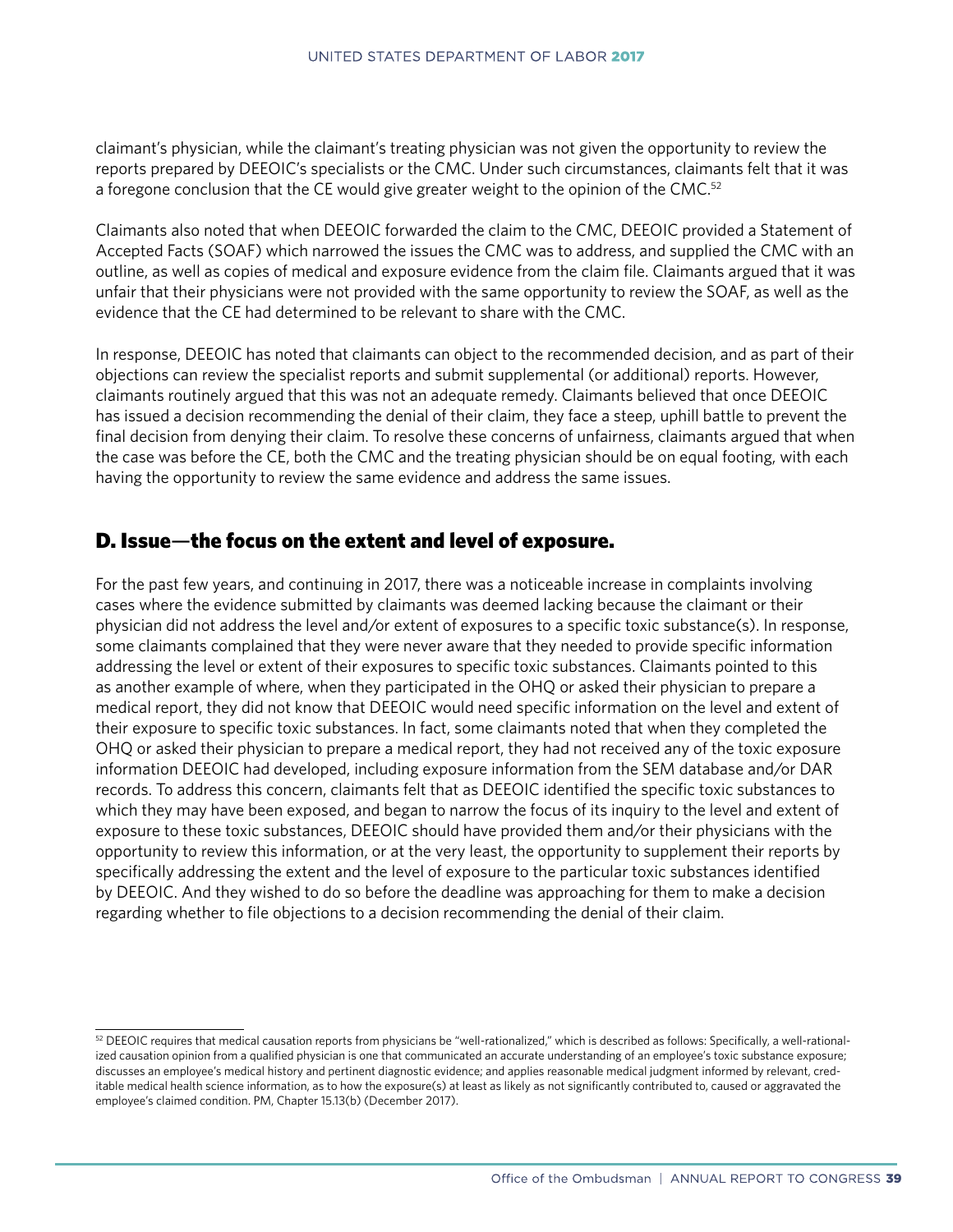claimant's physician, while the claimant's treating physician was not given the opportunity to review the reports prepared by DEEOIC's specialists or the CMC. Under such circumstances, claimants felt that it was a foregone conclusion that the CE would give greater weight to the opinion of the CMC.[52]

Claimants also noted that when DEEOIC forwarded the claim to the CMC, DEEOIC provided a Statement of Accepted Facts (SOAF) which narrowed the issues the CMC was to address, and supplied the CMC with an outline, as well as copies of medical and exposure evidence from the claim file. Claimants argued that it was unfair that their physicians were not provided with the same opportunity to review the SOAF, as well as the evidence that the CE had determined to be relevant to share with the CMC.

In response, DEEOIC has noted that claimants can object to the recommended decision, and as part of their objections can review the specialist reports and submit supplemental (or additional) reports. However, claimants routinely argued that this was not an adequate remedy. Claimants believed that once DEEOIC has issued a decision recommending the denial of their claim, they face a steep, uphill battle to prevent the final decision from denying their claim. To resolve these concerns of unfairness, claimants argued that when the case was before the CE, both the CMC and the treating physician should be on equal footing, with each having the opportunity to review the same evidence and address the same issues.

## D. Issue—the focus on the extent and level of exposure.

For the past few years, and continuing in 2017, there was a noticeable increase in complaints involving cases where the evidence submitted by claimants was deemed lacking because the claimant or their physician did not address the level and/or extent of exposures to a specific toxic substance(s). In response, some claimants complained that they were never aware that they needed to provide specific information addressing the level or extent of their exposures to specific toxic substances. Claimants pointed to this as another example of where, when they participated in the OHQ or asked their physician to prepare a medical report, they did not know that DEEOIC would need specific information on the level and extent of their exposure to specific toxic substances. In fact, some claimants noted that when they completed the OHQ or asked their physician to prepare a medical report, they had not received any of the toxic exposure information DEEOIC had developed, including exposure information from the SEM database and/or DAR records. To address this concern, claimants felt that as DEEOIC identified the specific toxic substances to which they may have been exposed, and began to narrow the focus of its inquiry to the level and extent of exposure to these toxic substances, DEEOIC should have provided them and/or their physicians with the opportunity to review this information, or at the very least, the opportunity to supplement their reports by specifically addressing the extent and the level of exposure to the particular toxic substances identified by DEEOIC. And they wished to do so before the deadline was approaching for them to make a decision regarding whether to file objections to a decision recommending the denial of their claim.

---

[52] DEEOIC requires that medical causation reports from physicians be "well-rationalized," which is described as follows: Specifically, a well-rationalized causation opinion from a qualified physician is one that communicated an accurate understanding of an employee's toxic substance exposure; discusses an employee's medical history and pertinent diagnostic evidence; and applies reasonable medical judgment informed by relevant, creditable medical health science information, as to how the exposure(s) at least as likely as not significantly contributed to, caused or aggravated the employee's claimed condition. PM, Chapter 15.13(b) (December 2017).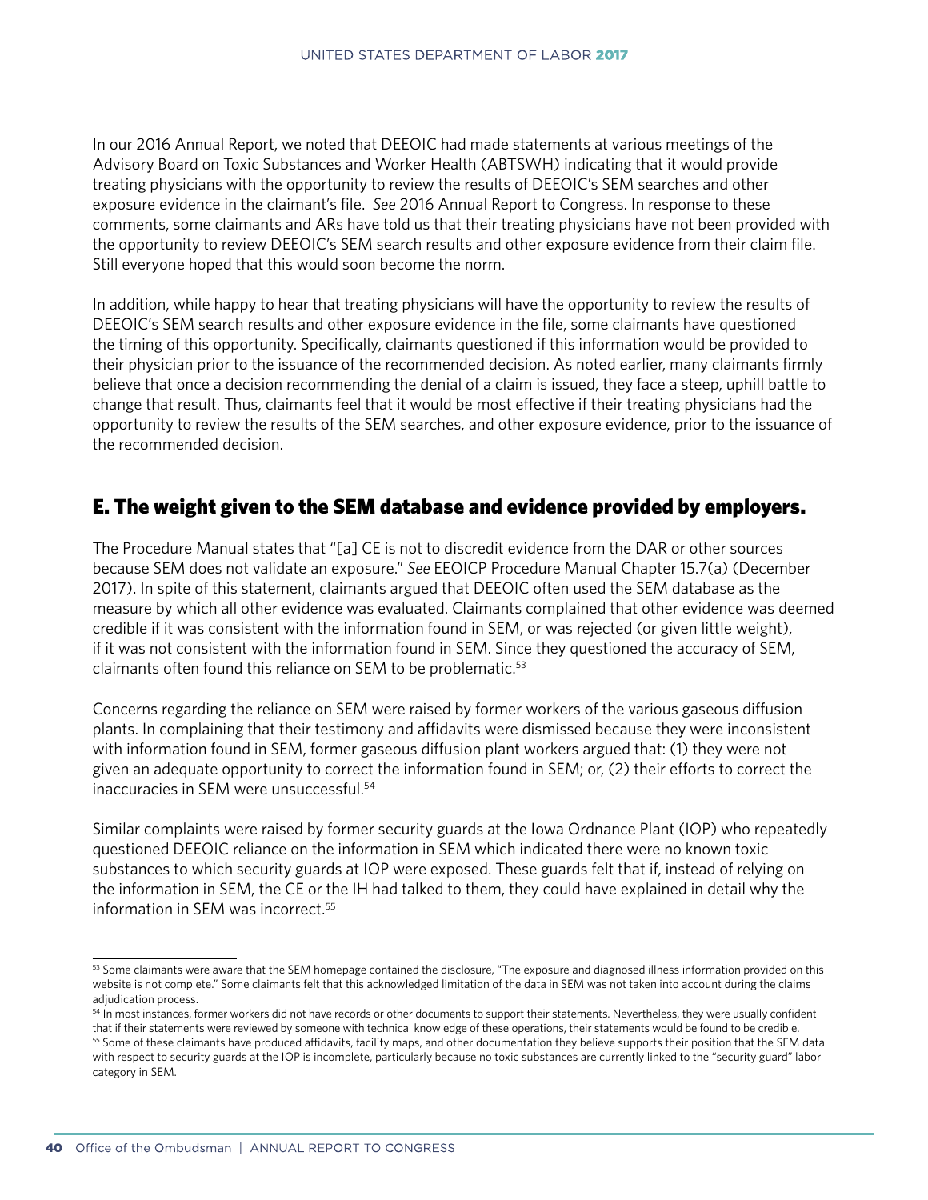In our 2016 Annual Report, we noted that DEEOIC had made statements at various meetings of the Advisory Board on Toxic Substances and Worker Health (ABTSWH) indicating that it would provide treating physicians with the opportunity to review the results of DEEOIC's SEM searches and other exposure evidence in the claimant's file. *See* 2016 Annual Report to Congress. In response to these comments, some claimants and ARs have told us that their treating physicians have not been provided with the opportunity to review DEEOIC's SEM search results and other exposure evidence from their claim file. Still everyone hoped that this would soon become the norm.

In addition, while happy to hear that treating physicians will have the opportunity to review the results of DEEOIC's SEM search results and other exposure evidence in the file, some claimants have questioned the timing of this opportunity. Specifically, claimants questioned if this information would be provided to their physician prior to the issuance of the recommended decision. As noted earlier, many claimants firmly believe that once a decision recommending the denial of a claim is issued, they face a steep, uphill battle to change that result. Thus, claimants feel that it would be most effective if their treating physicians had the opportunity to review the results of the SEM searches, and other exposure evidence, prior to the issuance of the recommended decision.

## E. The weight given to the SEM database and evidence provided by employers.

The Procedure Manual states that "[a] CE is not to discredit evidence from the DAR or other sources because SEM does not validate an exposure." *See* EEOICP Procedure Manual Chapter 15.7(a) (December 2017). In spite of this statement, claimants argued that DEEOIC often used the SEM database as the measure by which all other evidence was evaluated. Claimants complained that other evidence was deemed credible if it was consistent with the information found in SEM, or was rejected (or given little weight), if it was not consistent with the information found in SEM. Since they questioned the accuracy of SEM, claimants often found this reliance on SEM to be problematic.[53]

Concerns regarding the reliance on SEM were raised by former workers of the various gaseous diffusion plants. In complaining that their testimony and affidavits were dismissed because they were inconsistent with information found in SEM, former gaseous diffusion plant workers argued that: (1) they were not given an adequate opportunity to correct the information found in SEM; or, (2) their efforts to correct the inaccuracies in SEM were unsuccessful.[54]

Similar complaints were raised by former security guards at the Iowa Ordnance Plant (IOP) who repeatedly questioned DEEOIC reliance on the information in SEM which indicated there were no known toxic substances to which security guards at IOP were exposed. These guards felt that if, instead of relying on the information in SEM, the CE or the IH had talked to them, they could have explained in detail why the information in SEM was incorrect.[55]

---

[53] Some claimants were aware that the SEM homepage contained the disclosure, "The exposure and diagnosed illness information provided on this website is not complete." Some claimants felt that this acknowledged limitation of the data in SEM was not taken into account during the claims adjudication process.

[54] In most instances, former workers did not have records or other documents to support their statements. Nevertheless, they were usually confident that if their statements were reviewed by someone with technical knowledge of these operations, their statements would be found to be credible.

[55] Some of these claimants have produced affidavits, facility maps, and other documentation they believe supports their position that the SEM data with respect to security guards at the IOP is incomplete, particularly because no toxic substances are currently linked to the "security guard" labor category in SEM.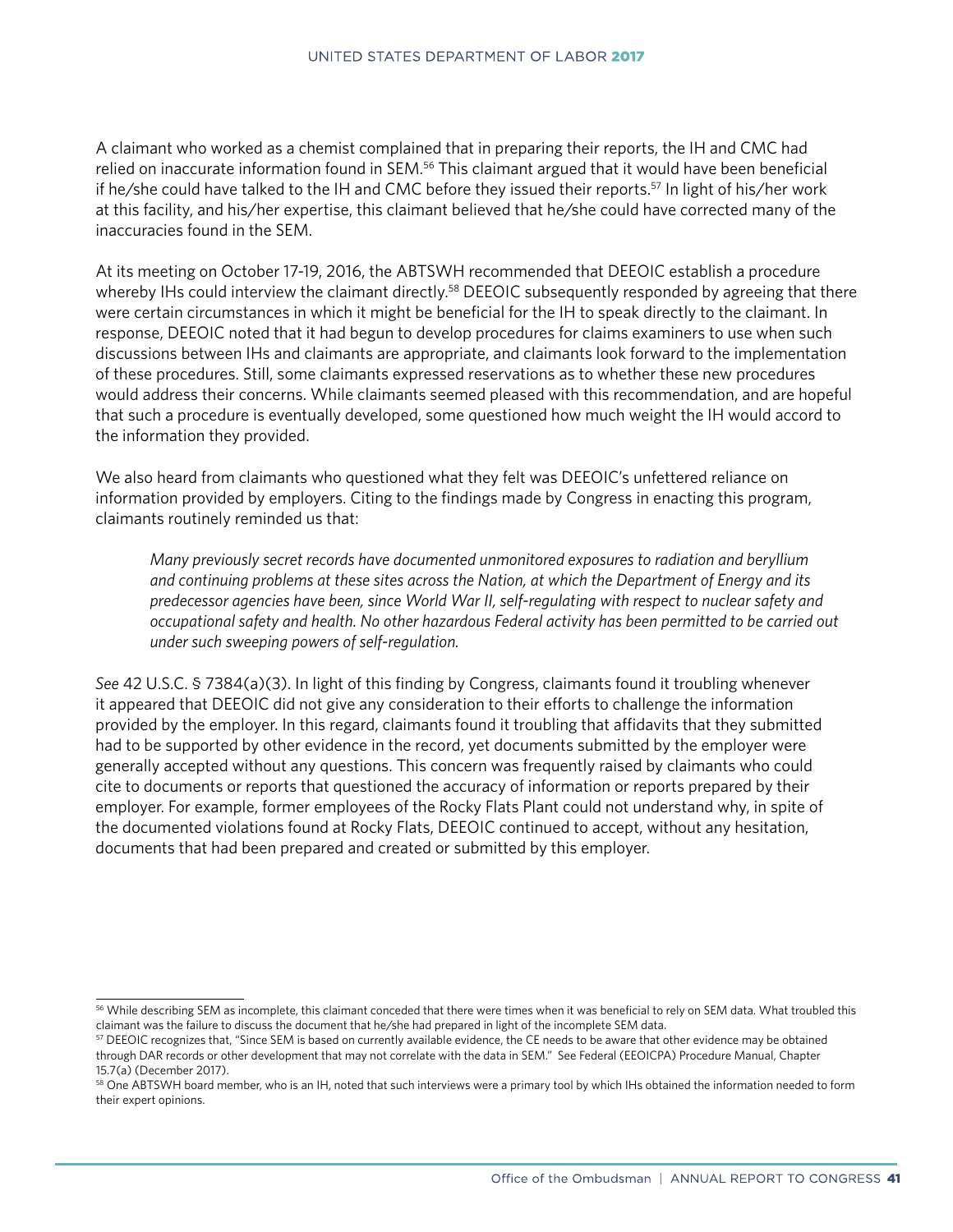A claimant who worked as a chemist complained that in preparing their reports, the IH and CMC had relied on inaccurate information found in SEM.[56] This claimant argued that it would have been beneficial if he/she could have talked to the IH and CMC before they issued their reports.[57] In light of his/her work at this facility, and his/her expertise, this claimant believed that he/she could have corrected many of the inaccuracies found in the SEM.

At its meeting on October 17-19, 2016, the ABTSWH recommended that DEEOIC establish a procedure whereby IHs could interview the claimant directly.[58] DEEOIC subsequently responded by agreeing that there were certain circumstances in which it might be beneficial for the IH to speak directly to the claimant. In response, DEEOIC noted that it had begun to develop procedures for claims examiners to use when such discussions between IHs and claimants are appropriate, and claimants look forward to the implementation of these procedures. Still, some claimants expressed reservations as to whether these new procedures would address their concerns. While claimants seemed pleased with this recommendation, and are hopeful that such a procedure is eventually developed, some questioned how much weight the IH would accord to the information they provided.

We also heard from claimants who questioned what they felt was DEEOIC's unfettered reliance on information provided by employers. Citing to the findings made by Congress in enacting this program, claimants routinely reminded us that:

> *Many previously secret records have documented unmonitored exposures to radiation and beryllium and continuing problems at these sites across the Nation, at which the Department of Energy and its predecessor agencies have been, since World War II, self-regulating with respect to nuclear safety and occupational safety and health. No other hazardous Federal activity has been permitted to be carried out under such sweeping powers of self-regulation.*

*See* 42 U.S.C. § 7384(a)(3). In light of this finding by Congress, claimants found it troubling whenever it appeared that DEEOIC did not give any consideration to their efforts to challenge the information provided by the employer. In this regard, claimants found it troubling that affidavits that they submitted had to be supported by other evidence in the record, yet documents submitted by the employer were generally accepted without any questions. This concern was frequently raised by claimants who could cite to documents or reports that questioned the accuracy of information or reports prepared by their employer. For example, former employees of the Rocky Flats Plant could not understand why, in spite of the documented violations found at Rocky Flats, DEEOIC continued to accept, without any hesitation, documents that had been prepared and created or submitted by this employer.

---

[56] While describing SEM as incomplete, this claimant conceded that there were times when it was beneficial to rely on SEM data. What troubled this claimant was the failure to discuss the document that he/she had prepared in light of the incomplete SEM data.

[57] DEEOIC recognizes that, "Since SEM is based on currently available evidence, the CE needs to be aware that other evidence may be obtained through DAR records or other development that may not correlate with the data in SEM." See Federal (EEOICPA) Procedure Manual, Chapter 15.7(a) (December 2017).

[58] One ABTSWH board member, who is an IH, noted that such interviews were a primary tool by which IHs obtained the information needed to form their expert opinions.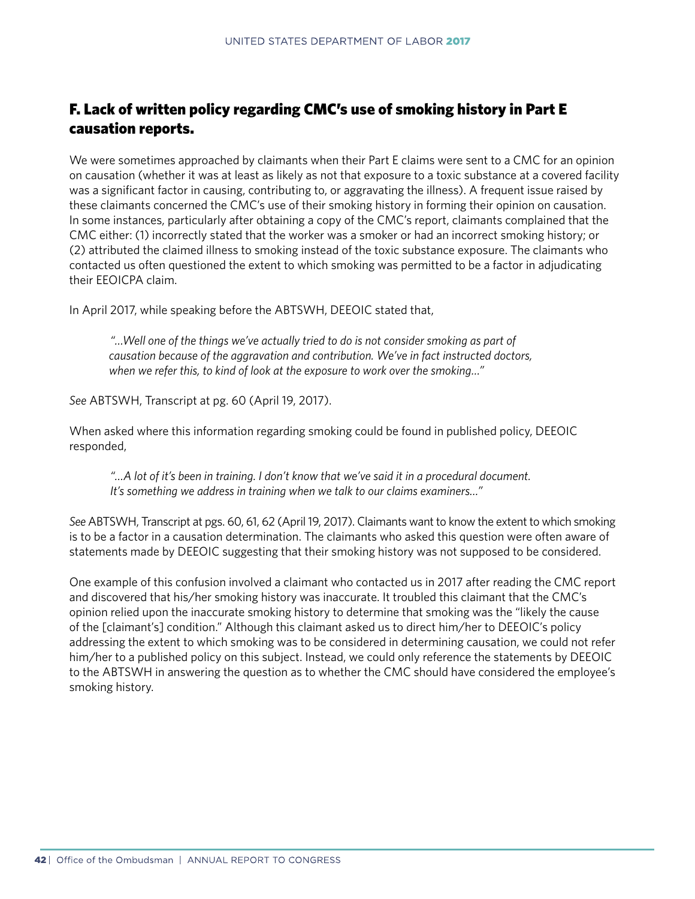## F. Lack of written policy regarding CMC's use of smoking history in Part E causation reports.

We were sometimes approached by claimants when their Part E claims were sent to a CMC for an opinion on causation (whether it was at least as likely as not that exposure to a toxic substance at a covered facility was a significant factor in causing, contributing to, or aggravating the illness). A frequent issue raised by these claimants concerned the CMC's use of their smoking history in forming their opinion on causation. In some instances, particularly after obtaining a copy of the CMC's report, claimants complained that the CMC either: (1) incorrectly stated that the worker was a smoker or had an incorrect smoking history; or (2) attributed the claimed illness to smoking instead of the toxic substance exposure. The claimants who contacted us often questioned the extent to which smoking was permitted to be a factor in adjudicating their EEOICPA claim.

In April 2017, while speaking before the ABTSWH, DEEOIC stated that,

> *"…Well one of the things we've actually tried to do is not consider smoking as part of causation because of the aggravation and contribution. We've in fact instructed doctors, when we refer this, to kind of look at the exposure to work over the smoking…"*

*See* ABTSWH, Transcript at pg. 60 (April 19, 2017).

When asked where this information regarding smoking could be found in published policy, DEEOIC responded,

> *"…A lot of it's been in training. I don't know that we've said it in a procedural document. It's something we address in training when we talk to our claims examiners…"*

*See* ABTSWH, Transcript at pgs. 60, 61, 62 (April 19, 2017). Claimants want to know the extent to which smoking is to be a factor in a causation determination. The claimants who asked this question were often aware of statements made by DEEOIC suggesting that their smoking history was not supposed to be considered.

One example of this confusion involved a claimant who contacted us in 2017 after reading the CMC report and discovered that his/her smoking history was inaccurate. It troubled this claimant that the CMC's opinion relied upon the inaccurate smoking history to determine that smoking was the "likely the cause of the [claimant's] condition." Although this claimant asked us to direct him/her to DEEOIC's policy addressing the extent to which smoking was to be considered in determining causation, we could not refer him/her to a published policy on this subject. Instead, we could only reference the statements by DEEOIC to the ABTSWH in answering the question as to whether the CMC should have considered the employee's smoking history.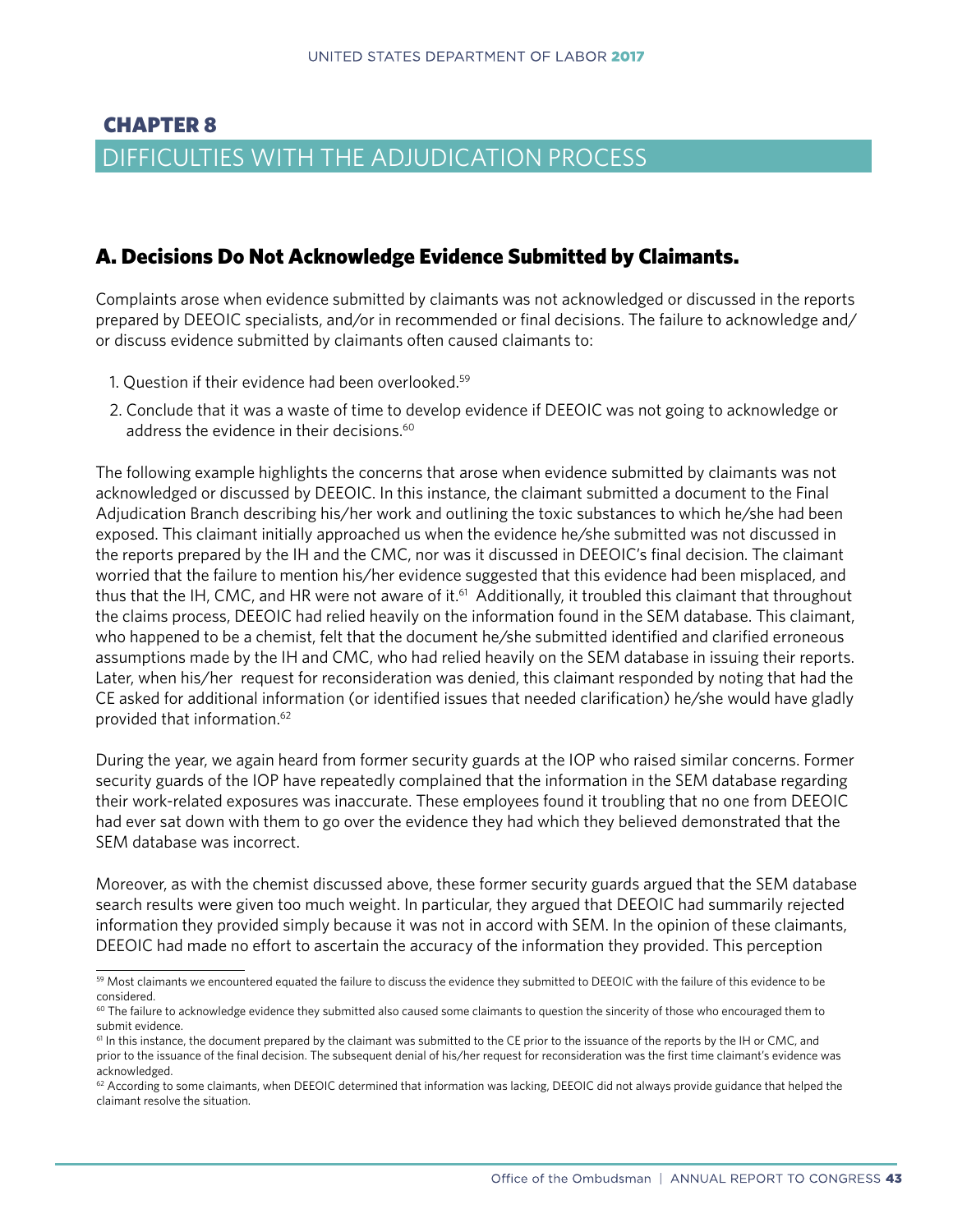# CHAPTER 8

## DIFFICULTIES WITH THE ADJUDICATION PROCESS

### A. Decisions Do Not Acknowledge Evidence Submitted by Claimants.

Complaints arose when evidence submitted by claimants was not acknowledged or discussed in the reports prepared by DEEOIC specialists, and/or in recommended or final decisions. The failure to acknowledge and/or discuss evidence submitted by claimants often caused claimants to:

1. Question if their evidence had been overlooked.[59]
2. Conclude that it was a waste of time to develop evidence if DEEOIC was not going to acknowledge or address the evidence in their decisions.[60]

The following example highlights the concerns that arose when evidence submitted by claimants was not acknowledged or discussed by DEEOIC. In this instance, the claimant submitted a document to the Final Adjudication Branch describing his/her work and outlining the toxic substances to which he/she had been exposed. This claimant initially approached us when the evidence he/she submitted was not discussed in the reports prepared by the IH and the CMC, nor was it discussed in DEEOIC's final decision. The claimant worried that the failure to mention his/her evidence suggested that this evidence had been misplaced, and thus that the IH, CMC, and HR were not aware of it.[61] Additionally, it troubled this claimant that throughout the claims process, DEEOIC had relied heavily on the information found in the SEM database. This claimant, who happened to be a chemist, felt that the document he/she submitted identified and clarified erroneous assumptions made by the IH and CMC, who had relied heavily on the SEM database in issuing their reports. Later, when his/her request for reconsideration was denied, this claimant responded by noting that had the CE asked for additional information (or identified issues that needed clarification) he/she would have gladly provided that information.[62]

During the year, we again heard from former security guards at the IOP who raised similar concerns. Former security guards of the IOP have repeatedly complained that the information in the SEM database regarding their work-related exposures was inaccurate. These employees found it troubling that no one from DEEOIC had ever sat down with them to go over the evidence they had which they believed demonstrated that the SEM database was incorrect.

Moreover, as with the chemist discussed above, these former security guards argued that the SEM database search results were given too much weight. In particular, they argued that DEEOIC had summarily rejected information they provided simply because it was not in accord with SEM. In the opinion of these claimants, DEEOIC had made no effort to ascertain the accuracy of the information they provided. This perception

---

[59] Most claimants we encountered equated the failure to discuss the evidence they submitted to DEEOIC with the failure of this evidence to be considered.

[60] The failure to acknowledge evidence they submitted also caused some claimants to question the sincerity of those who encouraged them to submit evidence.

[61] In this instance, the document prepared by the claimant was submitted to the CE prior to the issuance of the reports by the IH or CMC, and prior to the issuance of the final decision. The subsequent denial of his/her request for reconsideration was the first time claimant's evidence was acknowledged.

[62] According to some claimants, when DEEOIC determined that information was lacking, DEEOIC did not always provide guidance that helped the claimant resolve the situation.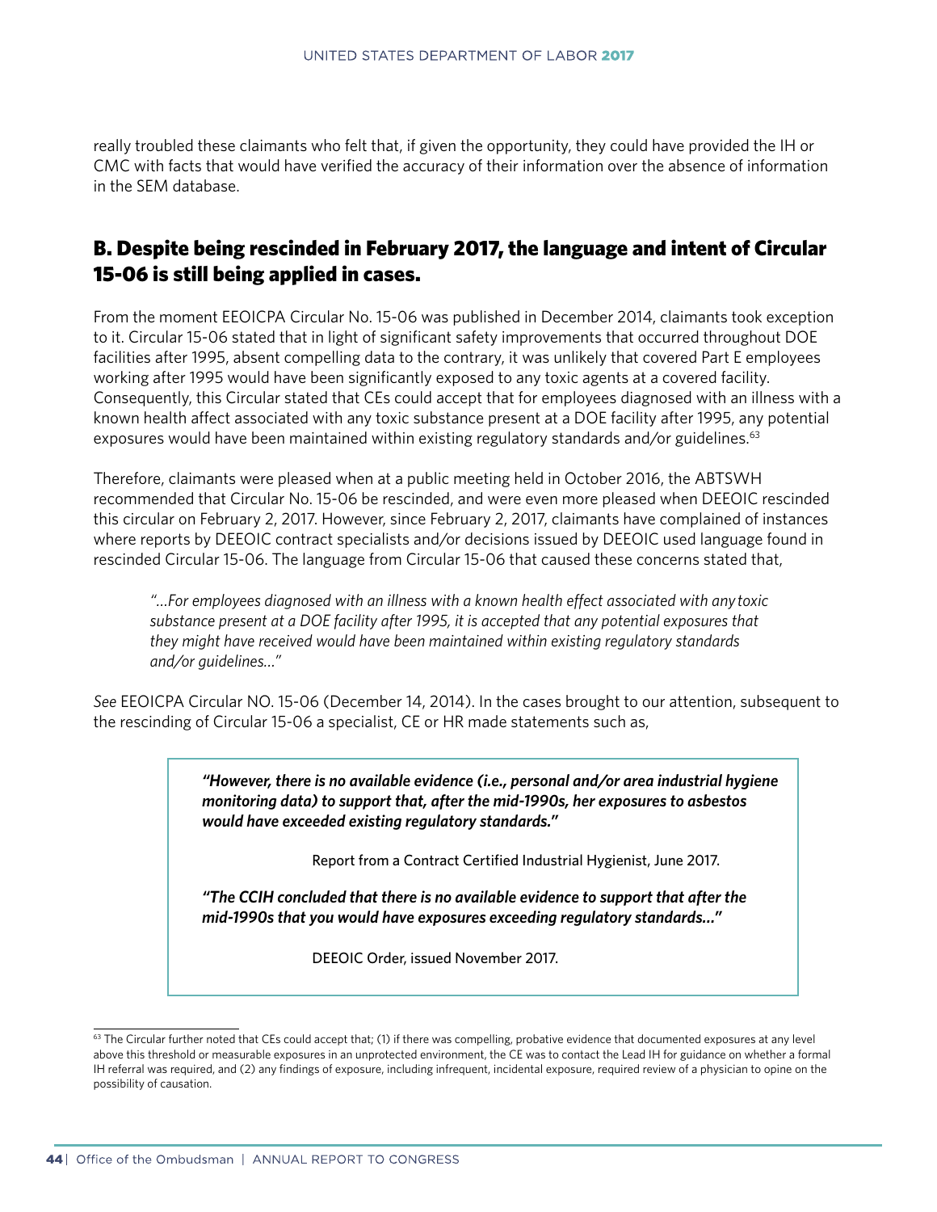really troubled these claimants who felt that, if given the opportunity, they could have provided the IH or CMC with facts that would have verified the accuracy of their information over the absence of information in the SEM database.

## B. Despite being rescinded in February 2017, the language and intent of Circular 15-06 is still being applied in cases.

From the moment EEOICPA Circular No. 15-06 was published in December 2014, claimants took exception to it. Circular 15-06 stated that in light of significant safety improvements that occurred throughout DOE facilities after 1995, absent compelling data to the contrary, it was unlikely that covered Part E employees working after 1995 would have been significantly exposed to any toxic agents at a covered facility. Consequently, this Circular stated that CEs could accept that for employees diagnosed with an illness with a known health affect associated with any toxic substance present at a DOE facility after 1995, any potential exposures would have been maintained within existing regulatory standards and/or guidelines.[63]

Therefore, claimants were pleased when at a public meeting held in October 2016, the ABTSWH recommended that Circular No. 15-06 be rescinded, and were even more pleased when DEEOIC rescinded this circular on February 2, 2017. However, since February 2, 2017, claimants have complained of instances where reports by DEEOIC contract specialists and/or decisions issued by DEEOIC used language found in rescinded Circular 15-06. The language from Circular 15-06 that caused these concerns stated that,

> *"…For employees diagnosed with an illness with a known health effect associated with any toxic substance present at a DOE facility after 1995, it is accepted that any potential exposures that they might have received would have been maintained within existing regulatory standards and/or guidelines…"*

*See* EEOICPA Circular NO. 15-06 (December 14, 2014). In the cases brought to our attention, subsequent to the rescinding of Circular 15-06 a specialist, CE or HR made statements such as,

> ***"However, there is no available evidence (i.e., personal and/or area industrial hygiene monitoring data) to support that, after the mid-1990s, her exposures to asbestos would have exceeded existing regulatory standards."***
>
> Report from a Contract Certified Industrial Hygienist, June 2017.
>
> ***"The CCIH concluded that there is no available evidence to support that after the mid-1990s that you would have exposures exceeding regulatory standards…"***
>
> DEEOIC Order, issued November 2017.

[63] The Circular further noted that CEs could accept that; (1) if there was compelling, probative evidence that documented exposures at any level above this threshold or measurable exposures in an unprotected environment, the CE was to contact the Lead IH for guidance on whether a formal IH referral was required, and (2) any findings of exposure, including infrequent, incidental exposure, required review of a physician to opine on the possibility of causation.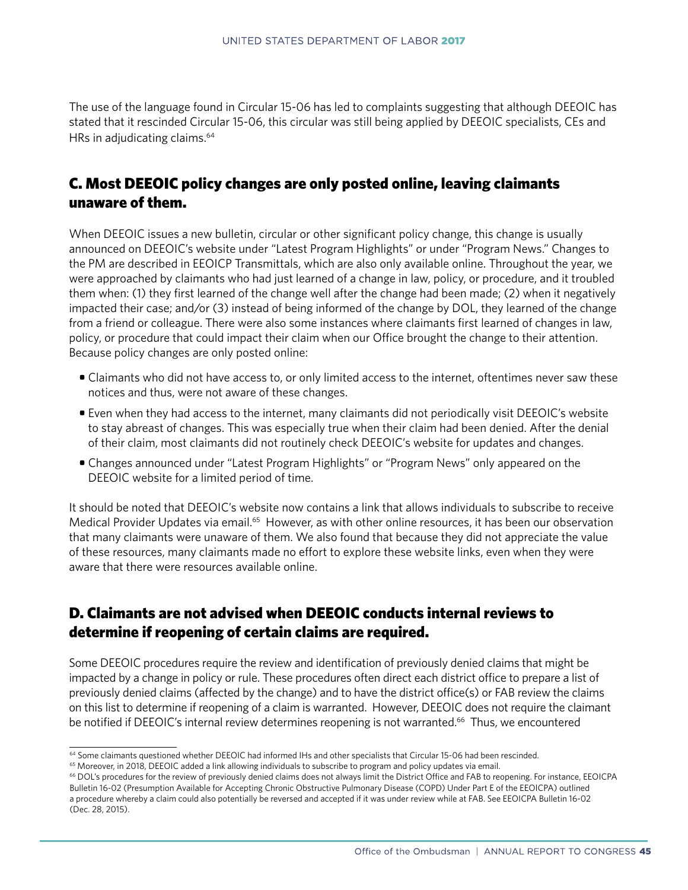The use of the language found in Circular 15-06 has led to complaints suggesting that although DEEOIC has stated that it rescinded Circular 15-06, this circular was still being applied by DEEOIC specialists, CEs and HRs in adjudicating claims.[64]

## C. Most DEEOIC policy changes are only posted online, leaving claimants unaware of them.

When DEEOIC issues a new bulletin, circular or other significant policy change, this change is usually announced on DEEOIC's website under "Latest Program Highlights" or under "Program News." Changes to the PM are described in EEOICP Transmittals, which are also only available online. Throughout the year, we were approached by claimants who had just learned of a change in law, policy, or procedure, and it troubled them when: (1) they first learned of the change well after the change had been made; (2) when it negatively impacted their case; and/or (3) instead of being informed of the change by DOL, they learned of the change from a friend or colleague. There were also some instances where claimants first learned of changes in law, policy, or procedure that could impact their claim when our Office brought the change to their attention. Because policy changes are only posted online:

- Claimants who did not have access to, or only limited access to the internet, oftentimes never saw these notices and thus, were not aware of these changes.
- Even when they had access to the internet, many claimants did not periodically visit DEEOIC's website to stay abreast of changes. This was especially true when their claim had been denied. After the denial of their claim, most claimants did not routinely check DEEOIC's website for updates and changes.
- Changes announced under "Latest Program Highlights" or "Program News" only appeared on the DEEOIC website for a limited period of time.

It should be noted that DEEOIC's website now contains a link that allows individuals to subscribe to receive Medical Provider Updates via email.[65] However, as with other online resources, it has been our observation that many claimants were unaware of them. We also found that because they did not appreciate the value of these resources, many claimants made no effort to explore these website links, even when they were aware that there were resources available online.

## D. Claimants are not advised when DEEOIC conducts internal reviews to determine if reopening of certain claims are required.

Some DEEOIC procedures require the review and identification of previously denied claims that might be impacted by a change in policy or rule. These procedures often direct each district office to prepare a list of previously denied claims (affected by the change) and to have the district office(s) or FAB review the claims on this list to determine if reopening of a claim is warranted. However, DEEOIC does not require the claimant be notified if DEEOIC's internal review determines reopening is not warranted.[66] Thus, we encountered

---

[64] Some claimants questioned whether DEEOIC had informed IHs and other specialists that Circular 15-06 had been rescinded.

[65] Moreover, in 2018, DEEOIC added a link allowing individuals to subscribe to program and policy updates via email.

[66] DOL's procedures for the review of previously denied claims does not always limit the District Office and FAB to reopening. For instance, EEOICPA Bulletin 16-02 (Presumption Available for Accepting Chronic Obstructive Pulmonary Disease (COPD) Under Part E of the EEOICPA) outlined a procedure whereby a claim could also potentially be reversed and accepted if it was under review while at FAB. See EEOICPA Bulletin 16-02 (Dec. 28, 2015).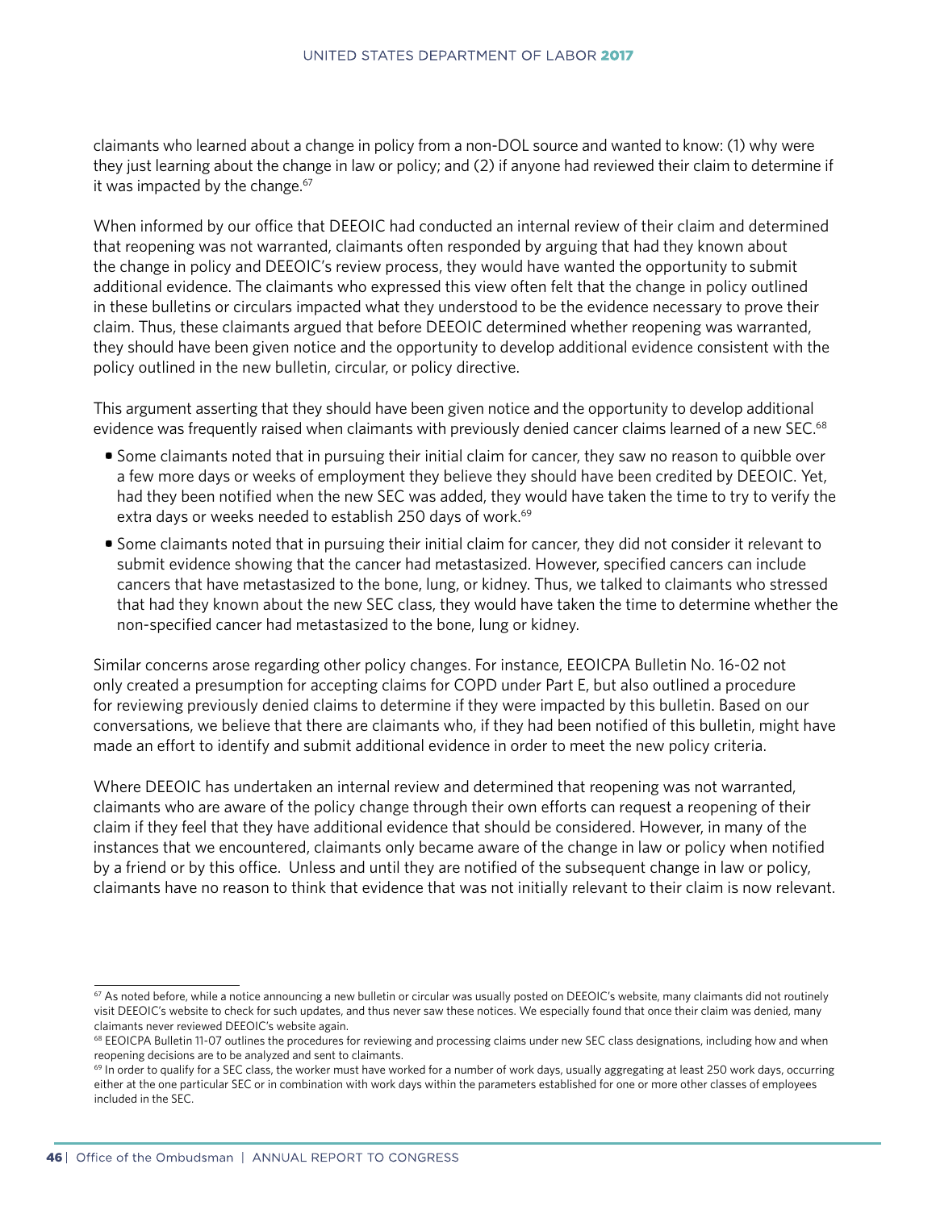claimants who learned about a change in policy from a non-DOL source and wanted to know: (1) why were they just learning about the change in law or policy; and (2) if anyone had reviewed their claim to determine if it was impacted by the change.[67]

When informed by our office that DEEOIC had conducted an internal review of their claim and determined that reopening was not warranted, claimants often responded by arguing that had they known about the change in policy and DEEOIC's review process, they would have wanted the opportunity to submit additional evidence. The claimants who expressed this view often felt that the change in policy outlined in these bulletins or circulars impacted what they understood to be the evidence necessary to prove their claim. Thus, these claimants argued that before DEEOIC determined whether reopening was warranted, they should have been given notice and the opportunity to develop additional evidence consistent with the policy outlined in the new bulletin, circular, or policy directive.

This argument asserting that they should have been given notice and the opportunity to develop additional evidence was frequently raised when claimants with previously denied cancer claims learned of a new SEC.[68]

- Some claimants noted that in pursuing their initial claim for cancer, they saw no reason to quibble over a few more days or weeks of employment they believe they should have been credited by DEEOIC. Yet, had they been notified when the new SEC was added, they would have taken the time to try to verify the extra days or weeks needed to establish 250 days of work.[69]
- Some claimants noted that in pursuing their initial claim for cancer, they did not consider it relevant to submit evidence showing that the cancer had metastasized. However, specified cancers can include cancers that have metastasized to the bone, lung, or kidney. Thus, we talked to claimants who stressed that had they known about the new SEC class, they would have taken the time to determine whether the non-specified cancer had metastasized to the bone, lung or kidney.

Similar concerns arose regarding other policy changes. For instance, EEOICPA Bulletin No. 16-02 not only created a presumption for accepting claims for COPD under Part E, but also outlined a procedure for reviewing previously denied claims to determine if they were impacted by this bulletin. Based on our conversations, we believe that there are claimants who, if they had been notified of this bulletin, might have made an effort to identify and submit additional evidence in order to meet the new policy criteria.

Where DEEOIC has undertaken an internal review and determined that reopening was not warranted, claimants who are aware of the policy change through their own efforts can request a reopening of their claim if they feel that they have additional evidence that should be considered. However, in many of the instances that we encountered, claimants only became aware of the change in law or policy when notified by a friend or by this office. Unless and until they are notified of the subsequent change in law or policy, claimants have no reason to think that evidence that was not initially relevant to their claim is now relevant.

---

[67] As noted before, while a notice announcing a new bulletin or circular was usually posted on DEEOIC's website, many claimants did not routinely visit DEEOIC's website to check for such updates, and thus never saw these notices. We especially found that once their claim was denied, many claimants never reviewed DEEOIC's website again.

[68] EEOICPA Bulletin 11-07 outlines the procedures for reviewing and processing claims under new SEC class designations, including how and when reopening decisions are to be analyzed and sent to claimants.

[69] In order to qualify for a SEC class, the worker must have worked for a number of work days, usually aggregating at least 250 work days, occurring either at the one particular SEC or in combination with work days within the parameters established for one or more other classes of employees included in the SEC.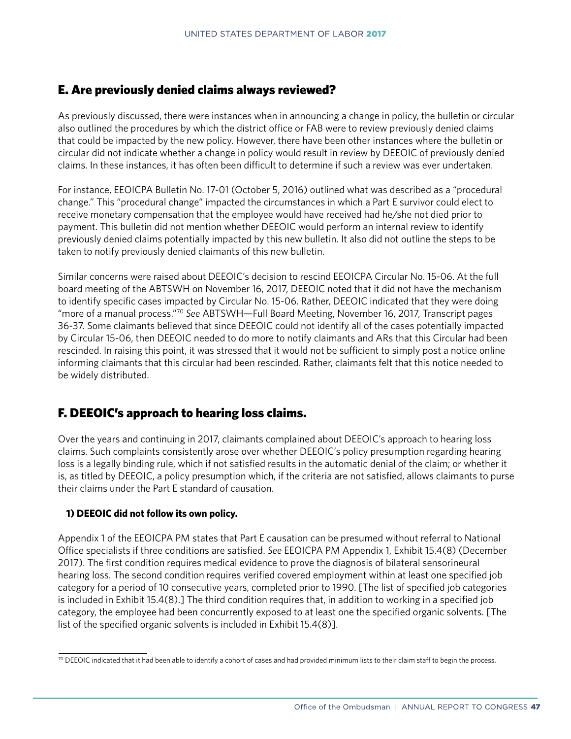## E. Are previously denied claims always reviewed?

As previously discussed, there were instances when in announcing a change in policy, the bulletin or circular also outlined the procedures by which the district office or FAB were to review previously denied claims that could be impacted by the new policy. However, there have been other instances where the bulletin or circular did not indicate whether a change in policy would result in review by DEEOIC of previously denied claims. In these instances, it has often been difficult to determine if such a review was ever undertaken.

For instance, EEOICPA Bulletin No. 17-01 (October 5, 2016) outlined what was described as a "procedural change." This "procedural change" impacted the circumstances in which a Part E survivor could elect to receive monetary compensation that the employee would have received had he/she not died prior to payment. This bulletin did not mention whether DEEOIC would perform an internal review to identify previously denied claims potentially impacted by this new bulletin. It also did not outline the steps to be taken to notify previously denied claimants of this new bulletin.

Similar concerns were raised about DEEOIC's decision to rescind EEOICPA Circular No. 15-06. At the full board meeting of the ABTSWH on November 16, 2017, DEEOIC noted that it did not have the mechanism to identify specific cases impacted by Circular No. 15-06. Rather, DEEOIC indicated that they were doing "more of a manual process."[70] *See* ABTSWH—Full Board Meeting, November 16, 2017, Transcript pages 36-37. Some claimants believed that since DEEOIC could not identify all of the cases potentially impacted by Circular 15-06, then DEEOIC needed to do more to notify claimants and ARs that this Circular had been rescinded. In raising this point, it was stressed that it would not be sufficient to simply post a notice online informing claimants that this circular had been rescinded. Rather, claimants felt that this notice needed to be widely distributed.

## F. DEEOIC's approach to hearing loss claims.

Over the years and continuing in 2017, claimants complained about DEEOIC's approach to hearing loss claims. Such complaints consistently arose over whether DEEOIC's policy presumption regarding hearing loss is a legally binding rule, which if not satisfied results in the automatic denial of the claim; or whether it is, as titled by DEEOIC, a policy presumption which, if the criteria are not satisfied, allows claimants to purse their claims under the Part E standard of causation.

### 1) DEEOIC did not follow its own policy.

Appendix 1 of the EEOICPA PM states that Part E causation can be presumed without referral to National Office specialists if three conditions are satisfied. *See* EEOICPA PM Appendix 1, Exhibit 15.4(8) (December 2017). The first condition requires medical evidence to prove the diagnosis of bilateral sensorineural hearing loss. The second condition requires verified covered employment within at least one specified job category for a period of 10 consecutive years, completed prior to 1990. [The list of specified job categories is included in Exhibit 15.4(8).] The third condition requires that, in addition to working in a specified job category, the employee had been concurrently exposed to at least one the specified organic solvents. [The list of the specified organic solvents is included in Exhibit 15.4(8)].

[70] DEEOIC indicated that it had been able to identify a cohort of cases and had provided minimum lists to their claim staff to begin the process.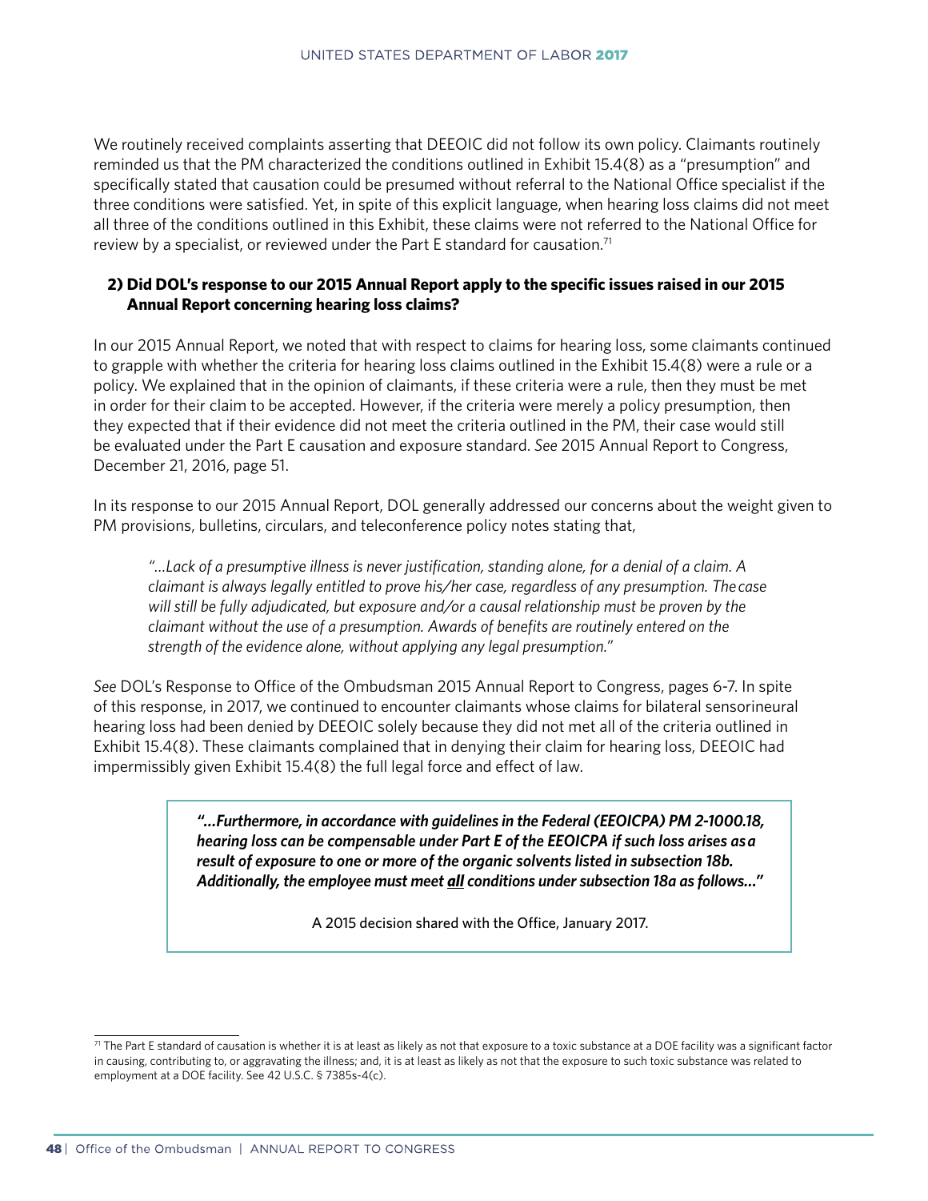We routinely received complaints asserting that DEEOIC did not follow its own policy. Claimants routinely reminded us that the PM characterized the conditions outlined in Exhibit 15.4(8) as a "presumption" and specifically stated that causation could be presumed without referral to the National Office specialist if the three conditions were satisfied. Yet, in spite of this explicit language, when hearing loss claims did not meet all three of the conditions outlined in this Exhibit, these claims were not referred to the National Office for review by a specialist, or reviewed under the Part E standard for causation.[71]

**2) Did DOL's response to our 2015 Annual Report apply to the specific issues raised in our 2015 Annual Report concerning hearing loss claims?**

In our 2015 Annual Report, we noted that with respect to claims for hearing loss, some claimants continued to grapple with whether the criteria for hearing loss claims outlined in the Exhibit 15.4(8) were a rule or a policy. We explained that in the opinion of claimants, if these criteria were a rule, then they must be met in order for their claim to be accepted. However, if the criteria were merely a policy presumption, then they expected that if their evidence did not meet the criteria outlined in the PM, their case would still be evaluated under the Part E causation and exposure standard. *See* 2015 Annual Report to Congress, December 21, 2016, page 51.

In its response to our 2015 Annual Report, DOL generally addressed our concerns about the weight given to PM provisions, bulletins, circulars, and teleconference policy notes stating that,

> *"…Lack of a presumptive illness is never justification, standing alone, for a denial of a claim. A claimant is always legally entitled to prove his/her case, regardless of any presumption. The case will still be fully adjudicated, but exposure and/or a causal relationship must be proven by the claimant without the use of a presumption. Awards of benefits are routinely entered on the strength of the evidence alone, without applying any legal presumption."*

*See* DOL's Response to Office of the Ombudsman 2015 Annual Report to Congress, pages 6-7. In spite of this response, in 2017, we continued to encounter claimants whose claims for bilateral sensorineural hearing loss had been denied by DEEOIC solely because they did not met all of the criteria outlined in Exhibit 15.4(8). These claimants complained that in denying their claim for hearing loss, DEEOIC had impermissibly given Exhibit 15.4(8) the full legal force and effect of law.

> ***"…Furthermore, in accordance with guidelines in the Federal (EEOICPA) PM 2-1000.18, hearing loss can be compensable under Part E of the EEOICPA if such loss arises as a result of exposure to one or more of the organic solvents listed in subsection 18b. Additionally, the employee must meet <u>all</u> conditions under subsection 18a as follows…"***
>
> A 2015 decision shared with the Office, January 2017.

[71] The Part E standard of causation is whether it is at least as likely as not that exposure to a toxic substance at a DOE facility was a significant factor in causing, contributing to, or aggravating the illness; and, it is at least as likely as not that the exposure to such toxic substance was related to employment at a DOE facility. See 42 U.S.C. § 7385s-4(c).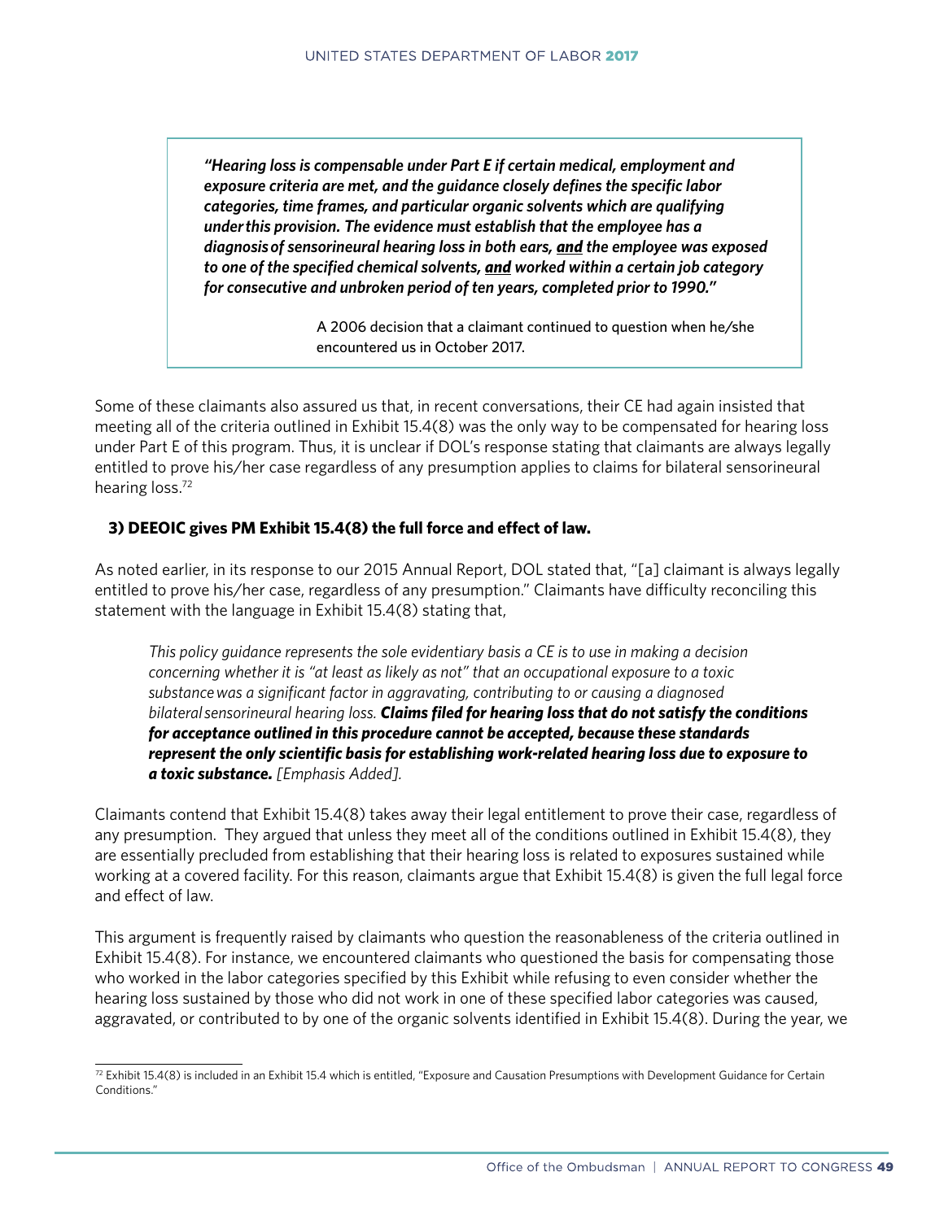> ***"Hearing loss is compensable under Part E if certain medical, employment and exposure criteria are met, and the guidance closely defines the specific labor categories, time frames, and particular organic solvents which are qualifying under this provision. The evidence must establish that the employee has a diagnosis of sensorineural hearing loss in both ears, <u>and</u> the employee was exposed to one of the specified chemical solvents, <u>and</u> worked within a certain job category for consecutive and unbroken period of ten years, completed prior to 1990."***
>
> A 2006 decision that a claimant continued to question when he/she encountered us in October 2017.

Some of these claimants also assured us that, in recent conversations, their CE had again insisted that meeting all of the criteria outlined in Exhibit 15.4(8) was the only way to be compensated for hearing loss under Part E of this program. Thus, it is unclear if DOL's response stating that claimants are always legally entitled to prove his/her case regardless of any presumption applies to claims for bilateral sensorineural hearing loss.[72]

### 3) DEEOIC gives PM Exhibit 15.4(8) the full force and effect of law.

As noted earlier, in its response to our 2015 Annual Report, DOL stated that, "[a] claimant is always legally entitled to prove his/her case, regardless of any presumption." Claimants have difficulty reconciling this statement with the language in Exhibit 15.4(8) stating that,

> *This policy guidance represents the sole evidentiary basis a CE is to use in making a decision concerning whether it is "at least as likely as not" that an occupational exposure to a toxic substance was a significant factor in aggravating, contributing to or causing a diagnosed bilateral sensorineural hearing loss.* ***Claims filed for hearing loss that do not satisfy the conditions for acceptance outlined in this procedure cannot be accepted, because these standards represent the only scientific basis for establishing work-related hearing loss due to exposure to a toxic substance.*** *[Emphasis Added].*

Claimants contend that Exhibit 15.4(8) takes away their legal entitlement to prove their case, regardless of any presumption. They argued that unless they meet all of the conditions outlined in Exhibit 15.4(8), they are essentially precluded from establishing that their hearing loss is related to exposures sustained while working at a covered facility. For this reason, claimants argue that Exhibit 15.4(8) is given the full legal force and effect of law.

This argument is frequently raised by claimants who question the reasonableness of the criteria outlined in Exhibit 15.4(8). For instance, we encountered claimants who questioned the basis for compensating those who worked in the labor categories specified by this Exhibit while refusing to even consider whether the hearing loss sustained by those who did not work in one of these specified labor categories was caused, aggravated, or contributed to by one of the organic solvents identified in Exhibit 15.4(8). During the year, we

---

[72] Exhibit 15.4(8) is included in an Exhibit 15.4 which is entitled, "Exposure and Causation Presumptions with Development Guidance for Certain Conditions."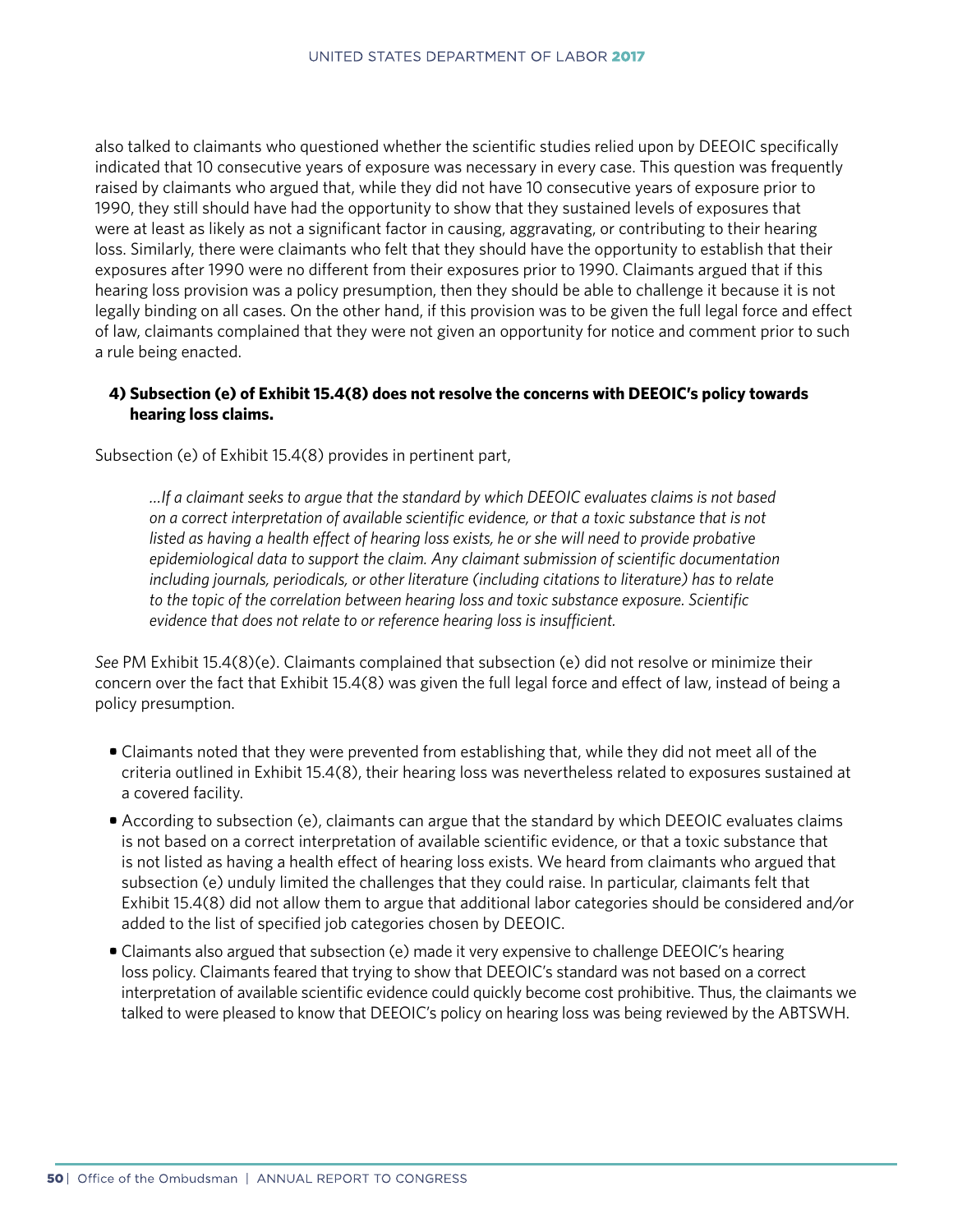also talked to claimants who questioned whether the scientific studies relied upon by DEEOIC specifically indicated that 10 consecutive years of exposure was necessary in every case. This question was frequently raised by claimants who argued that, while they did not have 10 consecutive years of exposure prior to 1990, they still should have had the opportunity to show that they sustained levels of exposures that were at least as likely as not a significant factor in causing, aggravating, or contributing to their hearing loss. Similarly, there were claimants who felt that they should have the opportunity to establish that their exposures after 1990 were no different from their exposures prior to 1990. Claimants argued that if this hearing loss provision was a policy presumption, then they should be able to challenge it because it is not legally binding on all cases. On the other hand, if this provision was to be given the full legal force and effect of law, claimants complained that they were not given an opportunity for notice and comment prior to such a rule being enacted.

**4) Subsection (e) of Exhibit 15.4(8) does not resolve the concerns with DEEOIC's policy towards hearing loss claims.**

Subsection (e) of Exhibit 15.4(8) provides in pertinent part,

> *…If a claimant seeks to argue that the standard by which DEEOIC evaluates claims is not based on a correct interpretation of available scientific evidence, or that a toxic substance that is not listed as having a health effect of hearing loss exists, he or she will need to provide probative epidemiological data to support the claim. Any claimant submission of scientific documentation including journals, periodicals, or other literature (including citations to literature) has to relate to the topic of the correlation between hearing loss and toxic substance exposure. Scientific evidence that does not relate to or reference hearing loss is insufficient.*

*See* PM Exhibit 15.4(8)(e). Claimants complained that subsection (e) did not resolve or minimize their concern over the fact that Exhibit 15.4(8) was given the full legal force and effect of law, instead of being a policy presumption.

- Claimants noted that they were prevented from establishing that, while they did not meet all of the criteria outlined in Exhibit 15.4(8), their hearing loss was nevertheless related to exposures sustained at a covered facility.
- According to subsection (e), claimants can argue that the standard by which DEEOIC evaluates claims is not based on a correct interpretation of available scientific evidence, or that a toxic substance that is not listed as having a health effect of hearing loss exists. We heard from claimants who argued that subsection (e) unduly limited the challenges that they could raise. In particular, claimants felt that Exhibit 15.4(8) did not allow them to argue that additional labor categories should be considered and/or added to the list of specified job categories chosen by DEEOIC.
- Claimants also argued that subsection (e) made it very expensive to challenge DEEOIC's hearing loss policy. Claimants feared that trying to show that DEEOIC's standard was not based on a correct interpretation of available scientific evidence could quickly become cost prohibitive. Thus, the claimants we talked to were pleased to know that DEEOIC's policy on hearing loss was being reviewed by the ABTSWH.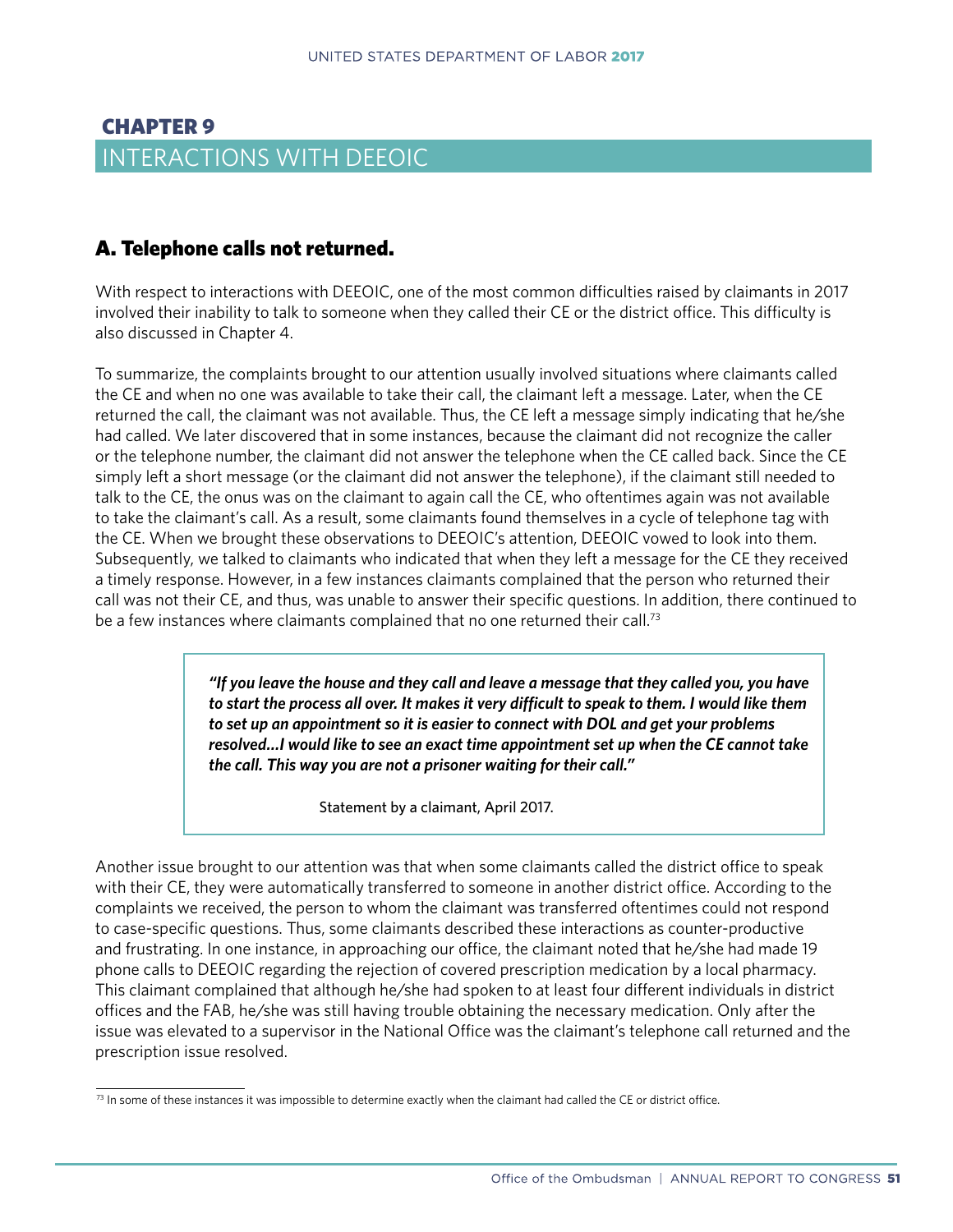# CHAPTER 9

## INTERACTIONS WITH DEEOIC

### A. Telephone calls not returned.

With respect to interactions with DEEOIC, one of the most common difficulties raised by claimants in 2017 involved their inability to talk to someone when they called their CE or the district office. This difficulty is also discussed in Chapter 4.

To summarize, the complaints brought to our attention usually involved situations where claimants called the CE and when no one was available to take their call, the claimant left a message. Later, when the CE returned the call, the claimant was not available. Thus, the CE left a message simply indicating that he/she had called. We later discovered that in some instances, because the claimant did not recognize the caller or the telephone number, the claimant did not answer the telephone when the CE called back. Since the CE simply left a short message (or the claimant did not answer the telephone), if the claimant still needed to talk to the CE, the onus was on the claimant to again call the CE, who oftentimes again was not available to take the claimant's call. As a result, some claimants found themselves in a cycle of telephone tag with the CE. When we brought these observations to DEEOIC's attention, DEEOIC vowed to look into them. Subsequently, we talked to claimants who indicated that when they left a message for the CE they received a timely response. However, in a few instances claimants complained that the person who returned their call was not their CE, and thus, was unable to answer their specific questions. In addition, there continued to be a few instances where claimants complained that no one returned their call.[73]

> ***"If you leave the house and they call and leave a message that they called you, you have to start the process all over. It makes it very difficult to speak to them. I would like them to set up an appointment so it is easier to connect with DOL and get your problems resolved…I would like to see an exact time appointment set up when the CE cannot take the call. This way you are not a prisoner waiting for their call."***
>
> Statement by a claimant, April 2017.

Another issue brought to our attention was that when some claimants called the district office to speak with their CE, they were automatically transferred to someone in another district office. According to the complaints we received, the person to whom the claimant was transferred oftentimes could not respond to case-specific questions. Thus, some claimants described these interactions as counter-productive and frustrating. In one instance, in approaching our office, the claimant noted that he/she had made 19 phone calls to DEEOIC regarding the rejection of covered prescription medication by a local pharmacy. This claimant complained that although he/she had spoken to at least four different individuals in district offices and the FAB, he/she was still having trouble obtaining the necessary medication. Only after the issue was elevated to a supervisor in the National Office was the claimant's telephone call returned and the prescription issue resolved.

[73] In some of these instances it was impossible to determine exactly when the claimant had called the CE or district office.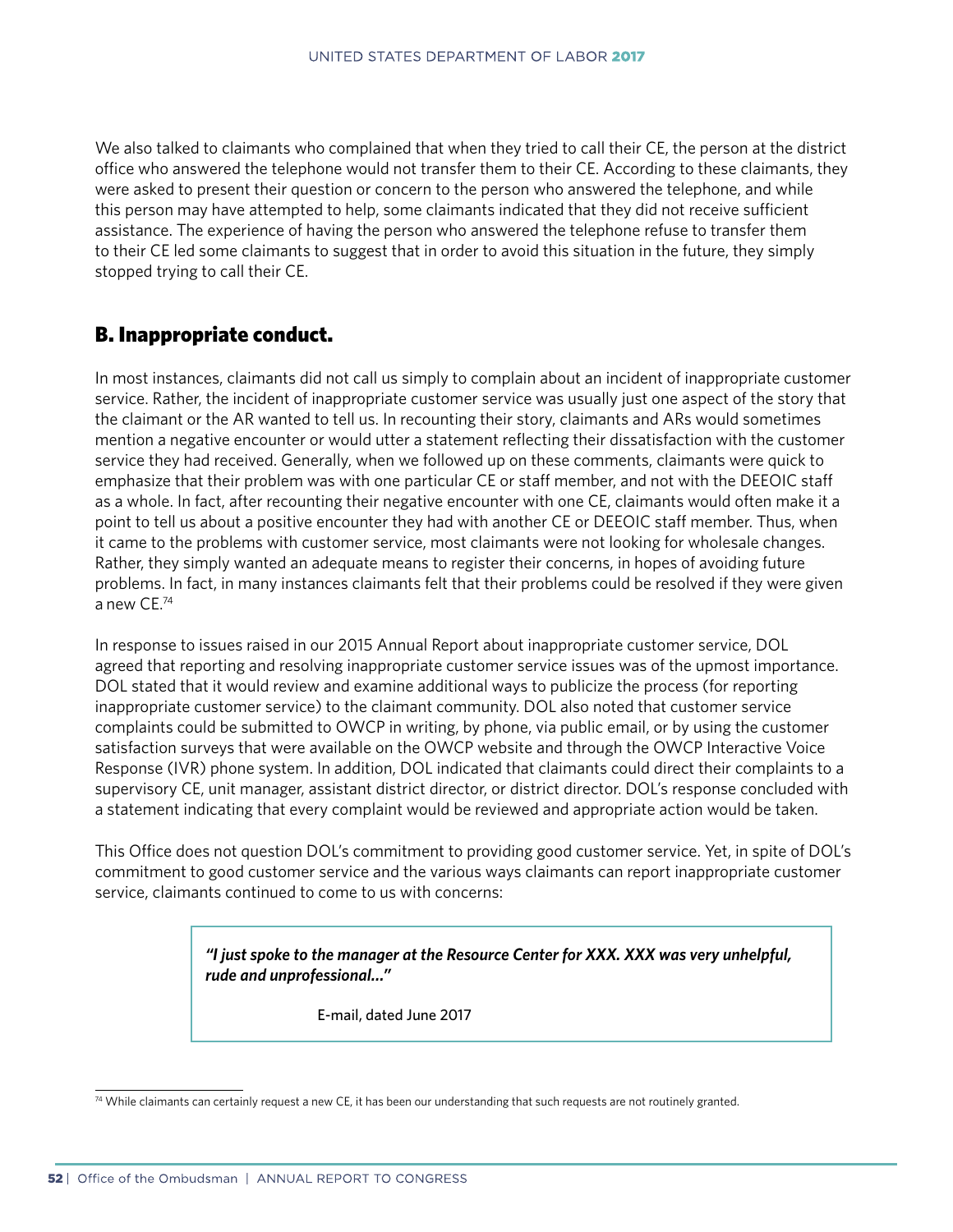We also talked to claimants who complained that when they tried to call their CE, the person at the district office who answered the telephone would not transfer them to their CE. According to these claimants, they were asked to present their question or concern to the person who answered the telephone, and while this person may have attempted to help, some claimants indicated that they did not receive sufficient assistance. The experience of having the person who answered the telephone refuse to transfer them to their CE led some claimants to suggest that in order to avoid this situation in the future, they simply stopped trying to call their CE.

## B. Inappropriate conduct.

In most instances, claimants did not call us simply to complain about an incident of inappropriate customer service. Rather, the incident of inappropriate customer service was usually just one aspect of the story that the claimant or the AR wanted to tell us. In recounting their story, claimants and ARs would sometimes mention a negative encounter or would utter a statement reflecting their dissatisfaction with the customer service they had received. Generally, when we followed up on these comments, claimants were quick to emphasize that their problem was with one particular CE or staff member, and not with the DEEOIC staff as a whole. In fact, after recounting their negative encounter with one CE, claimants would often make it a point to tell us about a positive encounter they had with another CE or DEEOIC staff member. Thus, when it came to the problems with customer service, most claimants were not looking for wholesale changes. Rather, they simply wanted an adequate means to register their concerns, in hopes of avoiding future problems. In fact, in many instances claimants felt that their problems could be resolved if they were given a new CE.[74]

In response to issues raised in our 2015 Annual Report about inappropriate customer service, DOL agreed that reporting and resolving inappropriate customer service issues was of the upmost importance. DOL stated that it would review and examine additional ways to publicize the process (for reporting inappropriate customer service) to the claimant community. DOL also noted that customer service complaints could be submitted to OWCP in writing, by phone, via public email, or by using the customer satisfaction surveys that were available on the OWCP website and through the OWCP Interactive Voice Response (IVR) phone system. In addition, DOL indicated that claimants could direct their complaints to a supervisory CE, unit manager, assistant district director, or district director. DOL's response concluded with a statement indicating that every complaint would be reviewed and appropriate action would be taken.

This Office does not question DOL's commitment to providing good customer service. Yet, in spite of DOL's commitment to good customer service and the various ways claimants can report inappropriate customer service, claimants continued to come to us with concerns:

> ***"I just spoke to the manager at the Resource Center for XXX. XXX was very unhelpful, rude and unprofessional..."***
>
> E-mail, dated June 2017

[74] While claimants can certainly request a new CE, it has been our understanding that such requests are not routinely granted.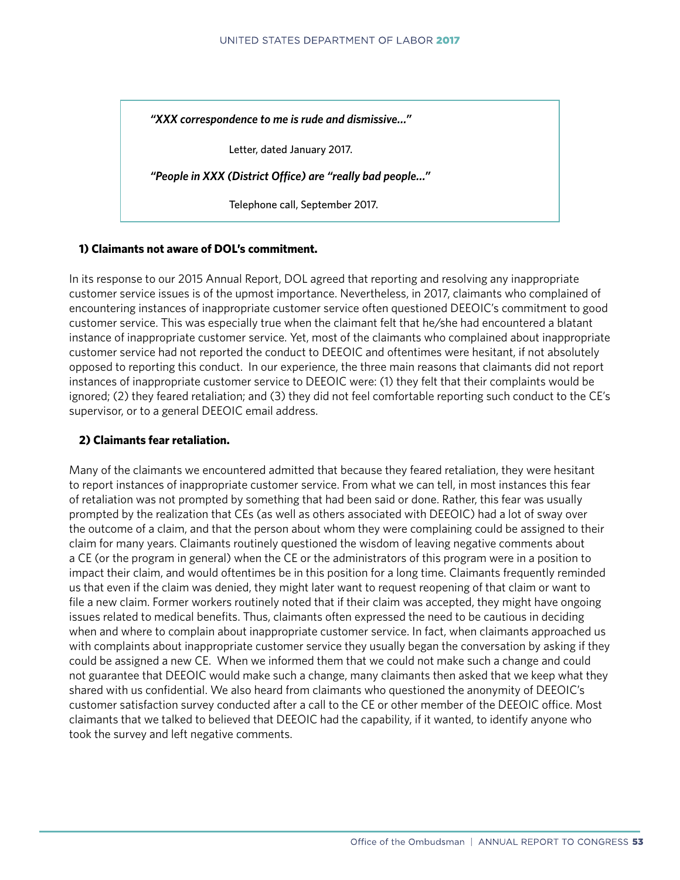***"XXX correspondence to me is rude and dismissive…"***

Letter, dated January 2017.

***"People in XXX (District Office) are "really bad people…"***

Telephone call, September 2017.

**1) Claimants not aware of DOL's commitment.**

In its response to our 2015 Annual Report, DOL agreed that reporting and resolving any inappropriate customer service issues is of the upmost importance. Nevertheless, in 2017, claimants who complained of encountering instances of inappropriate customer service often questioned DEEOIC's commitment to good customer service. This was especially true when the claimant felt that he/she had encountered a blatant instance of inappropriate customer service. Yet, most of the claimants who complained about inappropriate customer service had not reported the conduct to DEEOIC and oftentimes were hesitant, if not absolutely opposed to reporting this conduct. In our experience, the three main reasons that claimants did not report instances of inappropriate customer service to DEEOIC were: (1) they felt that their complaints would be ignored; (2) they feared retaliation; and (3) they did not feel comfortable reporting such conduct to the CE's supervisor, or to a general DEEOIC email address.

**2) Claimants fear retaliation.**

Many of the claimants we encountered admitted that because they feared retaliation, they were hesitant to report instances of inappropriate customer service. From what we can tell, in most instances this fear of retaliation was not prompted by something that had been said or done. Rather, this fear was usually prompted by the realization that CEs (as well as others associated with DEEOIC) had a lot of sway over the outcome of a claim, and that the person about whom they were complaining could be assigned to their claim for many years. Claimants routinely questioned the wisdom of leaving negative comments about a CE (or the program in general) when the CE or the administrators of this program were in a position to impact their claim, and would oftentimes be in this position for a long time. Claimants frequently reminded us that even if the claim was denied, they might later want to request reopening of that claim or want to file a new claim. Former workers routinely noted that if their claim was accepted, they might have ongoing issues related to medical benefits. Thus, claimants often expressed the need to be cautious in deciding when and where to complain about inappropriate customer service. In fact, when claimants approached us with complaints about inappropriate customer service they usually began the conversation by asking if they could be assigned a new CE. When we informed them that we could not make such a change and could not guarantee that DEEOIC would make such a change, many claimants then asked that we keep what they shared with us confidential. We also heard from claimants who questioned the anonymity of DEEOIC's customer satisfaction survey conducted after a call to the CE or other member of the DEEOIC office. Most claimants that we talked to believed that DEEOIC had the capability, if it wanted, to identify anyone who took the survey and left negative comments.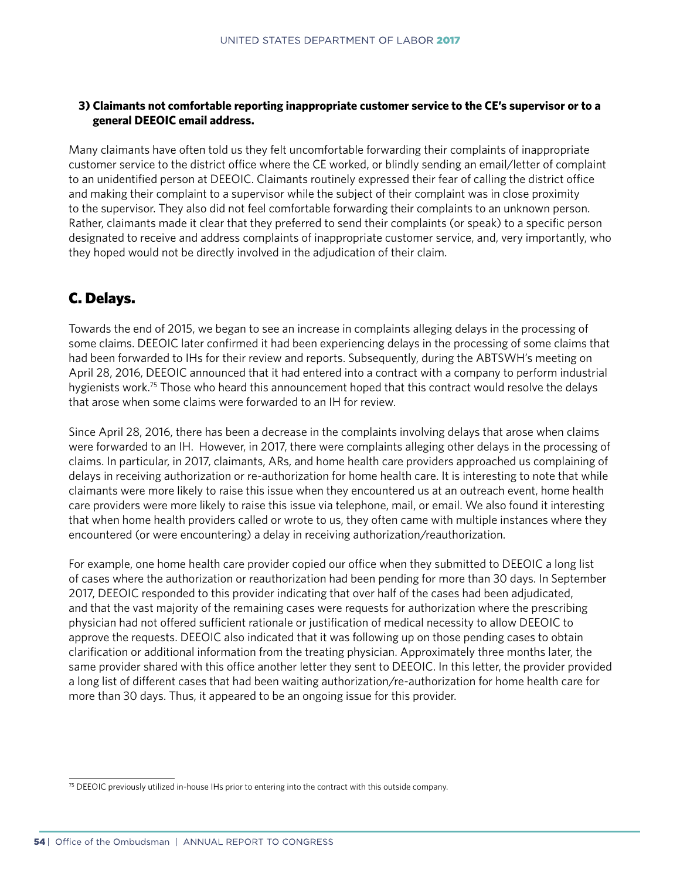**3) Claimants not comfortable reporting inappropriate customer service to the CE's supervisor or to a general DEEOIC email address.**

Many claimants have often told us they felt uncomfortable forwarding their complaints of inappropriate customer service to the district office where the CE worked, or blindly sending an email/letter of complaint to an unidentified person at DEEOIC. Claimants routinely expressed their fear of calling the district office and making their complaint to a supervisor while the subject of their complaint was in close proximity to the supervisor. They also did not feel comfortable forwarding their complaints to an unknown person. Rather, claimants made it clear that they preferred to send their complaints (or speak) to a specific person designated to receive and address complaints of inappropriate customer service, and, very importantly, who they hoped would not be directly involved in the adjudication of their claim.

## C. Delays.

Towards the end of 2015, we began to see an increase in complaints alleging delays in the processing of some claims. DEEOIC later confirmed it had been experiencing delays in the processing of some claims that had been forwarded to IHs for their review and reports. Subsequently, during the ABTSWH's meeting on April 28, 2016, DEEOIC announced that it had entered into a contract with a company to perform industrial hygienists work.[75] Those who heard this announcement hoped that this contract would resolve the delays that arose when some claims were forwarded to an IH for review.

Since April 28, 2016, there has been a decrease in the complaints involving delays that arose when claims were forwarded to an IH. However, in 2017, there were complaints alleging other delays in the processing of claims. In particular, in 2017, claimants, ARs, and home health care providers approached us complaining of delays in receiving authorization or re-authorization for home health care. It is interesting to note that while claimants were more likely to raise this issue when they encountered us at an outreach event, home health care providers were more likely to raise this issue via telephone, mail, or email. We also found it interesting that when home health providers called or wrote to us, they often came with multiple instances where they encountered (or were encountering) a delay in receiving authorization/reauthorization.

For example, one home health care provider copied our office when they submitted to DEEOIC a long list of cases where the authorization or reauthorization had been pending for more than 30 days. In September 2017, DEEOIC responded to this provider indicating that over half of the cases had been adjudicated, and that the vast majority of the remaining cases were requests for authorization where the prescribing physician had not offered sufficient rationale or justification of medical necessity to allow DEEOIC to approve the requests. DEEOIC also indicated that it was following up on those pending cases to obtain clarification or additional information from the treating physician. Approximately three months later, the same provider shared with this office another letter they sent to DEEOIC. In this letter, the provider provided a long list of different cases that had been waiting authorization/re-authorization for home health care for more than 30 days. Thus, it appeared to be an ongoing issue for this provider.

[75] DEEOIC previously utilized in-house IHs prior to entering into the contract with this outside company.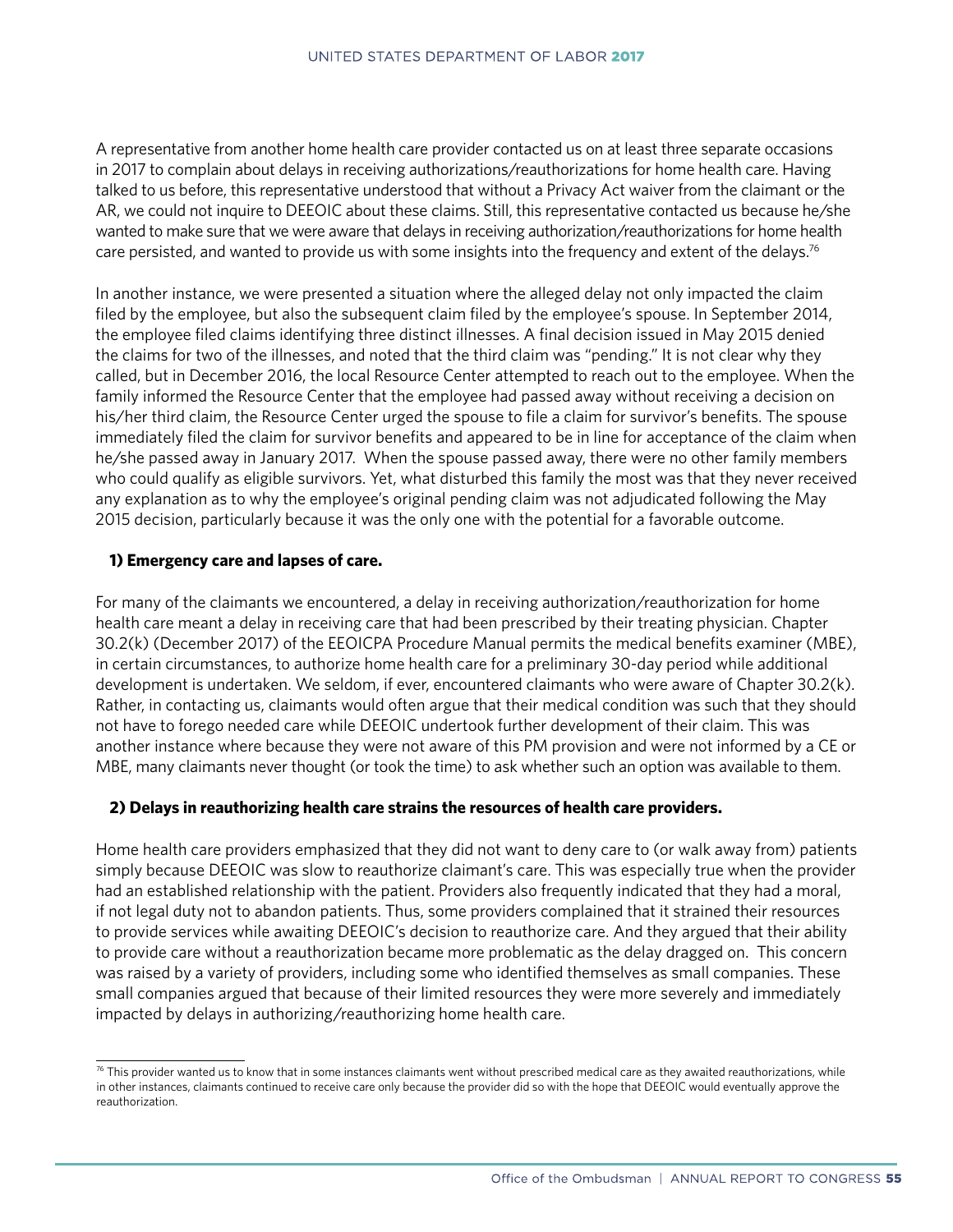A representative from another home health care provider contacted us on at least three separate occasions in 2017 to complain about delays in receiving authorizations/reauthorizations for home health care. Having talked to us before, this representative understood that without a Privacy Act waiver from the claimant or the AR, we could not inquire to DEEOIC about these claims. Still, this representative contacted us because he/she wanted to make sure that we were aware that delays in receiving authorization/reauthorizations for home health care persisted, and wanted to provide us with some insights into the frequency and extent of the delays.[76]

In another instance, we were presented a situation where the alleged delay not only impacted the claim filed by the employee, but also the subsequent claim filed by the employee's spouse. In September 2014, the employee filed claims identifying three distinct illnesses. A final decision issued in May 2015 denied the claims for two of the illnesses, and noted that the third claim was "pending." It is not clear why they called, but in December 2016, the local Resource Center attempted to reach out to the employee. When the family informed the Resource Center that the employee had passed away without receiving a decision on his/her third claim, the Resource Center urged the spouse to file a claim for survivor's benefits. The spouse immediately filed the claim for survivor benefits and appeared to be in line for acceptance of the claim when he/she passed away in January 2017. When the spouse passed away, there were no other family members who could qualify as eligible survivors. Yet, what disturbed this family the most was that they never received any explanation as to why the employee's original pending claim was not adjudicated following the May 2015 decision, particularly because it was the only one with the potential for a favorable outcome.

**1) Emergency care and lapses of care.**

For many of the claimants we encountered, a delay in receiving authorization/reauthorization for home health care meant a delay in receiving care that had been prescribed by their treating physician. Chapter 30.2(k) (December 2017) of the EEOICPA Procedure Manual permits the medical benefits examiner (MBE), in certain circumstances, to authorize home health care for a preliminary 30-day period while additional development is undertaken. We seldom, if ever, encountered claimants who were aware of Chapter 30.2(k). Rather, in contacting us, claimants would often argue that their medical condition was such that they should not have to forego needed care while DEEOIC undertook further development of their claim. This was another instance where because they were not aware of this PM provision and were not informed by a CE or MBE, many claimants never thought (or took the time) to ask whether such an option was available to them.

**2) Delays in reauthorizing health care strains the resources of health care providers.**

Home health care providers emphasized that they did not want to deny care to (or walk away from) patients simply because DEEOIC was slow to reauthorize claimant's care. This was especially true when the provider had an established relationship with the patient. Providers also frequently indicated that they had a moral, if not legal duty not to abandon patients. Thus, some providers complained that it strained their resources to provide services while awaiting DEEOIC's decision to reauthorize care. And they argued that their ability to provide care without a reauthorization became more problematic as the delay dragged on. This concern was raised by a variety of providers, including some who identified themselves as small companies. These small companies argued that because of their limited resources they were more severely and immediately impacted by delays in authorizing/reauthorizing home health care.

---

[76] This provider wanted us to know that in some instances claimants went without prescribed medical care as they awaited reauthorizations, while in other instances, claimants continued to receive care only because the provider did so with the hope that DEEOIC would eventually approve the reauthorization.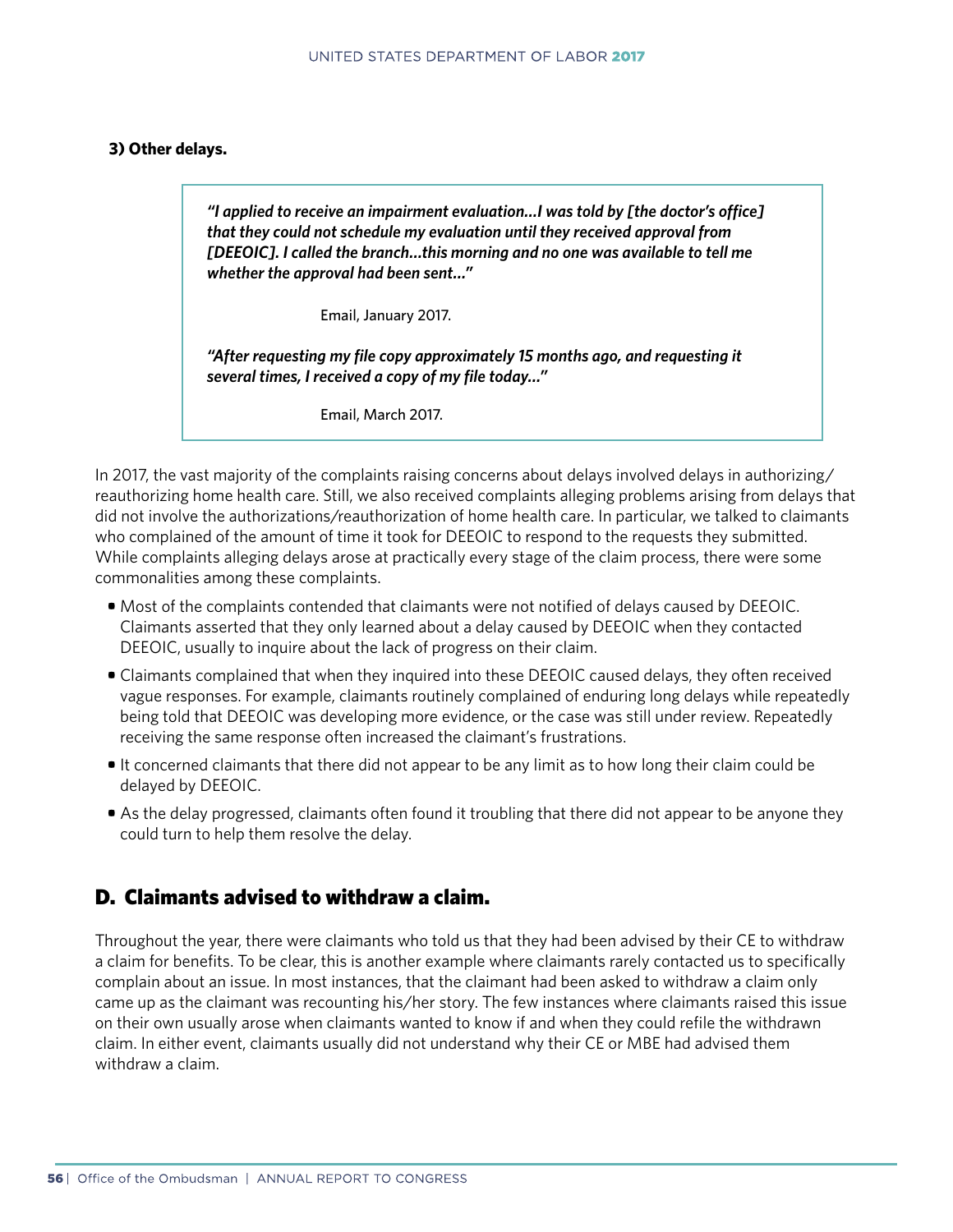**3) Other delays.**

> ***"I applied to receive an impairment evaluation…I was told by [the doctor's office] that they could not schedule my evaluation until they received approval from [DEEOIC]. I called the branch…this morning and no one was available to tell me whether the approval had been sent…"***
>
> Email, January 2017.
>
> ***"After requesting my file copy approximately 15 months ago, and requesting it several times, I received a copy of my file today…"***
>
> Email, March 2017.

In 2017, the vast majority of the complaints raising concerns about delays involved delays in authorizing/reauthorizing home health care. Still, we also received complaints alleging problems arising from delays that did not involve the authorizations/reauthorization of home health care. In particular, we talked to claimants who complained of the amount of time it took for DEEOIC to respond to the requests they submitted. While complaints alleging delays arose at practically every stage of the claim process, there were some commonalities among these complaints.

- Most of the complaints contended that claimants were not notified of delays caused by DEEOIC. Claimants asserted that they only learned about a delay caused by DEEOIC when they contacted DEEOIC, usually to inquire about the lack of progress on their claim.
- Claimants complained that when they inquired into these DEEOIC caused delays, they often received vague responses. For example, claimants routinely complained of enduring long delays while repeatedly being told that DEEOIC was developing more evidence, or the case was still under review. Repeatedly receiving the same response often increased the claimant's frustrations.
- It concerned claimants that there did not appear to be any limit as to how long their claim could be delayed by DEEOIC.
- As the delay progressed, claimants often found it troubling that there did not appear to be anyone they could turn to help them resolve the delay.

## D. Claimants advised to withdraw a claim.

Throughout the year, there were claimants who told us that they had been advised by their CE to withdraw a claim for benefits. To be clear, this is another example where claimants rarely contacted us to specifically complain about an issue. In most instances, that the claimant had been asked to withdraw a claim only came up as the claimant was recounting his/her story. The few instances where claimants raised this issue on their own usually arose when claimants wanted to know if and when they could refile the withdrawn claim. In either event, claimants usually did not understand why their CE or MBE had advised them withdraw a claim.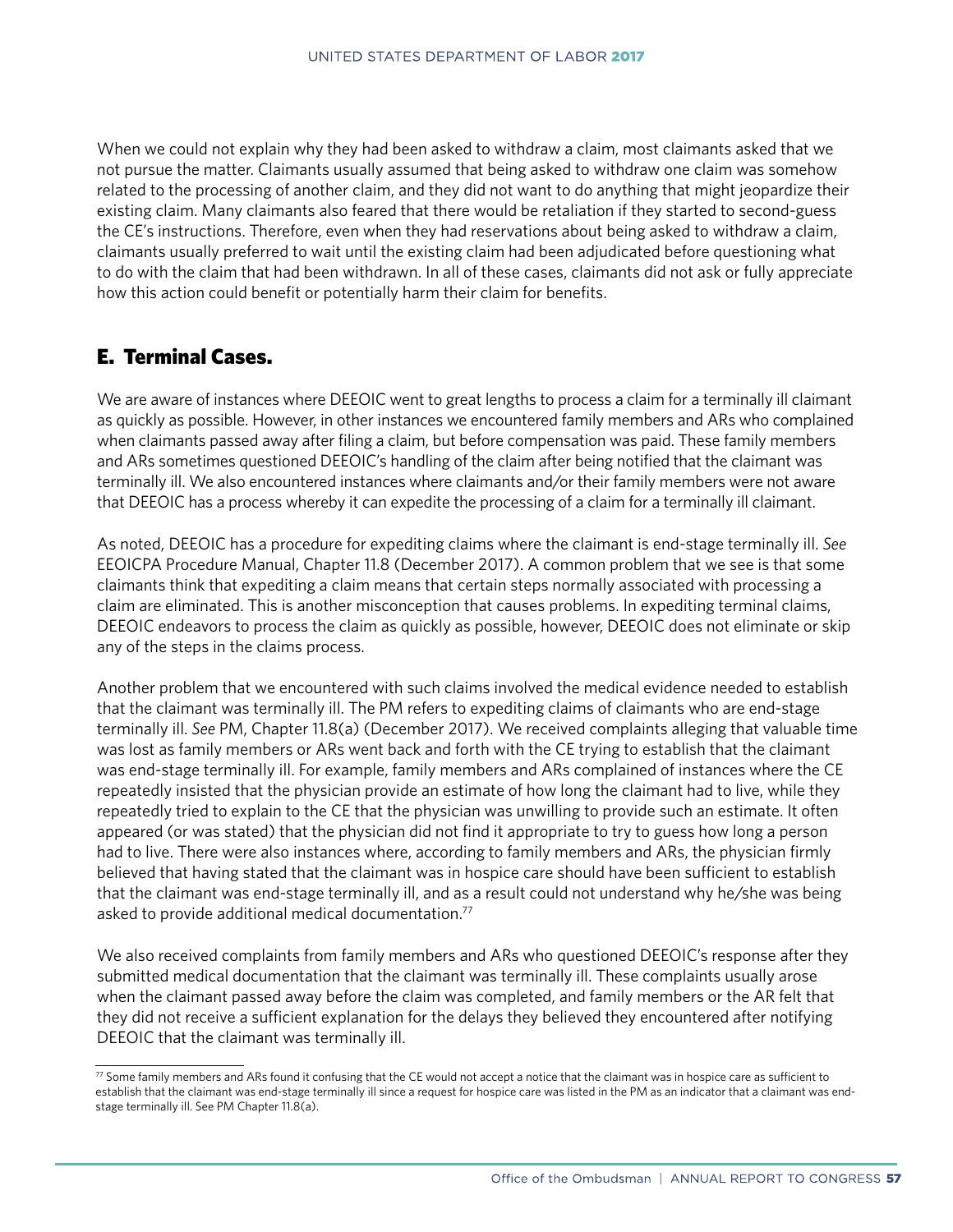When we could not explain why they had been asked to withdraw a claim, most claimants asked that we not pursue the matter. Claimants usually assumed that being asked to withdraw one claim was somehow related to the processing of another claim, and they did not want to do anything that might jeopardize their existing claim. Many claimants also feared that there would be retaliation if they started to second-guess the CE's instructions. Therefore, even when they had reservations about being asked to withdraw a claim, claimants usually preferred to wait until the existing claim had been adjudicated before questioning what to do with the claim that had been withdrawn. In all of these cases, claimants did not ask or fully appreciate how this action could benefit or potentially harm their claim for benefits.

## E. Terminal Cases.

We are aware of instances where DEEOIC went to great lengths to process a claim for a terminally ill claimant as quickly as possible. However, in other instances we encountered family members and ARs who complained when claimants passed away after filing a claim, but before compensation was paid. These family members and ARs sometimes questioned DEEOIC's handling of the claim after being notified that the claimant was terminally ill. We also encountered instances where claimants and/or their family members were not aware that DEEOIC has a process whereby it can expedite the processing of a claim for a terminally ill claimant.

As noted, DEEOIC has a procedure for expediting claims where the claimant is end-stage terminally ill. *See* EEOICPA Procedure Manual, Chapter 11.8 (December 2017). A common problem that we see is that some claimants think that expediting a claim means that certain steps normally associated with processing a claim are eliminated. This is another misconception that causes problems. In expediting terminal claims, DEEOIC endeavors to process the claim as quickly as possible, however, DEEOIC does not eliminate or skip any of the steps in the claims process.

Another problem that we encountered with such claims involved the medical evidence needed to establish that the claimant was terminally ill. The PM refers to expediting claims of claimants who are end-stage terminally ill. *See* PM, Chapter 11.8(a) (December 2017). We received complaints alleging that valuable time was lost as family members or ARs went back and forth with the CE trying to establish that the claimant was end-stage terminally ill. For example, family members and ARs complained of instances where the CE repeatedly insisted that the physician provide an estimate of how long the claimant had to live, while they repeatedly tried to explain to the CE that the physician was unwilling to provide such an estimate. It often appeared (or was stated) that the physician did not find it appropriate to try to guess how long a person had to live. There were also instances where, according to family members and ARs, the physician firmly believed that having stated that the claimant was in hospice care should have been sufficient to establish that the claimant was end-stage terminally ill, and as a result could not understand why he/she was being asked to provide additional medical documentation.[77]

We also received complaints from family members and ARs who questioned DEEOIC's response after they submitted medical documentation that the claimant was terminally ill. These complaints usually arose when the claimant passed away before the claim was completed, and family members or the AR felt that they did not receive a sufficient explanation for the delays they believed they encountered after notifying DEEOIC that the claimant was terminally ill.

[77] Some family members and ARs found it confusing that the CE would not accept a notice that the claimant was in hospice care as sufficient to establish that the claimant was end-stage terminally ill since a request for hospice care was listed in the PM as an indicator that a claimant was end-stage terminally ill. See PM Chapter 11.8(a).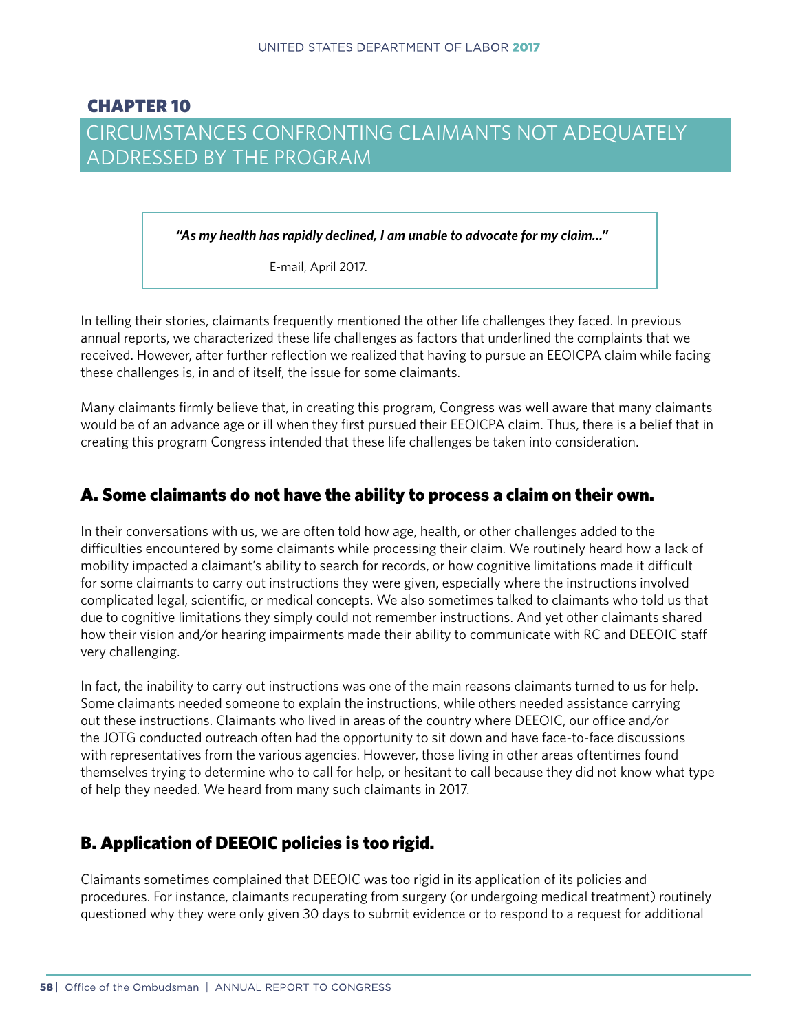## CHAPTER 10

# CIRCUMSTANCES CONFRONTING CLAIMANTS NOT ADEQUATELY ADDRESSED BY THE PROGRAM

> ***"As my health has rapidly declined, I am unable to advocate for my claim..."***
>
> E-mail, April 2017.

In telling their stories, claimants frequently mentioned the other life challenges they faced. In previous annual reports, we characterized these life challenges as factors that underlined the complaints that we received. However, after further reflection we realized that having to pursue an EEOICPA claim while facing these challenges is, in and of itself, the issue for some claimants.

Many claimants firmly believe that, in creating this program, Congress was well aware that many claimants would be of an advance age or ill when they first pursued their EEOICPA claim. Thus, there is a belief that in creating this program Congress intended that these life challenges be taken into consideration.

## A. Some claimants do not have the ability to process a claim on their own.

In their conversations with us, we are often told how age, health, or other challenges added to the difficulties encountered by some claimants while processing their claim. We routinely heard how a lack of mobility impacted a claimant's ability to search for records, or how cognitive limitations made it difficult for some claimants to carry out instructions they were given, especially where the instructions involved complicated legal, scientific, or medical concepts. We also sometimes talked to claimants who told us that due to cognitive limitations they simply could not remember instructions. And yet other claimants shared how their vision and/or hearing impairments made their ability to communicate with RC and DEEOIC staff very challenging.

In fact, the inability to carry out instructions was one of the main reasons claimants turned to us for help. Some claimants needed someone to explain the instructions, while others needed assistance carrying out these instructions. Claimants who lived in areas of the country where DEEOIC, our office and/or the JOTG conducted outreach often had the opportunity to sit down and have face-to-face discussions with representatives from the various agencies. However, those living in other areas oftentimes found themselves trying to determine who to call for help, or hesitant to call because they did not know what type of help they needed. We heard from many such claimants in 2017.

## B. Application of DEEOIC policies is too rigid.

Claimants sometimes complained that DEEOIC was too rigid in its application of its policies and procedures. For instance, claimants recuperating from surgery (or undergoing medical treatment) routinely questioned why they were only given 30 days to submit evidence or to respond to a request for additional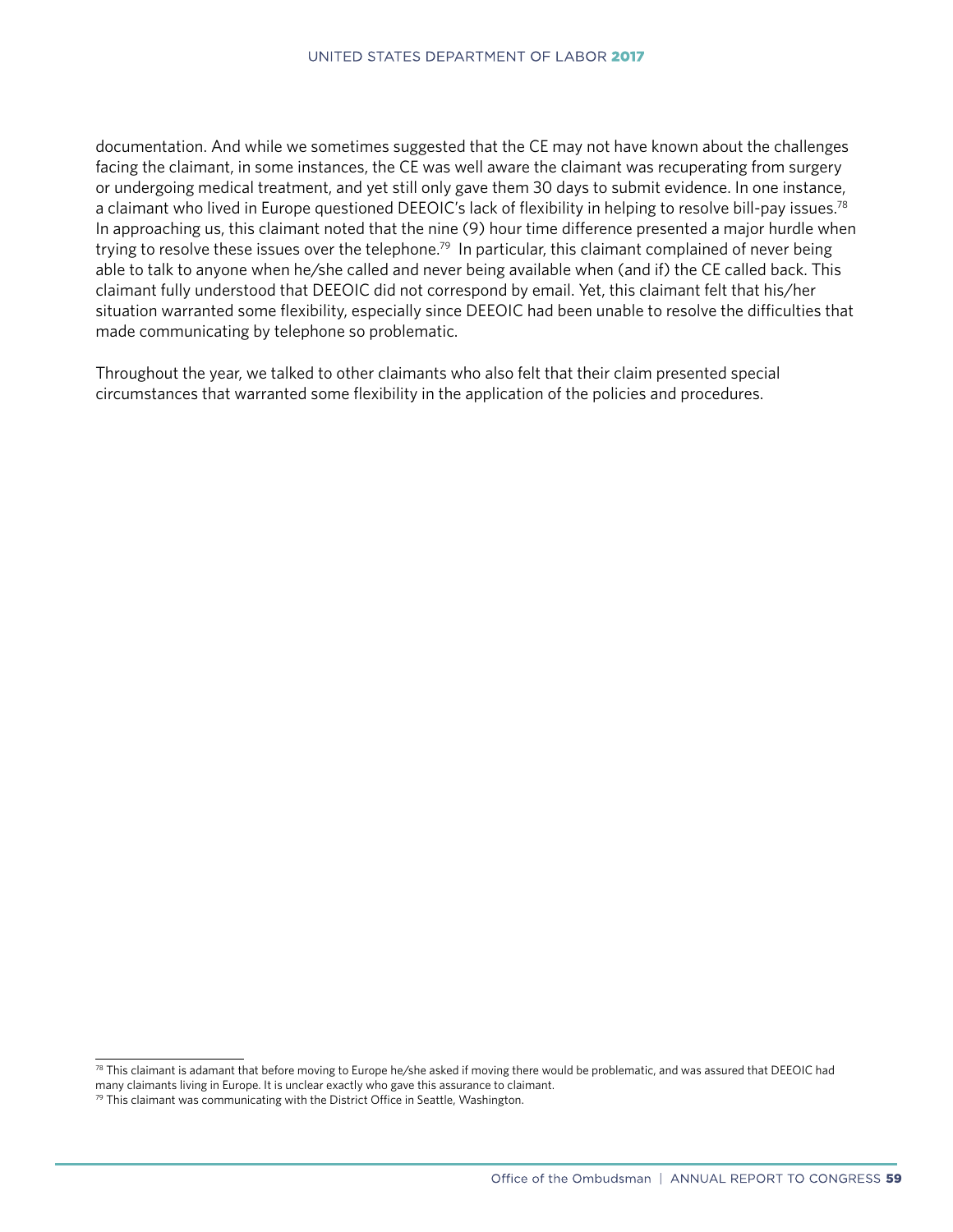documentation. And while we sometimes suggested that the CE may not have known about the challenges facing the claimant, in some instances, the CE was well aware the claimant was recuperating from surgery or undergoing medical treatment, and yet still only gave them 30 days to submit evidence. In one instance, a claimant who lived in Europe questioned DEEOIC's lack of flexibility in helping to resolve bill-pay issues.[78] In approaching us, this claimant noted that the nine (9) hour time difference presented a major hurdle when trying to resolve these issues over the telephone.[79] In particular, this claimant complained of never being able to talk to anyone when he/she called and never being available when (and if) the CE called back. This claimant fully understood that DEEOIC did not correspond by email. Yet, this claimant felt that his/her situation warranted some flexibility, especially since DEEOIC had been unable to resolve the difficulties that made communicating by telephone so problematic.

Throughout the year, we talked to other claimants who also felt that their claim presented special circumstances that warranted some flexibility in the application of the policies and procedures.

---

[78] This claimant is adamant that before moving to Europe he/she asked if moving there would be problematic, and was assured that DEEOIC had many claimants living in Europe. It is unclear exactly who gave this assurance to claimant.

[79] This claimant was communicating with the District Office in Seattle, Washington.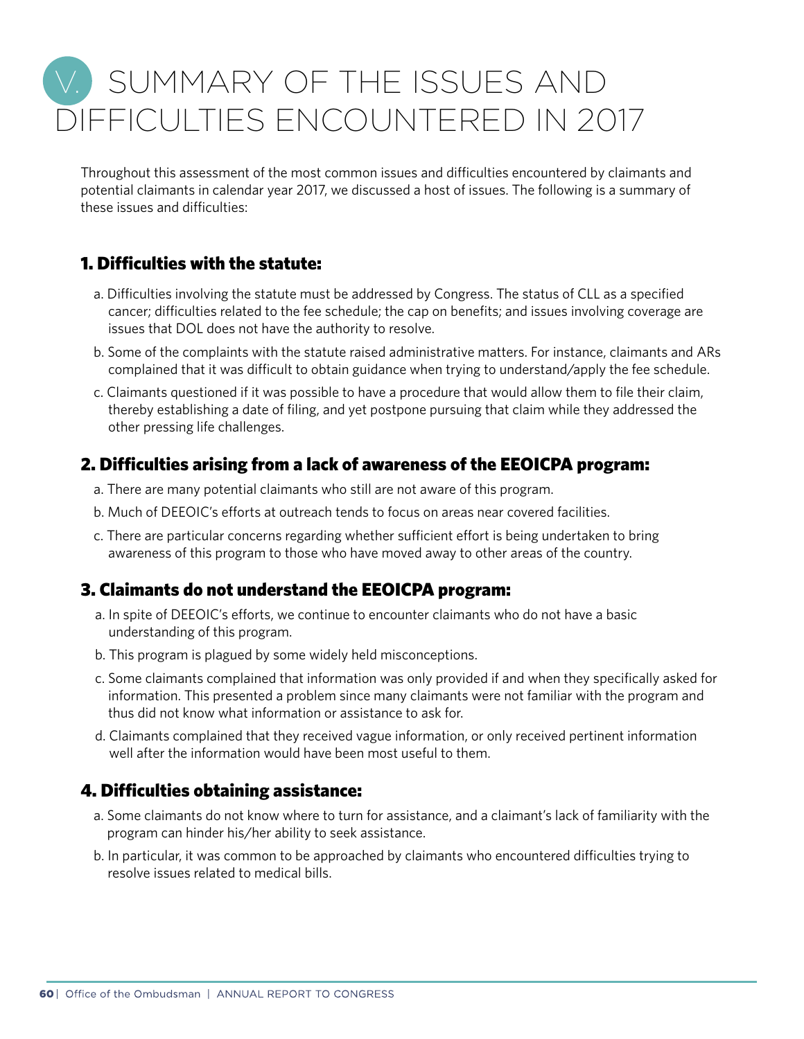# V. SUMMARY OF THE ISSUES AND DIFFICULTIES ENCOUNTERED IN 2017

Throughout this assessment of the most common issues and difficulties encountered by claimants and potential claimants in calendar year 2017, we discussed a host of issues. The following is a summary of these issues and difficulties:

## 1. Difficulties with the statute:

a. Difficulties involving the statute must be addressed by Congress. The status of CLL as a specified cancer; difficulties related to the fee schedule; the cap on benefits; and issues involving coverage are issues that DOL does not have the authority to resolve.

b. Some of the complaints with the statute raised administrative matters. For instance, claimants and ARs complained that it was difficult to obtain guidance when trying to understand/apply the fee schedule.

c. Claimants questioned if it was possible to have a procedure that would allow them to file their claim, thereby establishing a date of filing, and yet postpone pursuing that claim while they addressed the other pressing life challenges.

## 2. Difficulties arising from a lack of awareness of the EEOICPA program:

a. There are many potential claimants who still are not aware of this program.

b. Much of DEEOIC's efforts at outreach tends to focus on areas near covered facilities.

c. There are particular concerns regarding whether sufficient effort is being undertaken to bring awareness of this program to those who have moved away to other areas of the country.

## 3. Claimants do not understand the EEOICPA program:

a. In spite of DEEOIC's efforts, we continue to encounter claimants who do not have a basic understanding of this program.

b. This program is plagued by some widely held misconceptions.

c. Some claimants complained that information was only provided if and when they specifically asked for information. This presented a problem since many claimants were not familiar with the program and thus did not know what information or assistance to ask for.

d. Claimants complained that they received vague information, or only received pertinent information well after the information would have been most useful to them.

## 4. Difficulties obtaining assistance:

a. Some claimants do not know where to turn for assistance, and a claimant's lack of familiarity with the program can hinder his/her ability to seek assistance.

b. In particular, it was common to be approached by claimants who encountered difficulties trying to resolve issues related to medical bills.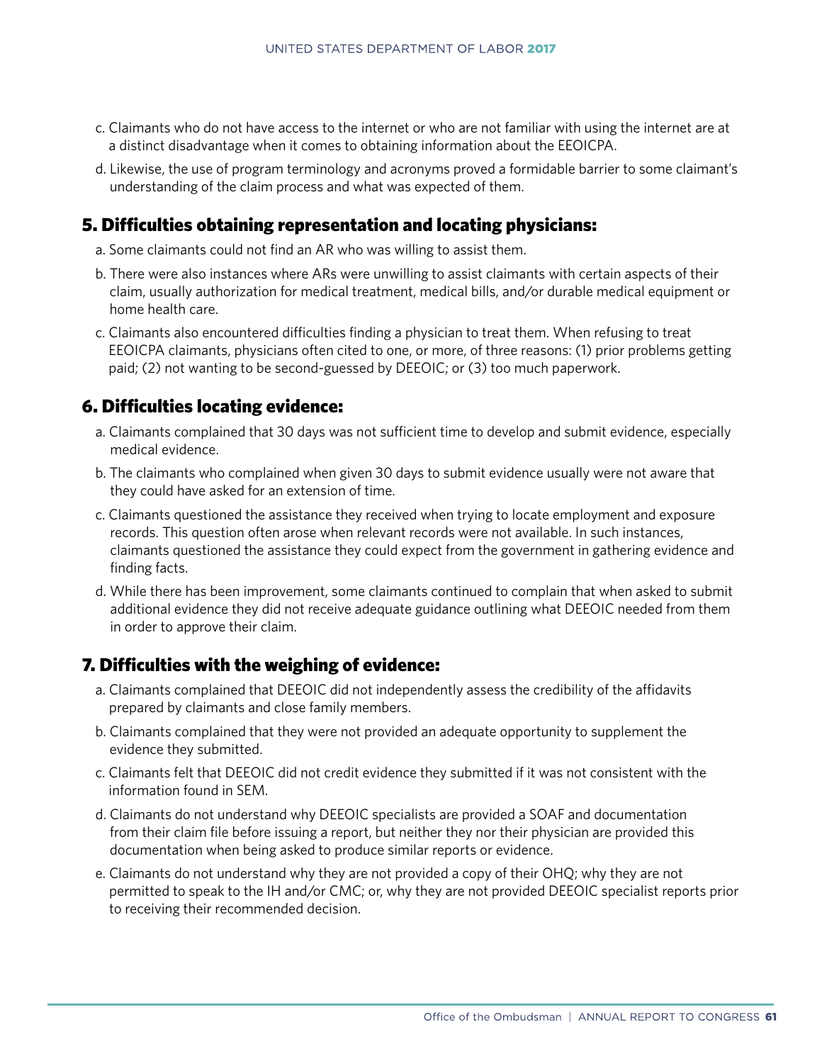c. Claimants who do not have access to the internet or who are not familiar with using the internet are at a distinct disadvantage when it comes to obtaining information about the EEOICPA.

d. Likewise, the use of program terminology and acronyms proved a formidable barrier to some claimant's understanding of the claim process and what was expected of them.

## 5. Difficulties obtaining representation and locating physicians:

a. Some claimants could not find an AR who was willing to assist them.

b. There were also instances where ARs were unwilling to assist claimants with certain aspects of their claim, usually authorization for medical treatment, medical bills, and/or durable medical equipment or home health care.

c. Claimants also encountered difficulties finding a physician to treat them. When refusing to treat EEOICPA claimants, physicians often cited to one, or more, of three reasons: (1) prior problems getting paid; (2) not wanting to be second-guessed by DEEOIC; or (3) too much paperwork.

## 6. Difficulties locating evidence:

a. Claimants complained that 30 days was not sufficient time to develop and submit evidence, especially medical evidence.

b. The claimants who complained when given 30 days to submit evidence usually were not aware that they could have asked for an extension of time.

c. Claimants questioned the assistance they received when trying to locate employment and exposure records. This question often arose when relevant records were not available. In such instances, claimants questioned the assistance they could expect from the government in gathering evidence and finding facts.

d. While there has been improvement, some claimants continued to complain that when asked to submit additional evidence they did not receive adequate guidance outlining what DEEOIC needed from them in order to approve their claim.

## 7. Difficulties with the weighing of evidence:

a. Claimants complained that DEEOIC did not independently assess the credibility of the affidavits prepared by claimants and close family members.

b. Claimants complained that they were not provided an adequate opportunity to supplement the evidence they submitted.

c. Claimants felt that DEEOIC did not credit evidence they submitted if it was not consistent with the information found in SEM.

d. Claimants do not understand why DEEOIC specialists are provided a SOAF and documentation from their claim file before issuing a report, but neither they nor their physician are provided this documentation when being asked to produce similar reports or evidence.

e. Claimants do not understand why they are not provided a copy of their OHQ; why they are not permitted to speak to the IH and/or CMC; or, why they are not provided DEEOIC specialist reports prior to receiving their recommended decision.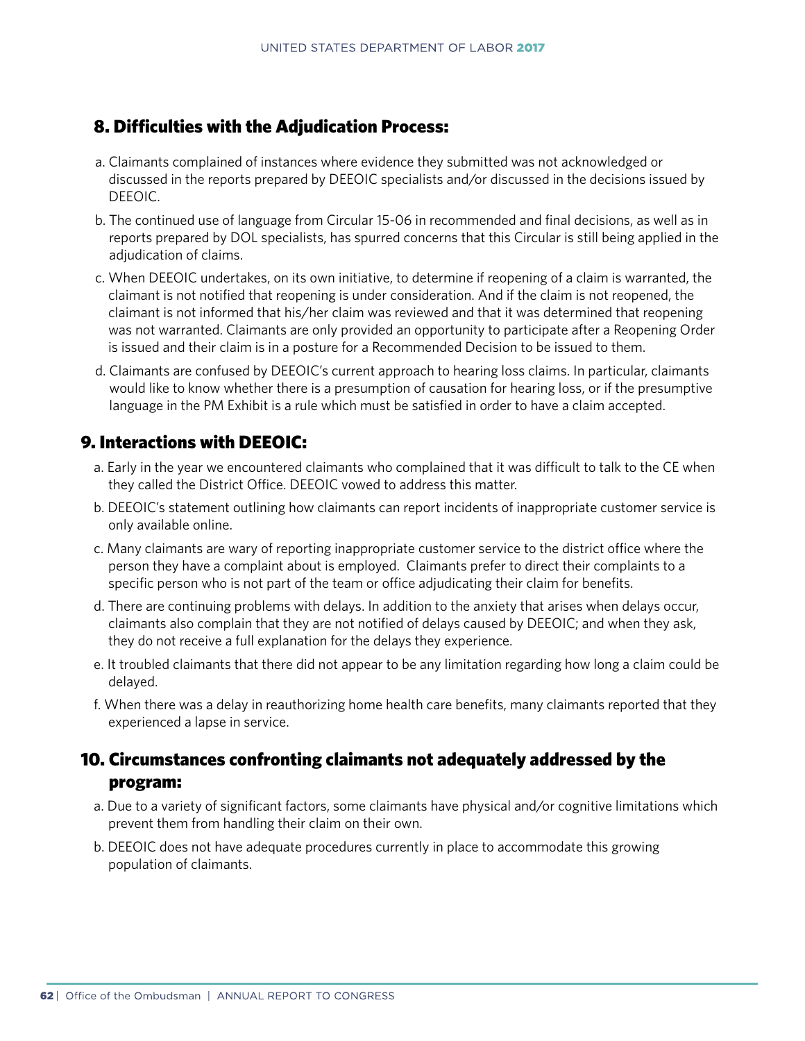## 8. Difficulties with the Adjudication Process:

a. Claimants complained of instances where evidence they submitted was not acknowledged or discussed in the reports prepared by DEEOIC specialists and/or discussed in the decisions issued by DEEOIC.

b. The continued use of language from Circular 15-06 in recommended and final decisions, as well as in reports prepared by DOL specialists, has spurred concerns that this Circular is still being applied in the adjudication of claims.

c. When DEEOIC undertakes, on its own initiative, to determine if reopening of a claim is warranted, the claimant is not notified that reopening is under consideration. And if the claim is not reopened, the claimant is not informed that his/her claim was reviewed and that it was determined that reopening was not warranted. Claimants are only provided an opportunity to participate after a Reopening Order is issued and their claim is in a posture for a Recommended Decision to be issued to them.

d. Claimants are confused by DEEOIC's current approach to hearing loss claims. In particular, claimants would like to know whether there is a presumption of causation for hearing loss, or if the presumptive language in the PM Exhibit is a rule which must be satisfied in order to have a claim accepted.

## 9. Interactions with DEEOIC:

a. Early in the year we encountered claimants who complained that it was difficult to talk to the CE when they called the District Office. DEEOIC vowed to address this matter.

b. DEEOIC's statement outlining how claimants can report incidents of inappropriate customer service is only available online.

c. Many claimants are wary of reporting inappropriate customer service to the district office where the person they have a complaint about is employed. Claimants prefer to direct their complaints to a specific person who is not part of the team or office adjudicating their claim for benefits.

d. There are continuing problems with delays. In addition to the anxiety that arises when delays occur, claimants also complain that they are not notified of delays caused by DEEOIC; and when they ask, they do not receive a full explanation for the delays they experience.

e. It troubled claimants that there did not appear to be any limitation regarding how long a claim could be delayed.

f. When there was a delay in reauthorizing home health care benefits, many claimants reported that they experienced a lapse in service.

## 10. Circumstances confronting claimants not adequately addressed by the program:

a. Due to a variety of significant factors, some claimants have physical and/or cognitive limitations which prevent them from handling their claim on their own.

b. DEEOIC does not have adequate procedures currently in place to accommodate this growing population of claimants.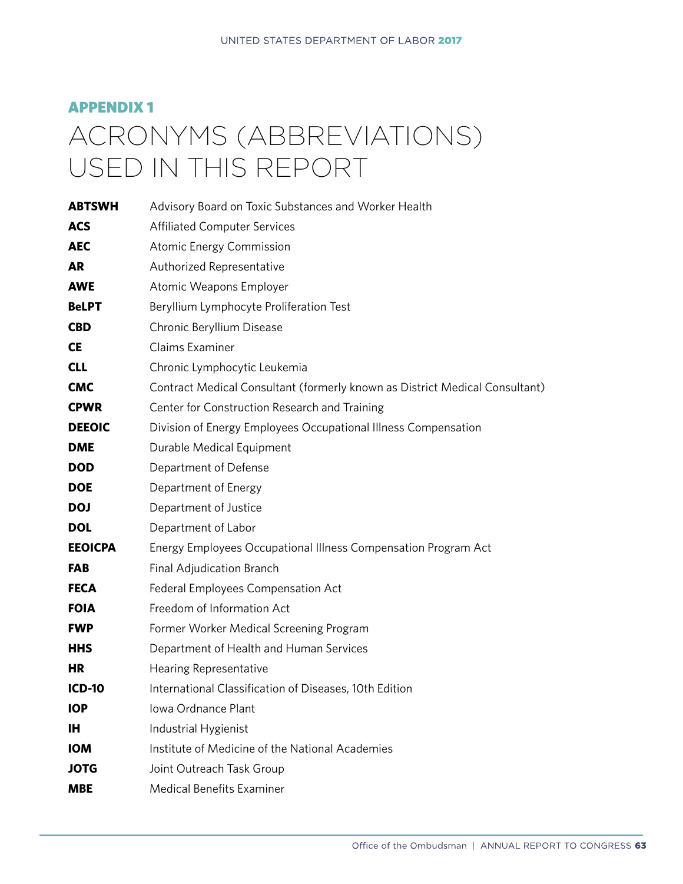## APPENDIX 1

# ACRONYMS (ABBREVIATIONS) USED IN THIS REPORT

| | |
|---|---|
| **ABTSWH** | Advisory Board on Toxic Substances and Worker Health |
| **ACS** | Affiliated Computer Services |
| **AEC** | Atomic Energy Commission |
| **AR** | Authorized Representative |
| **AWE** | Atomic Weapons Employer |
| **BeLPT** | Beryllium Lymphocyte Proliferation Test |
| **CBD** | Chronic Beryllium Disease |
| **CE** | Claims Examiner |
| **CLL** | Chronic Lymphocytic Leukemia |
| **CMC** | Contract Medical Consultant (formerly known as District Medical Consultant) |
| **CPWR** | Center for Construction Research and Training |
| **DEEOIC** | Division of Energy Employees Occupational Illness Compensation |
| **DME** | Durable Medical Equipment |
| **DOD** | Department of Defense |
| **DOE** | Department of Energy |
| **DOJ** | Department of Justice |
| **DOL** | Department of Labor |
| **EEOICPA** | Energy Employees Occupational Illness Compensation Program Act |
| **FAB** | Final Adjudication Branch |
| **FECA** | Federal Employees Compensation Act |
| **FOIA** | Freedom of Information Act |
| **FWP** | Former Worker Medical Screening Program |
| **HHS** | Department of Health and Human Services |
| **HR** | Hearing Representative |
| **ICD-10** | International Classification of Diseases, 10th Edition |
| **IOP** | Iowa Ordnance Plant |
| **IH** | Industrial Hygienist |
| **IOM** | Institute of Medicine of the National Academies |
| **JOTG** | Joint Outreach Task Group |
| **MBE** | Medical Benefits Examiner |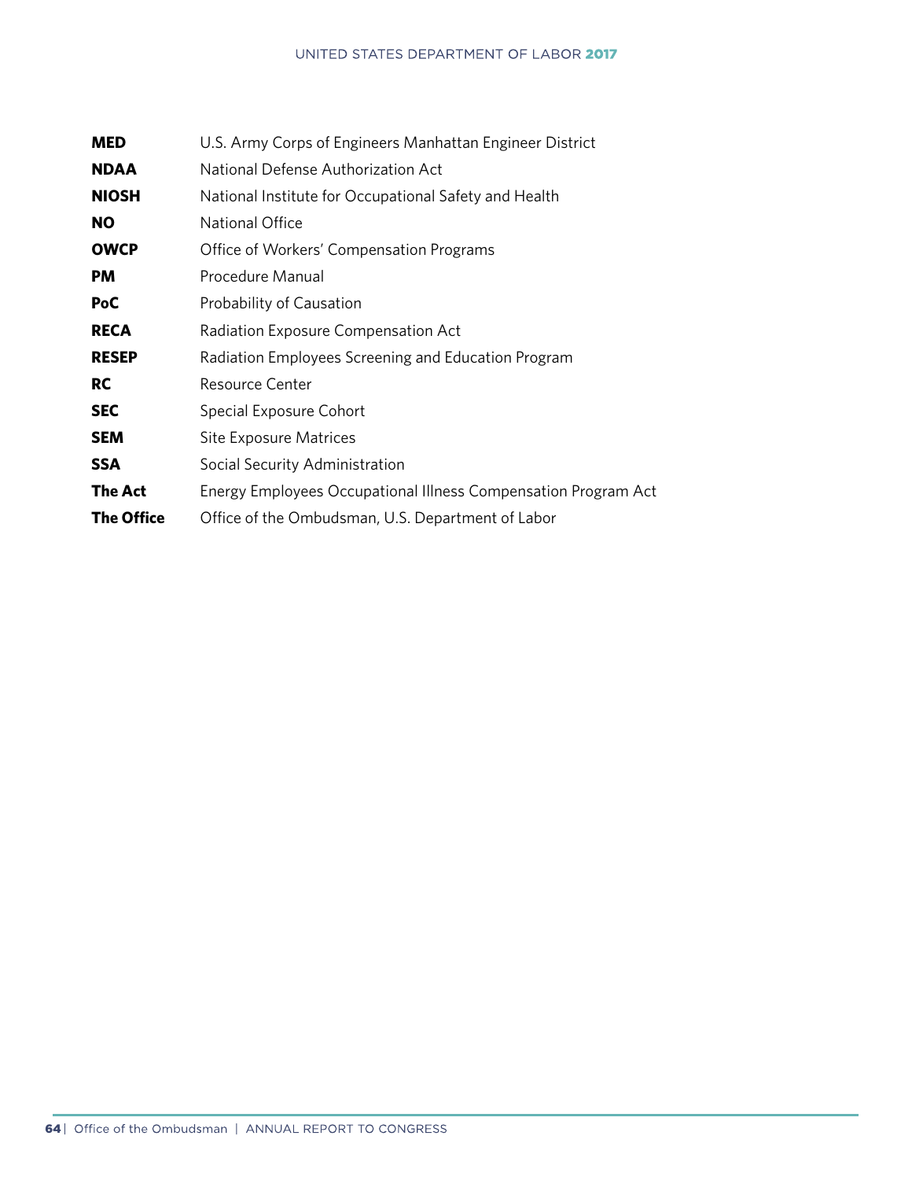| | |
|---|---|
| **MED** | U.S. Army Corps of Engineers Manhattan Engineer District |
| **NDAA** | National Defense Authorization Act |
| **NIOSH** | National Institute for Occupational Safety and Health |
| **NO** | National Office |
| **OWCP** | Office of Workers' Compensation Programs |
| **PM** | Procedure Manual |
| **PoC** | Probability of Causation |
| **RECA** | Radiation Exposure Compensation Act |
| **RESEP** | Radiation Employees Screening and Education Program |
| **RC** | Resource Center |
| **SEC** | Special Exposure Cohort |
| **SEM** | Site Exposure Matrices |
| **SSA** | Social Security Administration |
| **The Act** | Energy Employees Occupational Illness Compensation Program Act |
| **The Office** | Office of the Ombudsman, U.S. Department of Labor |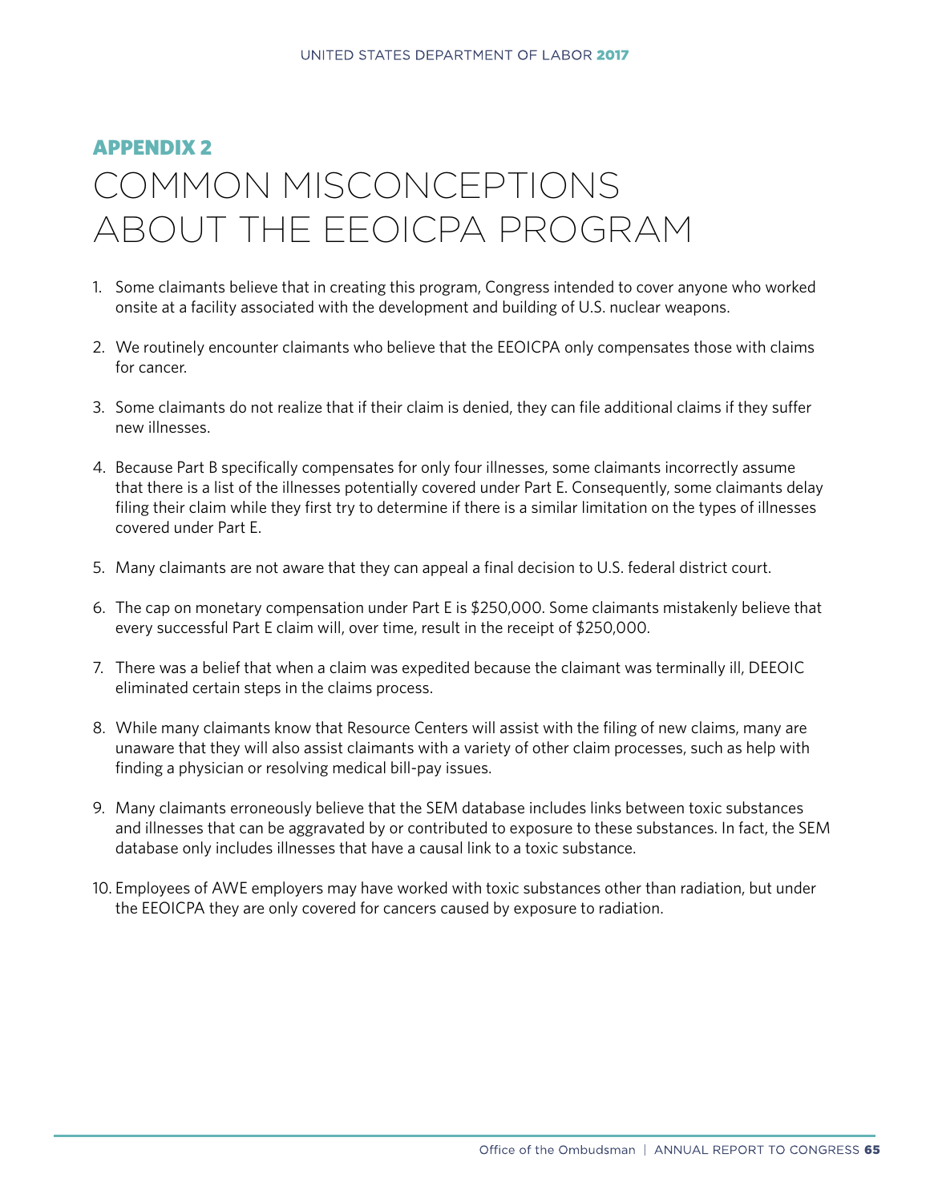## APPENDIX 2

# COMMON MISCONCEPTIONS ABOUT THE EEOICPA PROGRAM

1. Some claimants believe that in creating this program, Congress intended to cover anyone who worked onsite at a facility associated with the development and building of U.S. nuclear weapons.

2. We routinely encounter claimants who believe that the EEOICPA only compensates those with claims for cancer.

3. Some claimants do not realize that if their claim is denied, they can file additional claims if they suffer new illnesses.

4. Because Part B specifically compensates for only four illnesses, some claimants incorrectly assume that there is a list of the illnesses potentially covered under Part E. Consequently, some claimants delay filing their claim while they first try to determine if there is a similar limitation on the types of illnesses covered under Part E.

5. Many claimants are not aware that they can appeal a final decision to U.S. federal district court.

6. The cap on monetary compensation under Part E is $250,000. Some claimants mistakenly believe that every successful Part E claim will, over time, result in the receipt of $250,000.

7. There was a belief that when a claim was expedited because the claimant was terminally ill, DEEOIC eliminated certain steps in the claims process.

8. While many claimants know that Resource Centers will assist with the filing of new claims, many are unaware that they will also assist claimants with a variety of other claim processes, such as help with finding a physician or resolving medical bill-pay issues.

9. Many claimants erroneously believe that the SEM database includes links between toxic substances and illnesses that can be aggravated by or contributed to exposure to these substances. In fact, the SEM database only includes illnesses that have a causal link to a toxic substance.

10. Employees of AWE employers may have worked with toxic substances other than radiation, but under the EEOICPA they are only covered for cancers caused by exposure to radiation.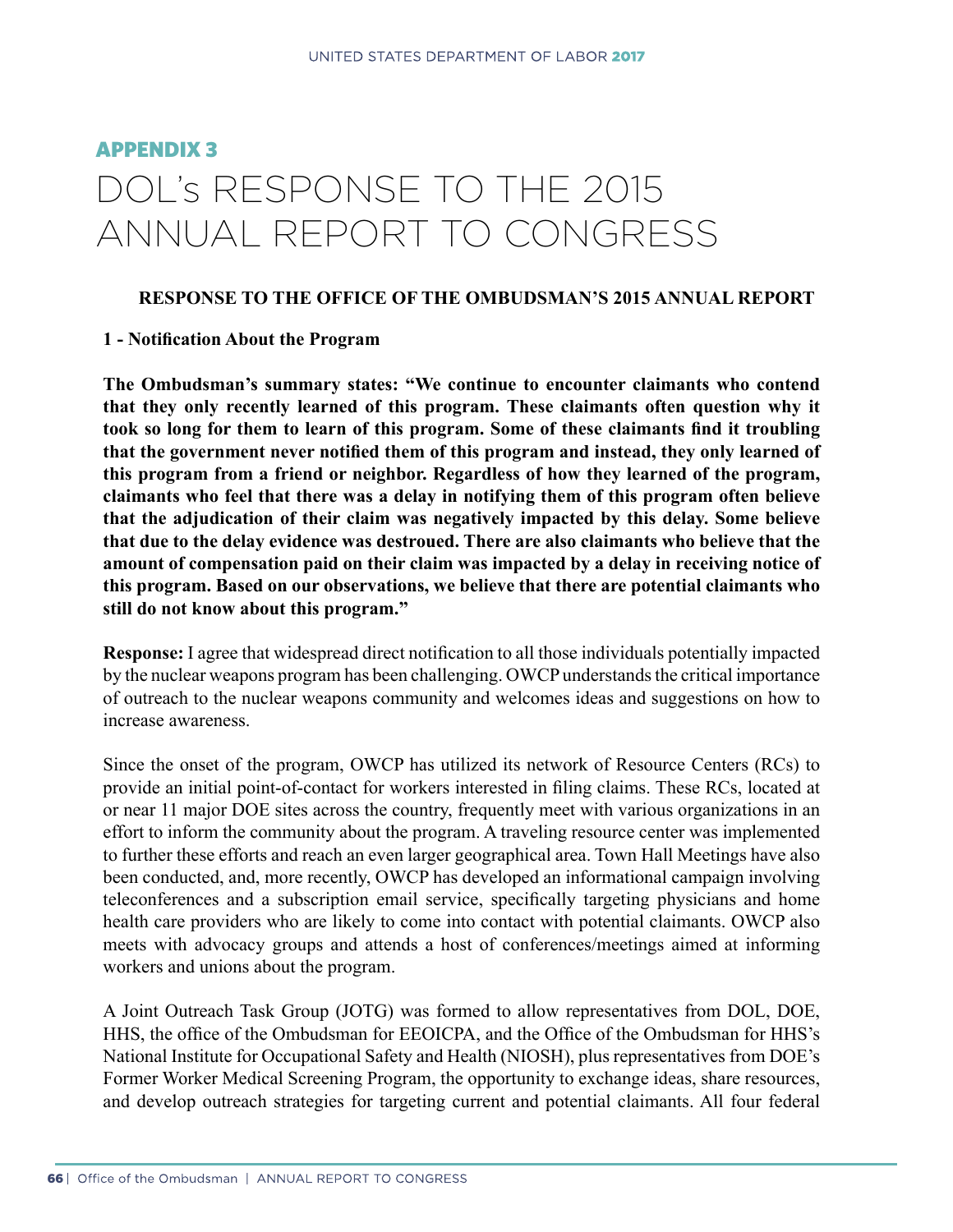## APPENDIX 3

# DOL's RESPONSE TO THE 2015 ANNUAL REPORT TO CONGRESS

**RESPONSE TO THE OFFICE OF THE OMBUDSMAN'S 2015 ANNUAL REPORT**

**1 - Notification About the Program**

**The Ombudsman's summary states: "We continue to encounter claimants who contend that they only recently learned of this program. These claimants often question why it took so long for them to learn of this program. Some of these claimants find it troubling that the government never notified them of this program and instead, they only learned of this program from a friend or neighbor. Regardless of how they learned of the program, claimants who feel that there was a delay in notifying them of this program often believe that the adjudication of their claim was negatively impacted by this delay. Some believe that due to the delay evidence was destroued. There are also claimants who believe that the amount of compensation paid on their claim was impacted by a delay in receiving notice of this program. Based on our observations, we believe that there are potential claimants who still do not know about this program."**

**Response:** I agree that widespread direct notification to all those individuals potentially impacted by the nuclear weapons program has been challenging. OWCP understands the critical importance of outreach to the nuclear weapons community and welcomes ideas and suggestions on how to increase awareness.

Since the onset of the program, OWCP has utilized its network of Resource Centers (RCs) to provide an initial point-of-contact for workers interested in filing claims. These RCs, located at or near 11 major DOE sites across the country, frequently meet with various organizations in an effort to inform the community about the program. A traveling resource center was implemented to further these efforts and reach an even larger geographical area. Town Hall Meetings have also been conducted, and, more recently, OWCP has developed an informational campaign involving teleconferences and a subscription email service, specifically targeting physicians and home health care providers who are likely to come into contact with potential claimants. OWCP also meets with advocacy groups and attends a host of conferences/meetings aimed at informing workers and unions about the program.

A Joint Outreach Task Group (JOTG) was formed to allow representatives from DOL, DOE, HHS, the office of the Ombudsman for EEOICPA, and the Office of the Ombudsman for HHS's National Institute for Occupational Safety and Health (NIOSH), plus representatives from DOE's Former Worker Medical Screening Program, the opportunity to exchange ideas, share resources, and develop outreach strategies for targeting current and potential claimants. All four federal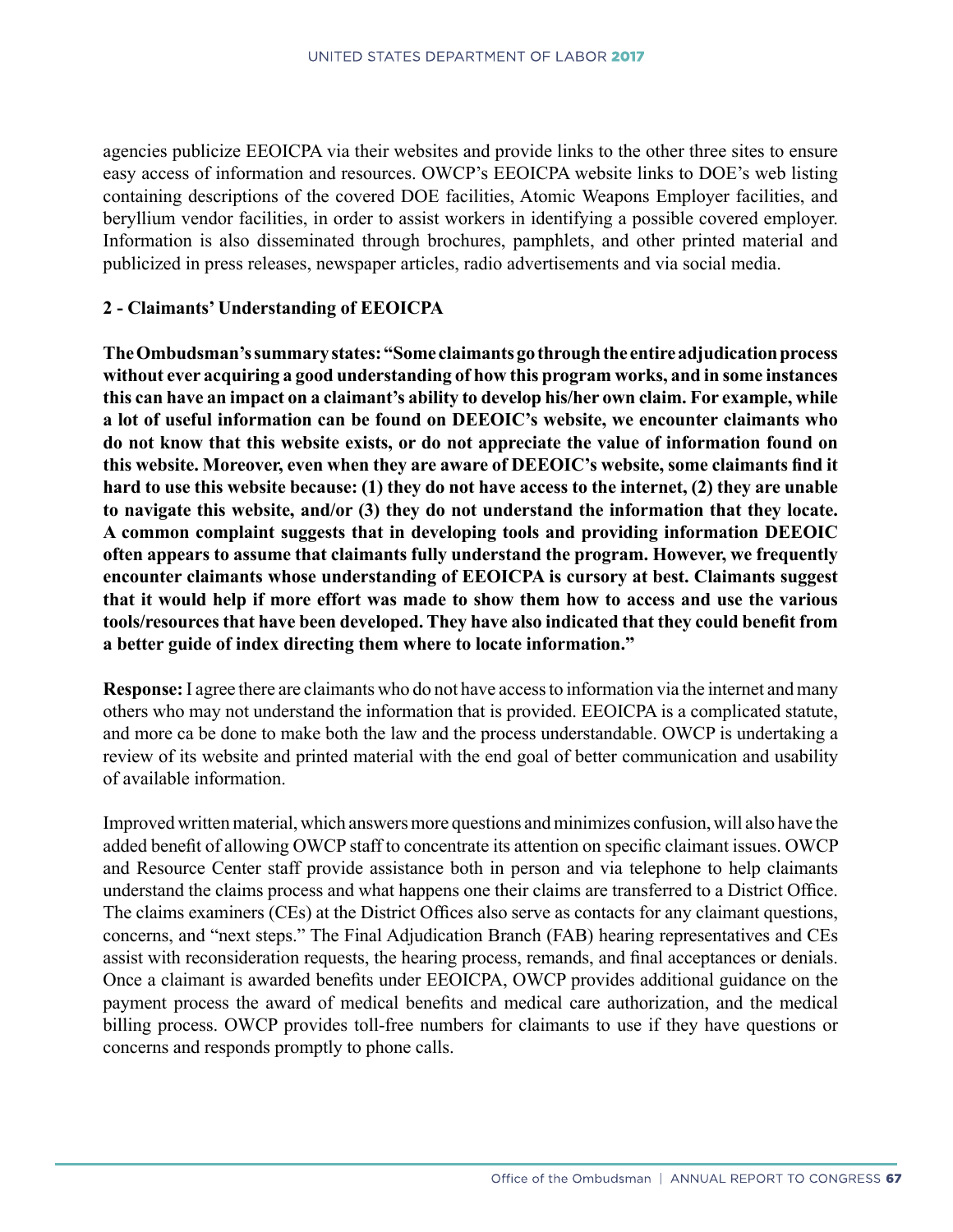agencies publicize EEOICPA via their websites and provide links to the other three sites to ensure easy access of information and resources. OWCP's EEOICPA website links to DOE's web listing containing descriptions of the covered DOE facilities, Atomic Weapons Employer facilities, and beryllium vendor facilities, in order to assist workers in identifying a possible covered employer. Information is also disseminated through brochures, pamphlets, and other printed material and publicized in press releases, newspaper articles, radio advertisements and via social media.

**2 - Claimants' Understanding of EEOICPA**

**The Ombudsman's summary states: "Some claimants go through the entire adjudication process without ever acquiring a good understanding of how this program works, and in some instances this can have an impact on a claimant's ability to develop his/her own claim. For example, while a lot of useful information can be found on DEEOIC's website, we encounter claimants who do not know that this website exists, or do not appreciate the value of information found on this website. Moreover, even when they are aware of DEEOIC's website, some claimants find it hard to use this website because: (1) they do not have access to the internet, (2) they are unable to navigate this website, and/or (3) they do not understand the information that they locate. A common complaint suggests that in developing tools and providing information DEEOIC often appears to assume that claimants fully understand the program. However, we frequently encounter claimants whose understanding of EEOICPA is cursory at best. Claimants suggest that it would help if more effort was made to show them how to access and use the various tools/resources that have been developed. They have also indicated that they could benefit from a better guide of index directing them where to locate information."**

**Response:** I agree there are claimants who do not have access to information via the internet and many others who may not understand the information that is provided. EEOICPA is a complicated statute, and more ca be done to make both the law and the process understandable. OWCP is undertaking a review of its website and printed material with the end goal of better communication and usability of available information.

Improved written material, which answers more questions and minimizes confusion, will also have the added benefit of allowing OWCP staff to concentrate its attention on specific claimant issues. OWCP and Resource Center staff provide assistance both in person and via telephone to help claimants understand the claims process and what happens one their claims are transferred to a District Office. The claims examiners (CEs) at the District Offices also serve as contacts for any claimant questions, concerns, and "next steps." The Final Adjudication Branch (FAB) hearing representatives and CEs assist with reconsideration requests, the hearing process, remands, and final acceptances or denials. Once a claimant is awarded benefits under EEOICPA, OWCP provides additional guidance on the payment process the award of medical benefits and medical care authorization, and the medical billing process. OWCP provides toll-free numbers for claimants to use if they have questions or concerns and responds promptly to phone calls.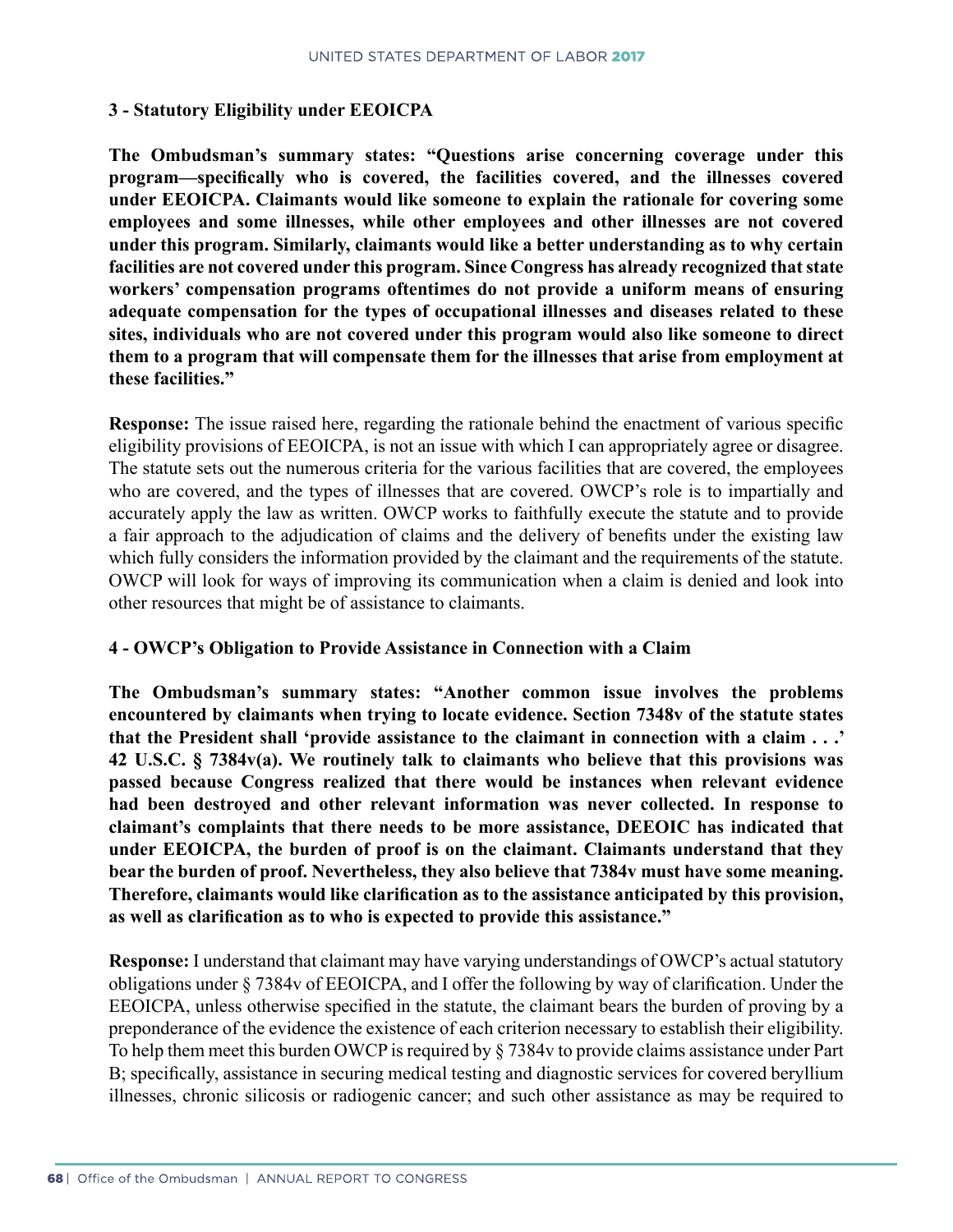### 3 - Statutory Eligibility under EEOICPA

**The Ombudsman's summary states: "Questions arise concerning coverage under this program—specifically who is covered, the facilities covered, and the illnesses covered under EEOICPA. Claimants would like someone to explain the rationale for covering some employees and some illnesses, while other employees and other illnesses are not covered under this program. Similarly, claimants would like a better understanding as to why certain facilities are not covered under this program. Since Congress has already recognized that state workers' compensation programs oftentimes do not provide a uniform means of ensuring adequate compensation for the types of occupational illnesses and diseases related to these sites, individuals who are not covered under this program would also like someone to direct them to a program that will compensate them for the illnesses that arise from employment at these facilities."**

**Response:** The issue raised here, regarding the rationale behind the enactment of various specific eligibility provisions of EEOICPA, is not an issue with which I can appropriately agree or disagree. The statute sets out the numerous criteria for the various facilities that are covered, the employees who are covered, and the types of illnesses that are covered. OWCP's role is to impartially and accurately apply the law as written. OWCP works to faithfully execute the statute and to provide a fair approach to the adjudication of claims and the delivery of benefits under the existing law which fully considers the information provided by the claimant and the requirements of the statute. OWCP will look for ways of improving its communication when a claim is denied and look into other resources that might be of assistance to claimants.

### 4 - OWCP's Obligation to Provide Assistance in Connection with a Claim

**The Ombudsman's summary states: "Another common issue involves the problems encountered by claimants when trying to locate evidence. Section 7348v of the statute states that the President shall 'provide assistance to the claimant in connection with a claim . . .' 42 U.S.C. § 7384v(a). We routinely talk to claimants who believe that this provisions was passed because Congress realized that there would be instances when relevant evidence had been destroyed and other relevant information was never collected. In response to claimant's complaints that there needs to be more assistance, DEEOIC has indicated that under EEOICPA, the burden of proof is on the claimant. Claimants understand that they bear the burden of proof. Nevertheless, they also believe that 7384v must have some meaning. Therefore, claimants would like clarification as to the assistance anticipated by this provision, as well as clarification as to who is expected to provide this assistance."**

**Response:** I understand that claimant may have varying understandings of OWCP's actual statutory obligations under § 7384v of EEOICPA, and I offer the following by way of clarification. Under the EEOICPA, unless otherwise specified in the statute, the claimant bears the burden of proving by a preponderance of the evidence the existence of each criterion necessary to establish their eligibility. To help them meet this burden OWCP is required by § 7384v to provide claims assistance under Part B; specifically, assistance in securing medical testing and diagnostic services for covered beryllium illnesses, chronic silicosis or radiogenic cancer; and such other assistance as may be required to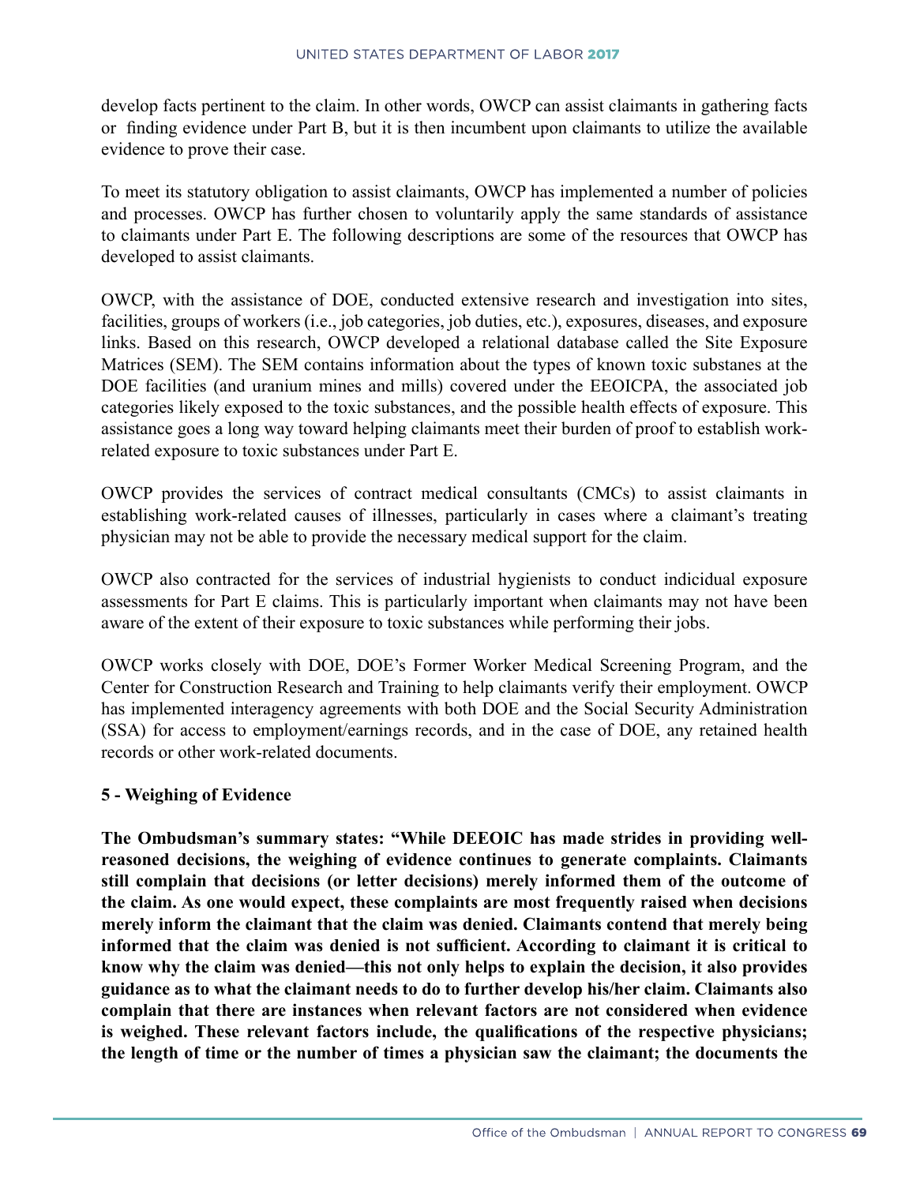develop facts pertinent to the claim. In other words, OWCP can assist claimants in gathering facts or finding evidence under Part B, but it is then incumbent upon claimants to utilize the available evidence to prove their case.

To meet its statutory obligation to assist claimants, OWCP has implemented a number of policies and processes. OWCP has further chosen to voluntarily apply the same standards of assistance to claimants under Part E. The following descriptions are some of the resources that OWCP has developed to assist claimants.

OWCP, with the assistance of DOE, conducted extensive research and investigation into sites, facilities, groups of workers (i.e., job categories, job duties, etc.), exposures, diseases, and exposure links. Based on this research, OWCP developed a relational database called the Site Exposure Matrices (SEM). The SEM contains information about the types of known toxic substanes at the DOE facilities (and uranium mines and mills) covered under the EEOICPA, the associated job categories likely exposed to the toxic substances, and the possible health effects of exposure. This assistance goes a long way toward helping claimants meet their burden of proof to establish work-related exposure to toxic substances under Part E.

OWCP provides the services of contract medical consultants (CMCs) to assist claimants in establishing work-related causes of illnesses, particularly in cases where a claimant's treating physician may not be able to provide the necessary medical support for the claim.

OWCP also contracted for the services of industrial hygienists to conduct indicidual exposure assessments for Part E claims. This is particularly important when claimants may not have been aware of the extent of their exposure to toxic substances while performing their jobs.

OWCP works closely with DOE, DOE's Former Worker Medical Screening Program, and the Center for Construction Research and Training to help claimants verify their employment. OWCP has implemented interagency agreements with both DOE and the Social Security Administration (SSA) for access to employment/earnings records, and in the case of DOE, any retained health records or other work-related documents.

### 5 - Weighing of Evidence

**The Ombudsman's summary states: "While DEEOIC has made strides in providing well-reasoned decisions, the weighing of evidence continues to generate complaints. Claimants still complain that decisions (or letter decisions) merely informed them of the outcome of the claim. As one would expect, these complaints are most frequently raised when decisions merely inform the claimant that the claim was denied. Claimants contend that merely being informed that the claim was denied is not sufficient. According to claimant it is critical to know why the claim was denied—this not only helps to explain the decision, it also provides guidance as to what the claimant needs to do to further develop his/her claim. Claimants also complain that there are instances when relevant factors are not considered when evidence is weighed. These relevant factors include, the qualifications of the respective physicians; the length of time or the number of times a physician saw the claimant; the documents the**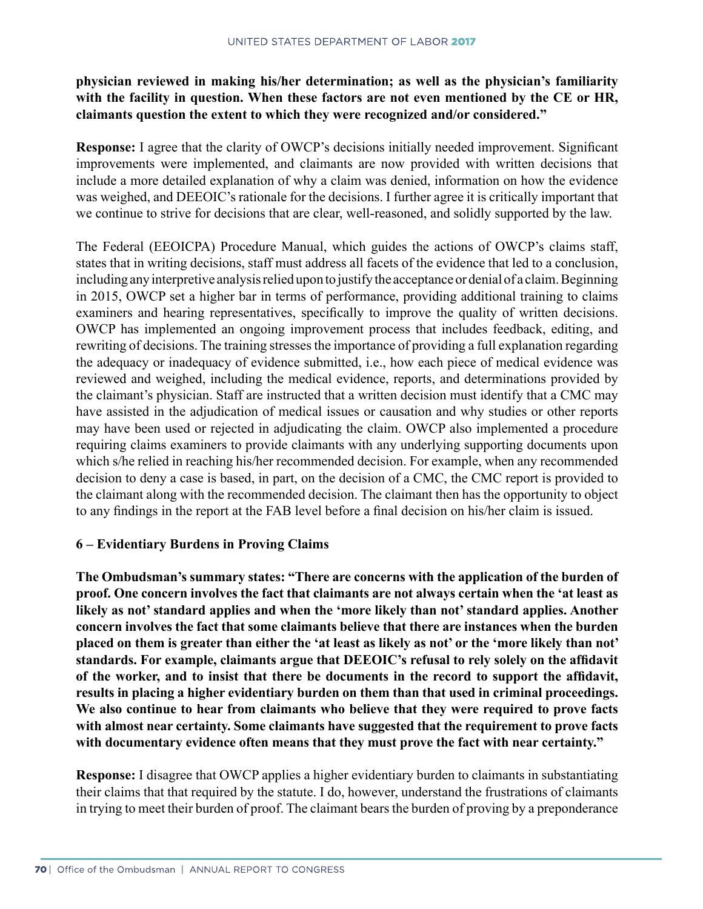**physician reviewed in making his/her determination; as well as the physician's familiarity with the facility in question. When these factors are not even mentioned by the CE or HR, claimants question the extent to which they were recognized and/or considered."**

**Response:** I agree that the clarity of OWCP's decisions initially needed improvement. Significant improvements were implemented, and claimants are now provided with written decisions that include a more detailed explanation of why a claim was denied, information on how the evidence was weighed, and DEEOIC's rationale for the decisions. I further agree it is critically important that we continue to strive for decisions that are clear, well-reasoned, and solidly supported by the law.

The Federal (EEOICPA) Procedure Manual, which guides the actions of OWCP's claims staff, states that in writing decisions, staff must address all facets of the evidence that led to a conclusion, including any interpretive analysis relied upon to justify the acceptance or denial of a claim. Beginning in 2015, OWCP set a higher bar in terms of performance, providing additional training to claims examiners and hearing representatives, specifically to improve the quality of written decisions. OWCP has implemented an ongoing improvement process that includes feedback, editing, and rewriting of decisions. The training stresses the importance of providing a full explanation regarding the adequacy or inadequacy of evidence submitted, i.e., how each piece of medical evidence was reviewed and weighed, including the medical evidence, reports, and determinations provided by the claimant's physician. Staff are instructed that a written decision must identify that a CMC may have assisted in the adjudication of medical issues or causation and why studies or other reports may have been used or rejected in adjudicating the claim. OWCP also implemented a procedure requiring claims examiners to provide claimants with any underlying supporting documents upon which s/he relied in reaching his/her recommended decision. For example, when any recommended decision to deny a case is based, in part, on the decision of a CMC, the CMC report is provided to the claimant along with the recommended decision. The claimant then has the opportunity to object to any findings in the report at the FAB level before a final decision on his/her claim is issued.

### 6 – Evidentiary Burdens in Proving Claims

**The Ombudsman's summary states: "There are concerns with the application of the burden of proof. One concern involves the fact that claimants are not always certain when the 'at least as likely as not' standard applies and when the 'more likely than not' standard applies. Another concern involves the fact that some claimants believe that there are instances when the burden placed on them is greater than either the 'at least as likely as not' or the 'more likely than not' standards. For example, claimants argue that DEEOIC's refusal to rely solely on the affidavit of the worker, and to insist that there be documents in the record to support the affidavit, results in placing a higher evidentiary burden on them than that used in criminal proceedings. We also continue to hear from claimants who believe that they were required to prove facts with almost near certainty. Some claimants have suggested that the requirement to prove facts with documentary evidence often means that they must prove the fact with near certainty."**

**Response:** I disagree that OWCP applies a higher evidentiary burden to claimants in substantiating their claims that that required by the statute. I do, however, understand the frustrations of claimants in trying to meet their burden of proof. The claimant bears the burden of proving by a preponderance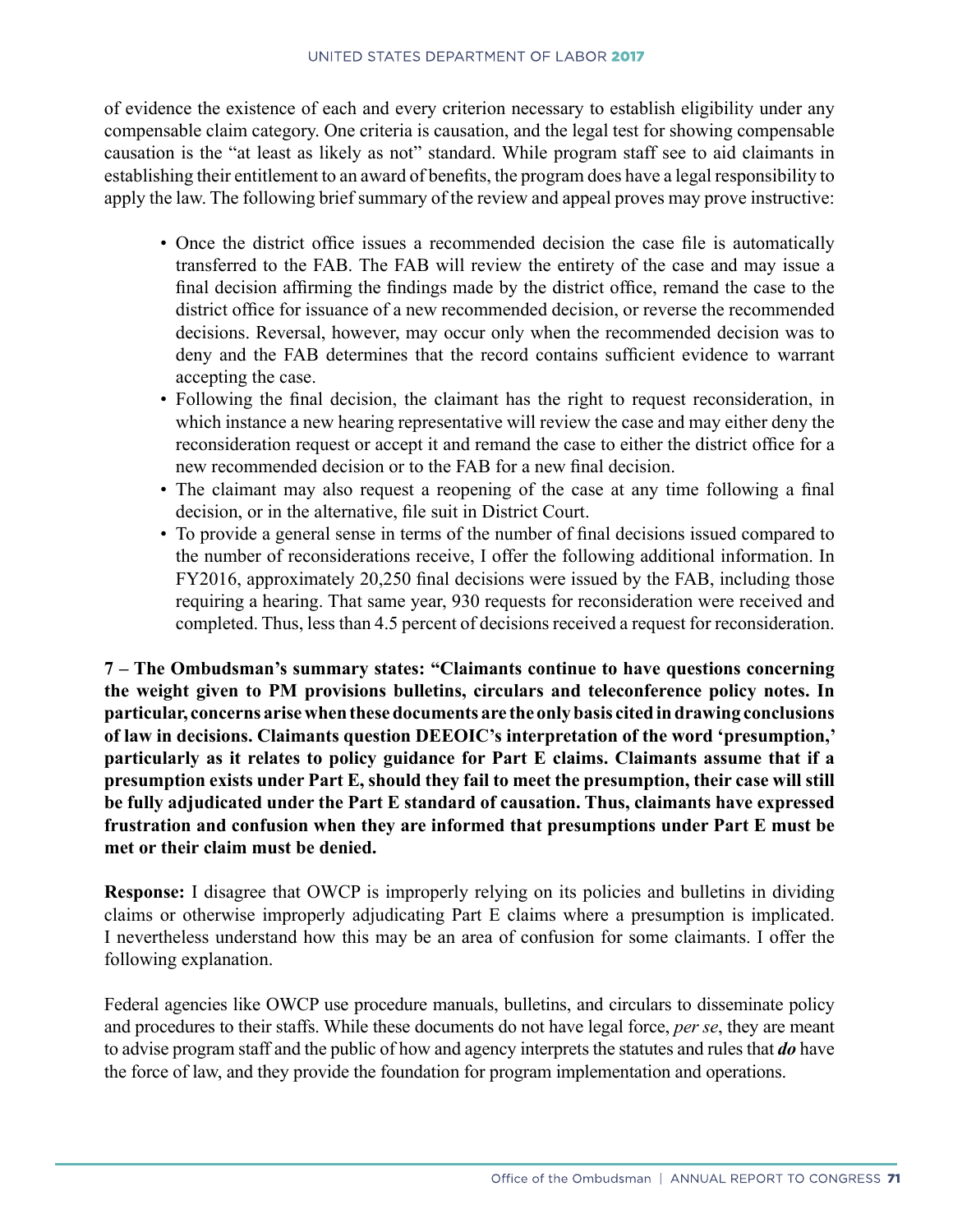of evidence the existence of each and every criterion necessary to establish eligibility under any compensable claim category. One criteria is causation, and the legal test for showing compensable causation is the "at least as likely as not" standard. While program staff see to aid claimants in establishing their entitlement to an award of benefits, the program does have a legal responsibility to apply the law. The following brief summary of the review and appeal proves may prove instructive:

- Once the district office issues a recommended decision the case file is automatically transferred to the FAB. The FAB will review the entirety of the case and may issue a final decision affirming the findings made by the district office, remand the case to the district office for issuance of a new recommended decision, or reverse the recommended decisions. Reversal, however, may occur only when the recommended decision was to deny and the FAB determines that the record contains sufficient evidence to warrant accepting the case.
- Following the final decision, the claimant has the right to request reconsideration, in which instance a new hearing representative will review the case and may either deny the reconsideration request or accept it and remand the case to either the district office for a new recommended decision or to the FAB for a new final decision.
- The claimant may also request a reopening of the case at any time following a final decision, or in the alternative, file suit in District Court.
- To provide a general sense in terms of the number of final decisions issued compared to the number of reconsiderations receive, I offer the following additional information. In FY2016, approximately 20,250 final decisions were issued by the FAB, including those requiring a hearing. That same year, 930 requests for reconsideration were received and completed. Thus, less than 4.5 percent of decisions received a request for reconsideration.

**7 – The Ombudsman's summary states: "Claimants continue to have questions concerning the weight given to PM provisions bulletins, circulars and teleconference policy notes. In particular, concerns arise when these documents are the only basis cited in drawing conclusions of law in decisions. Claimants question DEEOIC's interpretation of the word 'presumption,' particularly as it relates to policy guidance for Part E claims. Claimants assume that if a presumption exists under Part E, should they fail to meet the presumption, their case will still be fully adjudicated under the Part E standard of causation. Thus, claimants have expressed frustration and confusion when they are informed that presumptions under Part E must be met or their claim must be denied.**

**Response:** I disagree that OWCP is improperly relying on its policies and bulletins in dividing claims or otherwise improperly adjudicating Part E claims where a presumption is implicated. I nevertheless understand how this may be an area of confusion for some claimants. I offer the following explanation.

Federal agencies like OWCP use procedure manuals, bulletins, and circulars to disseminate policy and procedures to their staffs. While these documents do not have legal force, *per se*, they are meant to advise program staff and the public of how and agency interprets the statutes and rules that ***do*** have the force of law, and they provide the foundation for program implementation and operations.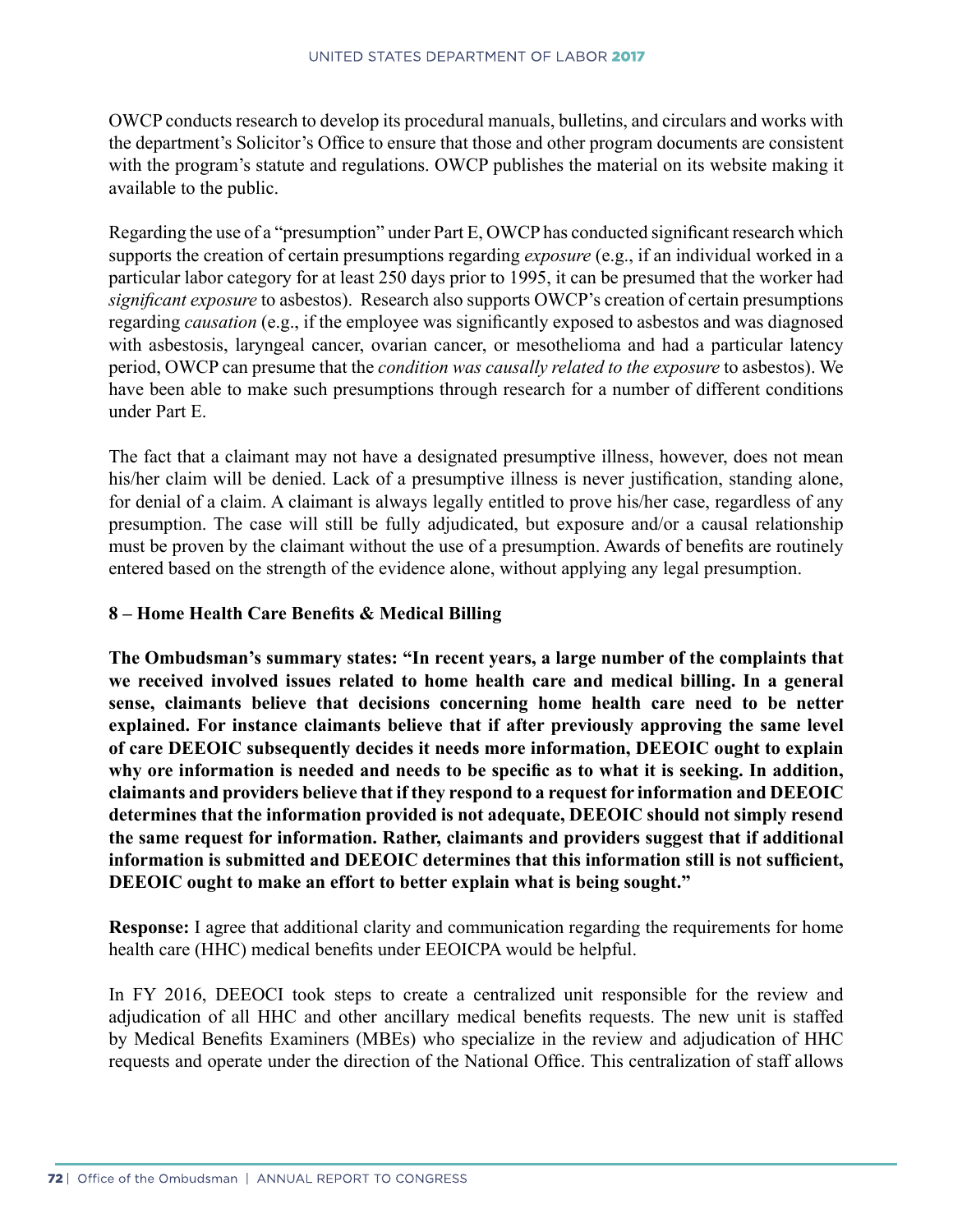OWCP conducts research to develop its procedural manuals, bulletins, and circulars and works with the department's Solicitor's Office to ensure that those and other program documents are consistent with the program's statute and regulations. OWCP publishes the material on its website making it available to the public.

Regarding the use of a "presumption" under Part E, OWCP has conducted significant research which supports the creation of certain presumptions regarding *exposure* (e.g., if an individual worked in a particular labor category for at least 250 days prior to 1995, it can be presumed that the worker had *significant exposure* to asbestos). Research also supports OWCP's creation of certain presumptions regarding *causation* (e.g., if the employee was significantly exposed to asbestos and was diagnosed with asbestosis, laryngeal cancer, ovarian cancer, or mesothelioma and had a particular latency period, OWCP can presume that the *condition was causally related to the exposure* to asbestos). We have been able to make such presumptions through research for a number of different conditions under Part E.

The fact that a claimant may not have a designated presumptive illness, however, does not mean his/her claim will be denied. Lack of a presumptive illness is never justification, standing alone, for denial of a claim. A claimant is always legally entitled to prove his/her case, regardless of any presumption. The case will still be fully adjudicated, but exposure and/or a causal relationship must be proven by the claimant without the use of a presumption. Awards of benefits are routinely entered based on the strength of the evidence alone, without applying any legal presumption.

**8 – Home Health Care Benefits & Medical Billing**

**The Ombudsman's summary states: "In recent years, a large number of the complaints that we received involved issues related to home health care and medical billing. In a general sense, claimants believe that decisions concerning home health care need to be netter explained. For instance claimants believe that if after previously approving the same level of care DEEOIC subsequently decides it needs more information, DEEOIC ought to explain why ore information is needed and needs to be specific as to what it is seeking. In addition, claimants and providers believe that if they respond to a request for information and DEEOIC determines that the information provided is not adequate, DEEOIC should not simply resend the same request for information. Rather, claimants and providers suggest that if additional information is submitted and DEEOIC determines that this information still is not sufficient, DEEOIC ought to make an effort to better explain what is being sought."**

**Response:** I agree that additional clarity and communication regarding the requirements for home health care (HHC) medical benefits under EEOICPA would be helpful.

In FY 2016, DEEOCI took steps to create a centralized unit responsible for the review and adjudication of all HHC and other ancillary medical benefits requests. The new unit is staffed by Medical Benefits Examiners (MBEs) who specialize in the review and adjudication of HHC requests and operate under the direction of the National Office. This centralization of staff allows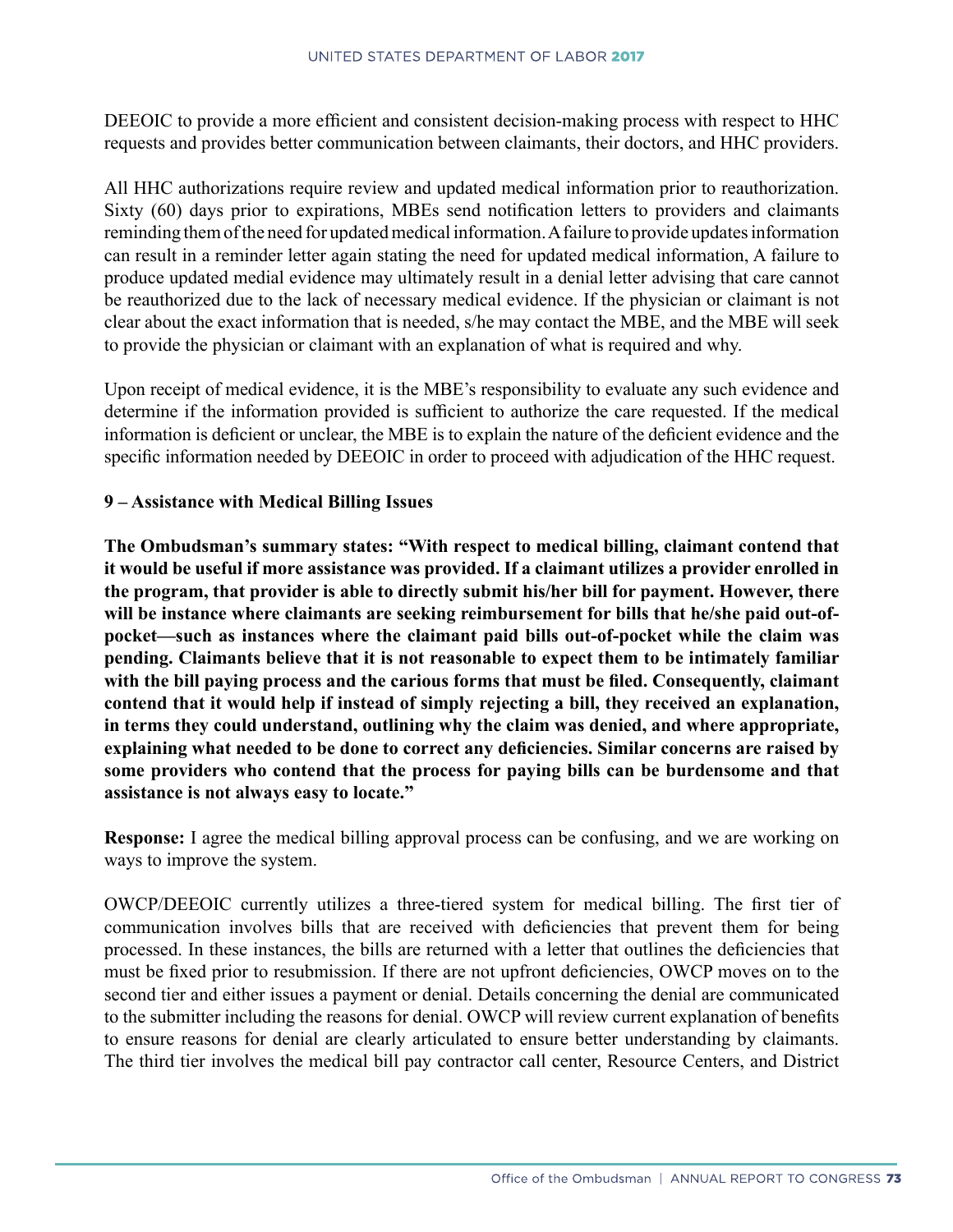DEEOIC to provide a more efficient and consistent decision-making process with respect to HHC requests and provides better communication between claimants, their doctors, and HHC providers.

All HHC authorizations require review and updated medical information prior to reauthorization. Sixty (60) days prior to expirations, MBEs send notification letters to providers and claimants reminding them of the need for updated medical information. A failure to provide updates information can result in a reminder letter again stating the need for updated medical information, A failure to produce updated medial evidence may ultimately result in a denial letter advising that care cannot be reauthorized due to the lack of necessary medical evidence. If the physician or claimant is not clear about the exact information that is needed, s/he may contact the MBE, and the MBE will seek to provide the physician or claimant with an explanation of what is required and why.

Upon receipt of medical evidence, it is the MBE's responsibility to evaluate any such evidence and determine if the information provided is sufficient to authorize the care requested. If the medical information is deficient or unclear, the MBE is to explain the nature of the deficient evidence and the specific information needed by DEEOIC in order to proceed with adjudication of the HHC request.

**9 – Assistance with Medical Billing Issues**

**The Ombudsman's summary states: "With respect to medical billing, claimant contend that it would be useful if more assistance was provided. If a claimant utilizes a provider enrolled in the program, that provider is able to directly submit his/her bill for payment. However, there will be instance where claimants are seeking reimbursement for bills that he/she paid out-of-pocket—such as instances where the claimant paid bills out-of-pocket while the claim was pending. Claimants believe that it is not reasonable to expect them to be intimately familiar with the bill paying process and the carious forms that must be filed. Consequently, claimant contend that it would help if instead of simply rejecting a bill, they received an explanation, in terms they could understand, outlining why the claim was denied, and where appropriate, explaining what needed to be done to correct any deficiencies. Similar concerns are raised by some providers who contend that the process for paying bills can be burdensome and that assistance is not always easy to locate."**

**Response:** I agree the medical billing approval process can be confusing, and we are working on ways to improve the system.

OWCP/DEEOIC currently utilizes a three-tiered system for medical billing. The first tier of communication involves bills that are received with deficiencies that prevent them for being processed. In these instances, the bills are returned with a letter that outlines the deficiencies that must be fixed prior to resubmission. If there are not upfront deficiencies, OWCP moves on to the second tier and either issues a payment or denial. Details concerning the denial are communicated to the submitter including the reasons for denial. OWCP will review current explanation of benefits to ensure reasons for denial are clearly articulated to ensure better understanding by claimants. The third tier involves the medical bill pay contractor call center, Resource Centers, and District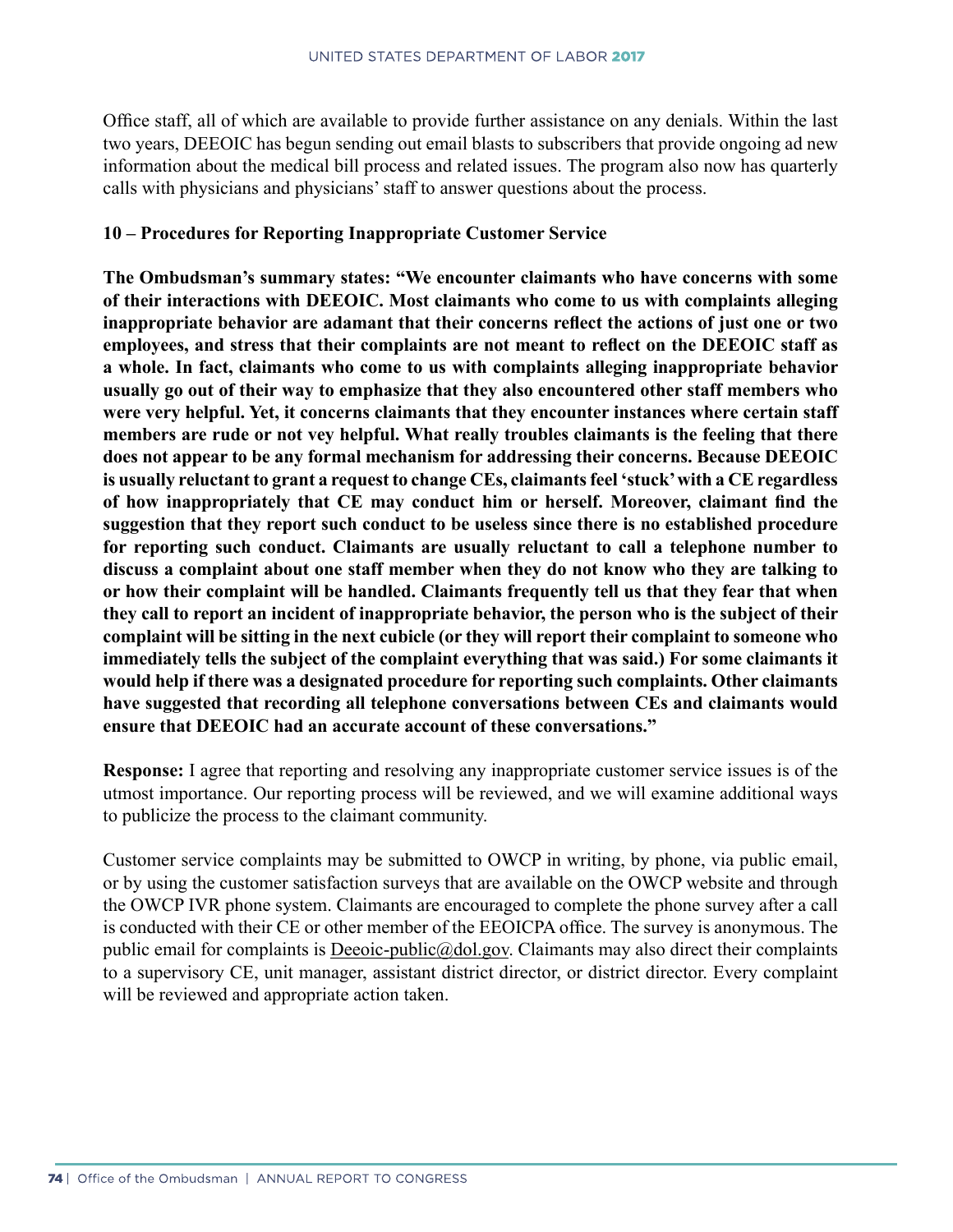Office staff, all of which are available to provide further assistance on any denials. Within the last two years, DEEOIC has begun sending out email blasts to subscribers that provide ongoing ad new information about the medical bill process and related issues. The program also now has quarterly calls with physicians and physicians' staff to answer questions about the process.

**10 – Procedures for Reporting Inappropriate Customer Service**

**The Ombudsman's summary states: "We encounter claimants who have concerns with some of their interactions with DEEOIC. Most claimants who come to us with complaints alleging inappropriate behavior are adamant that their concerns reflect the actions of just one or two employees, and stress that their complaints are not meant to reflect on the DEEOIC staff as a whole. In fact, claimants who come to us with complaints alleging inappropriate behavior usually go out of their way to emphasize that they also encountered other staff members who were very helpful. Yet, it concerns claimants that they encounter instances where certain staff members are rude or not vey helpful. What really troubles claimants is the feeling that there does not appear to be any formal mechanism for addressing their concerns. Because DEEOIC is usually reluctant to grant a request to change CEs, claimants feel 'stuck' with a CE regardless of how inappropriately that CE may conduct him or herself. Moreover, claimant find the suggestion that they report such conduct to be useless since there is no established procedure for reporting such conduct. Claimants are usually reluctant to call a telephone number to discuss a complaint about one staff member when they do not know who they are talking to or how their complaint will be handled. Claimants frequently tell us that they fear that when they call to report an incident of inappropriate behavior, the person who is the subject of their complaint will be sitting in the next cubicle (or they will report their complaint to someone who immediately tells the subject of the complaint everything that was said.) For some claimants it would help if there was a designated procedure for reporting such complaints. Other claimants have suggested that recording all telephone conversations between CEs and claimants would ensure that DEEOIC had an accurate account of these conversations."**

**Response:** I agree that reporting and resolving any inappropriate customer service issues is of the utmost importance. Our reporting process will be reviewed, and we will examine additional ways to publicize the process to the claimant community.

Customer service complaints may be submitted to OWCP in writing, by phone, via public email, or by using the customer satisfaction surveys that are available on the OWCP website and through the OWCP IVR phone system. Claimants are encouraged to complete the phone survey after a call is conducted with their CE or other member of the EEOICPA office. The survey is anonymous. The public email for complaints is Deeoic-public@dol.gov. Claimants may also direct their complaints to a supervisory CE, unit manager, assistant district director, or district director. Every complaint will be reviewed and appropriate action taken.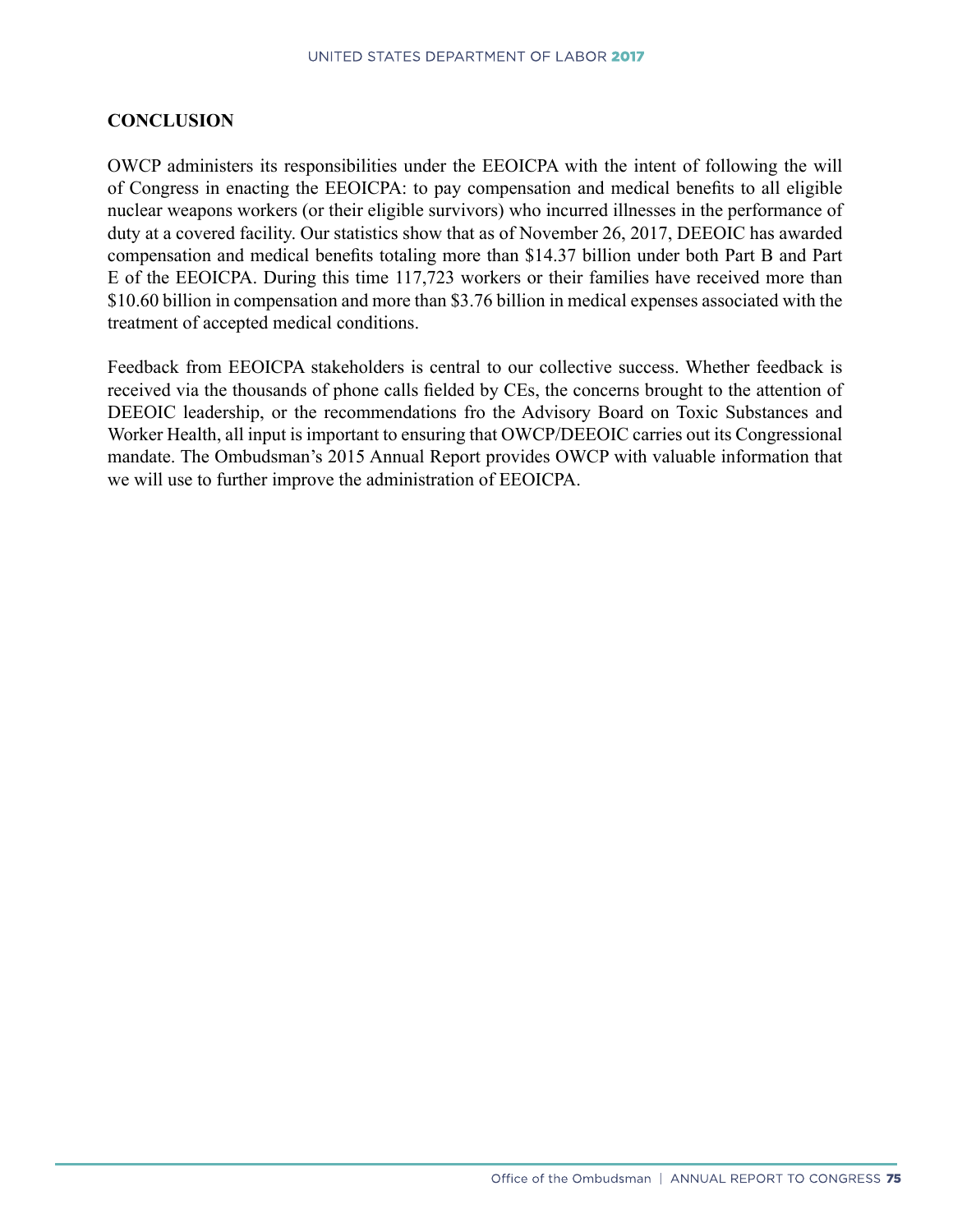## CONCLUSION

OWCP administers its responsibilities under the EEOICPA with the intent of following the will of Congress in enacting the EEOICPA: to pay compensation and medical benefits to all eligible nuclear weapons workers (or their eligible survivors) who incurred illnesses in the performance of duty at a covered facility. Our statistics show that as of November 26, 2017, DEEOIC has awarded compensation and medical benefits totaling more than $14.37 billion under both Part B and Part E of the EEOICPA. During this time 117,723 workers or their families have received more than $10.60 billion in compensation and more than $3.76 billion in medical expenses associated with the treatment of accepted medical conditions.

Feedback from EEOICPA stakeholders is central to our collective success. Whether feedback is received via the thousands of phone calls fielded by CEs, the concerns brought to the attention of DEEOIC leadership, or the recommendations fro the Advisory Board on Toxic Substances and Worker Health, all input is important to ensuring that OWCP/DEEOIC carries out its Congressional mandate. The Ombudsman's 2015 Annual Report provides OWCP with valuable information that we will use to further improve the administration of EEOICPA.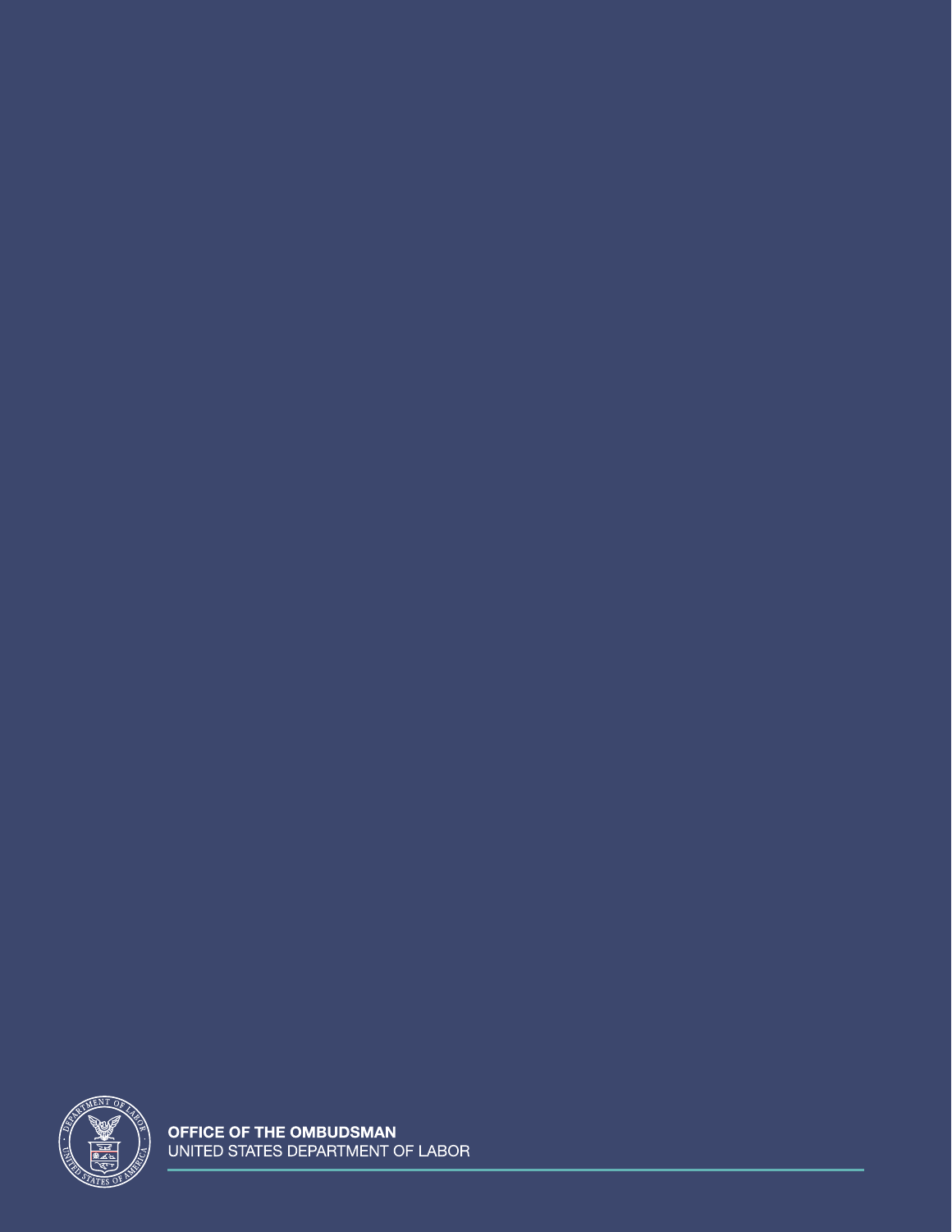**OFFICE OF THE OMBUDSMAN**
UNITED STATES DEPARTMENT OF LABOR